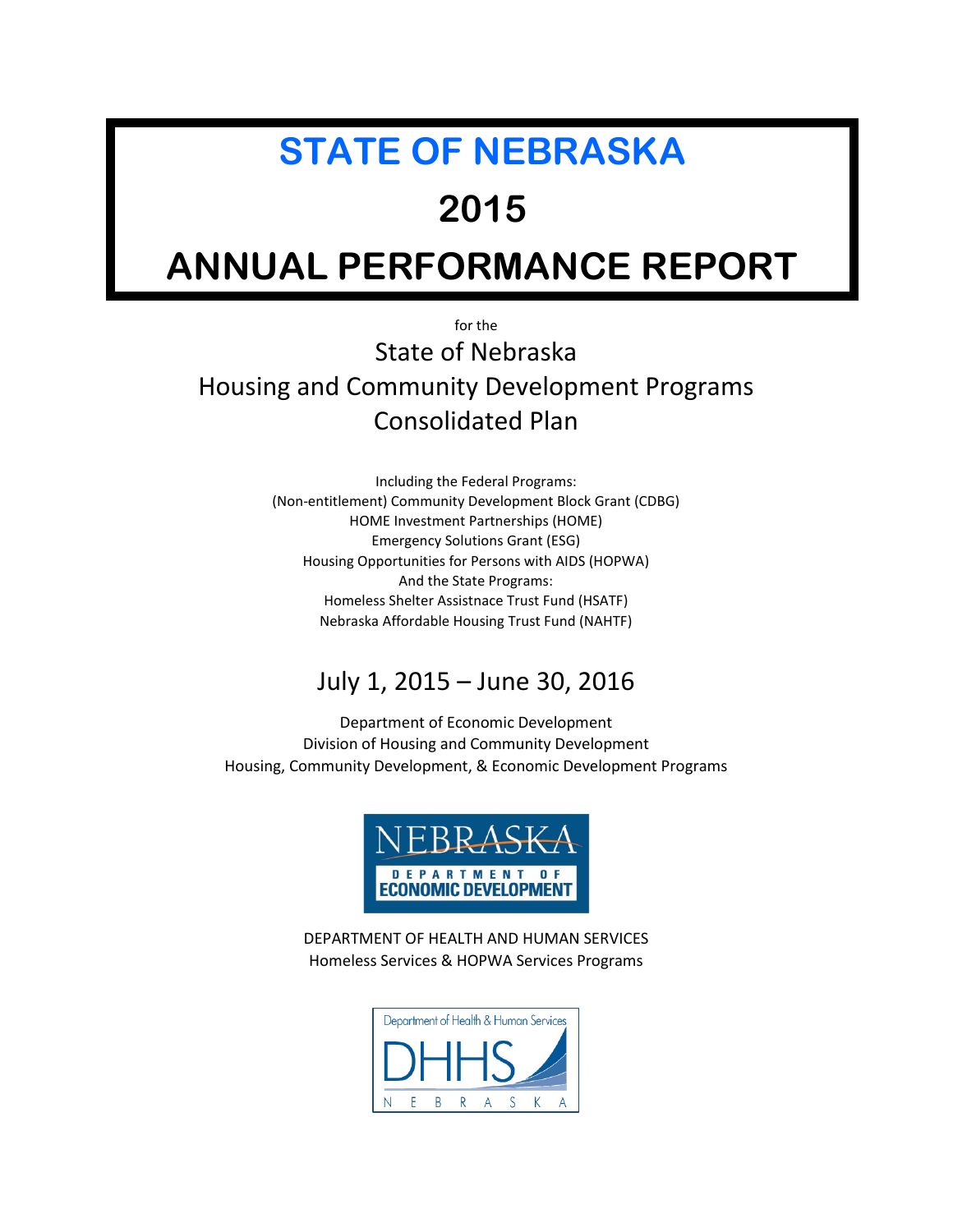# STATE OF NEBRASKA

# 2015

# ANNUAL PERFORMANCE REPORT

for the

## State of Nebraska
## Housing and Community Development Programs
## Consolidated Plan

Including the Federal Programs:
(Non-entitlement) Community Development Block Grant (CDBG)
HOME Investment Partnerships (HOME)
Emergency Solutions Grant (ESG)
Housing Opportunities for Persons with AIDS (HOPWA)
And the State Programs:
Homeless Shelter Assistnace Trust Fund (HSATF)
Nebraska Affordable Housing Trust Fund (NAHTF)

## July 1, 2015 – June 30, 2016

Department of Economic Development
Division of Housing and Community Development
Housing, Community Development, & Economic Development Programs

NEBRASKA DEPARTMENT OF ECONOMIC DEVELOPMENT

DEPARTMENT OF HEALTH AND HUMAN SERVICES
Homeless Services & HOPWA Services Programs

Department of Health & Human Services DHHS NEBRASKA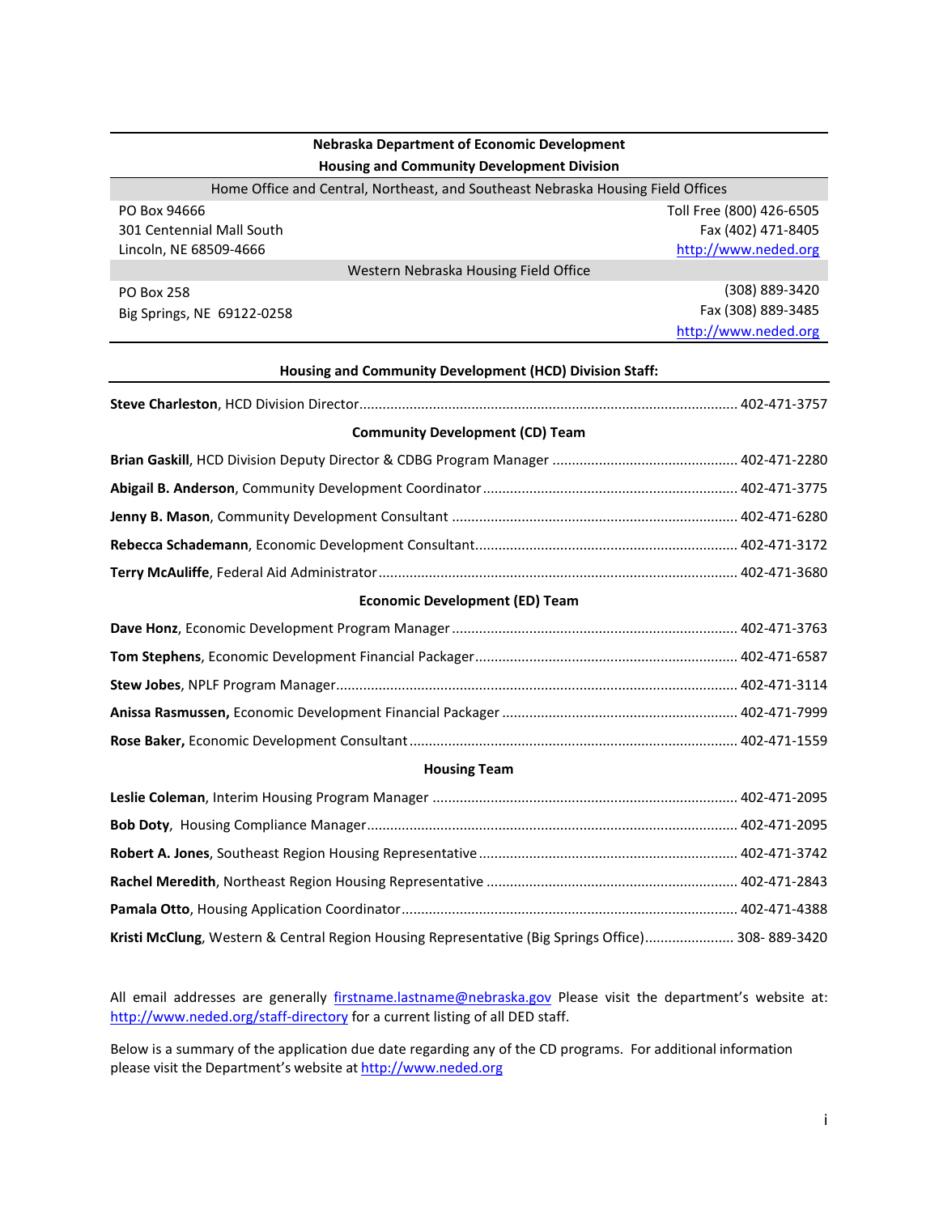**Nebraska Department of Economic Development**
**Housing and Community Development Division**

| Home Office and Central, Northeast, and Southeast Nebraska Housing Field Offices | |
|---|---|
| PO Box 94666 | Toll Free (800) 426-6505 |
| 301 Centennial Mall South | Fax (402) 471-8405 |
| Lincoln, NE 68509-4666 | http://www.neded.org |
| **Western Nebraska Housing Field Office** | |
| PO Box 258 | (308) 889-3420 |
| Big Springs, NE 69122-0258 | Fax (308) 889-3485 |
| | http://www.neded.org |

**Housing and Community Development (HCD) Division Staff:**

**Steve Charleston**, HCD Division Director........ 402-471-3757

**Community Development (CD) Team**

**Brian Gaskill**, HCD Division Deputy Director & CDBG Program Manager ........ 402-471-2280

**Abigail B. Anderson**, Community Development Coordinator ........ 402-471-3775

**Jenny B. Mason**, Community Development Consultant ........ 402-471-6280

**Rebecca Schademann**, Economic Development Consultant........ 402-471-3172

**Terry McAuliffe**, Federal Aid Administrator ........ 402-471-3680

**Economic Development (ED) Team**

**Dave Honz**, Economic Development Program Manager ........ 402-471-3763

**Tom Stephens**, Economic Development Financial Packager........ 402-471-6587

**Stew Jobes**, NPLF Program Manager........ 402-471-3114

**Anissa Rasmussen,** Economic Development Financial Packager ........ 402-471-7999

**Rose Baker,** Economic Development Consultant ........ 402-471-1559

**Housing Team**

**Leslie Coleman**, Interim Housing Program Manager ........ 402-471-2095

**Bob Doty**, Housing Compliance Manager........ 402-471-2095

**Robert A. Jones**, Southeast Region Housing Representative ........ 402-471-3742

**Rachel Meredith**, Northeast Region Housing Representative ........ 402-471-2843

**Pamala Otto**, Housing Application Coordinator........ 402-471-4388

**Kristi McClung**, Western & Central Region Housing Representative (Big Springs Office)........ 308- 889-3420

All email addresses are generally firstname.lastname@nebraska.gov Please visit the department's website at: http://www.neded.org/staff-directory for a current listing of all DED staff.

Below is a summary of the application due date regarding any of the CD programs. For additional information please visit the Department's website at http://www.neded.org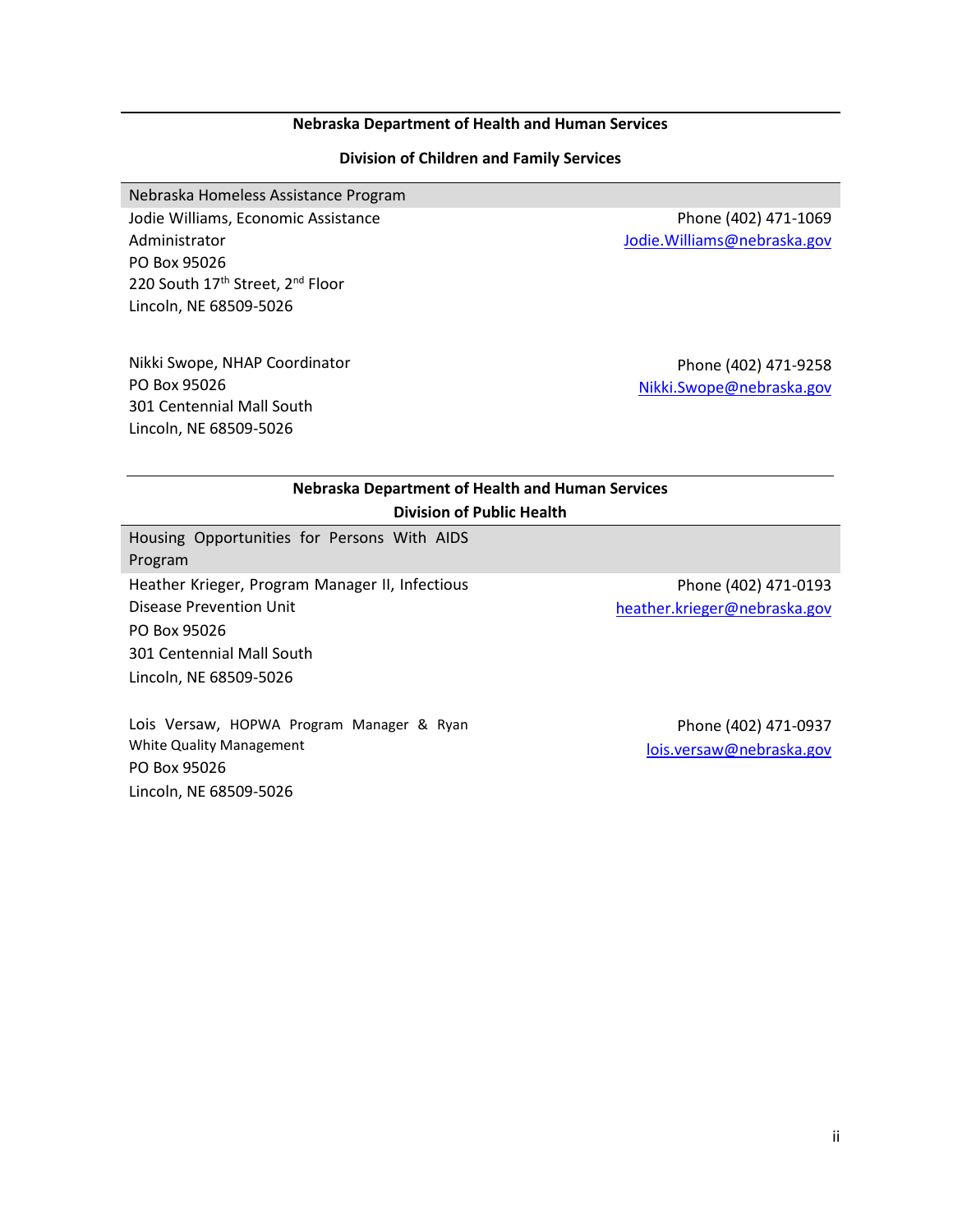**Nebraska Department of Health and Human Services**

**Division of Children and Family Services**

Nebraska Homeless Assistance Program

Jodie Williams, Economic Assistance Administrator
PO Box 95026
220 South 17th Street, 2nd Floor
Lincoln, NE 68509-5026

Phone (402) 471-1069
Jodie.Williams@nebraska.gov

Nikki Swope, NHAP Coordinator
PO Box 95026
301 Centennial Mall South
Lincoln, NE 68509-5026

Phone (402) 471-9258
Nikki.Swope@nebraska.gov

**Nebraska Department of Health and Human Services**

**Division of Public Health**

Housing Opportunities for Persons With AIDS Program

Heather Krieger, Program Manager II, Infectious Disease Prevention Unit
PO Box 95026
301 Centennial Mall South
Lincoln, NE 68509-5026

Phone (402) 471-0193
heather.krieger@nebraska.gov

Lois Versaw, HOPWA Program Manager & Ryan White Quality Management
PO Box 95026
Lincoln, NE 68509-5026

Phone (402) 471-0937
lois.versaw@nebraska.gov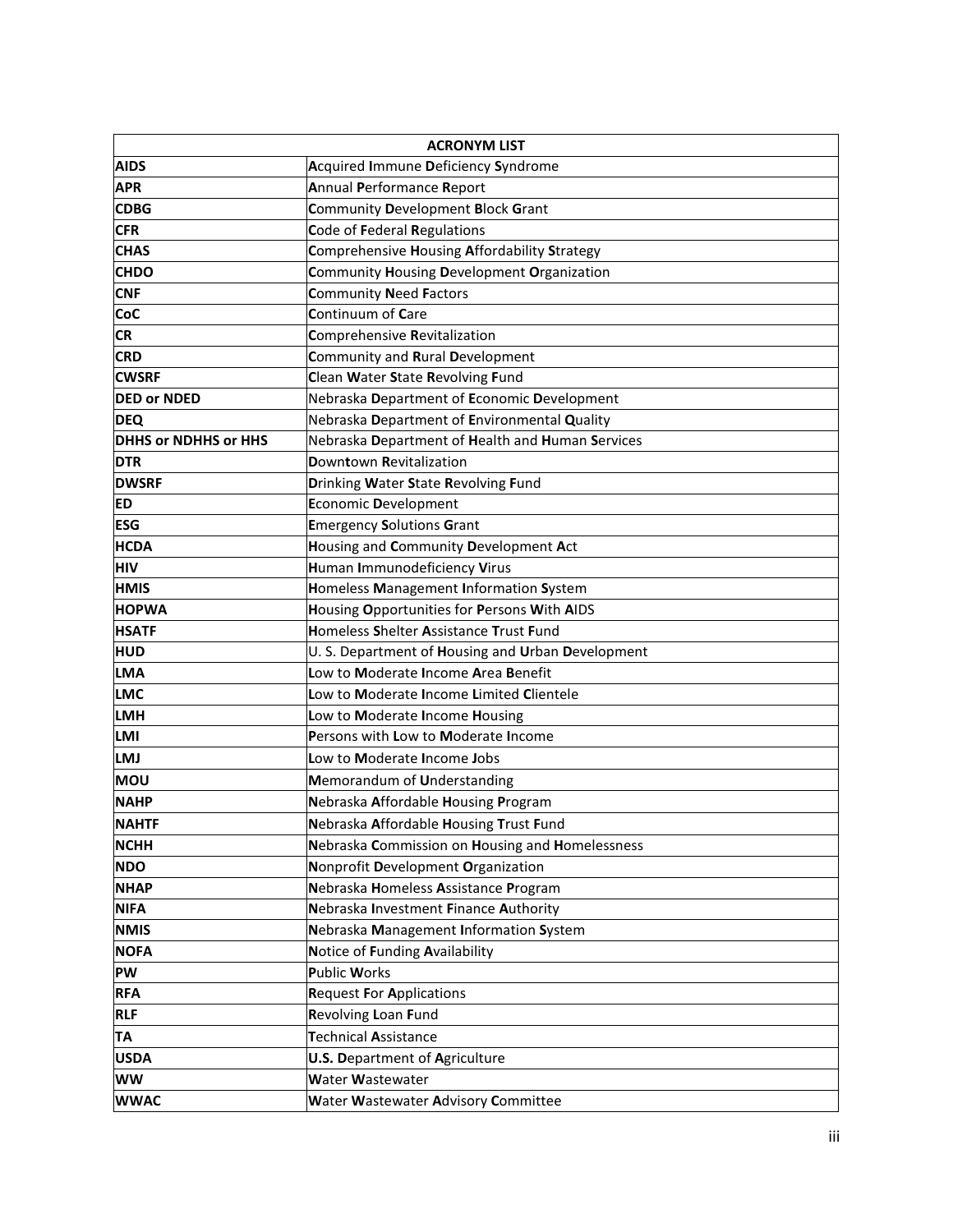| ACRONYM LIST | |
|---|---|
| **AIDS** | **A**cquired **I**mmune **D**eficiency **S**yndrome |
| **APR** | **A**nnual **P**erformance **R**eport |
| **CDBG** | **C**ommunity **D**evelopment **B**lock **G**rant |
| **CFR** | **C**ode of **F**ederal **R**egulations |
| **CHAS** | **C**omprehensive **H**ousing **A**ffordability **S**trategy |
| **CHDO** | **C**ommunity **H**ousing **D**evelopment **O**rganization |
| **CNF** | **C**ommunity **N**eed **F**actors |
| **CoC** | **C**ontinuum of **C**are |
| **CR** | **C**omprehensive **R**evitalization |
| **CRD** | **C**ommunity and **R**ural **D**evelopment |
| **CWSRF** | **C**lean **W**ater **S**tate **R**evolving **F**und |
| **DED or NDED** | Nebraska **D**epartment of **E**conomic **D**evelopment |
| **DEQ** | Nebraska **D**epartment of **E**nvironmental **Q**uality |
| **DHHS or NDHHS or HHS** | Nebraska **D**epartment of **H**ealth and **H**uman **S**ervices |
| **DTR** | **D**own**t**own **R**evitalization |
| **DWSRF** | **D**rinking **W**ater **S**tate **R**evolving **F**und |
| **ED** | **E**conomic **D**evelopment |
| **ESG** | **E**mergency **S**olutions **G**rant |
| **HCDA** | **H**ousing and **C**ommunity **D**evelopment **A**ct |
| **HIV** | **H**uman **I**mmunodeficiency **V**irus |
| **HMIS** | **H**omeless **M**anagement **I**nformation **S**ystem |
| **HOPWA** | **H**ousing **O**pportunities for **P**ersons **W**ith **A**IDS |
| **HSATF** | **H**omeless **S**helter **A**ssistance **T**rust **F**und |
| **HUD** | U. S. Department of **H**ousing and **U**rban **D**evelopment |
| **LMA** | **L**ow to **M**oderate **I**ncome **A**rea **B**enefit |
| **LMC** | **L**ow to **M**oderate **I**ncome **L**imited **C**lientele |
| **LMH** | **L**ow to **M**oderate **I**ncome **H**ousing |
| **LMI** | **P**ersons with **L**ow to **M**oderate **I**ncome |
| **LMJ** | **L**ow to **M**oderate **I**ncome **J**obs |
| **MOU** | **M**emorandum of **U**nderstanding |
| **NAHP** | **N**ebraska **A**ffordable **H**ousing **P**rogram |
| **NAHTF** | **N**ebraska **A**ffordable **H**ousing **T**rust **F**und |
| **NCHH** | **N**ebraska **C**ommission on **H**ousing and **H**omelessness |
| **NDO** | **N**onprofit **D**evelopment **O**rganization |
| **NHAP** | **N**ebraska **H**omeless **A**ssistance **P**rogram |
| **NIFA** | **N**ebraska **I**nvestment **F**inance **A**uthority |
| **NMIS** | **N**ebraska **M**anagement **I**nformation **S**ystem |
| **NOFA** | **N**otice of **F**unding **A**vailability |
| **PW** | **P**ublic **W**orks |
| **RFA** | **R**equest **F**or **A**pplications |
| **RLF** | **R**evolving **L**oan **F**und |
| **TA** | **T**echnical **A**ssistance |
| **USDA** | **U.S. D**epartment of **A**griculture |
| **WW** | **W**ater **W**astewater |
| **WWAC** | **W**ater **W**astewater **A**dvisory **C**ommittee |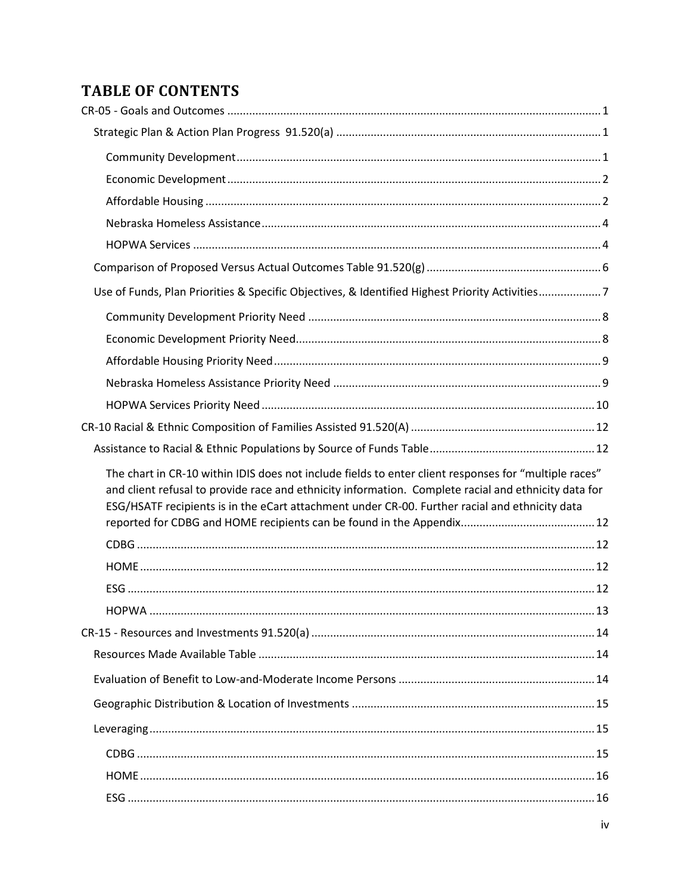# TABLE OF CONTENTS

- CR-05 - Goals and Outcomes ..... 1
  - Strategic Plan & Action Plan Progress 91.520(a) ..... 1
    - Community Development ..... 1
    - Economic Development ..... 2
    - Affordable Housing ..... 2
    - Nebraska Homeless Assistance ..... 4
    - HOPWA Services ..... 4
  - Comparison of Proposed Versus Actual Outcomes Table 91.520(g) ..... 6
  - Use of Funds, Plan Priorities & Specific Objectives, & Identified Highest Priority Activities ..... 7
    - Community Development Priority Need ..... 8
    - Economic Development Priority Need ..... 8
    - Affordable Housing Priority Need ..... 9
    - Nebraska Homeless Assistance Priority Need ..... 9
    - HOPWA Services Priority Need ..... 10
- CR-10 Racial & Ethnic Composition of Families Assisted 91.520(A) ..... 12
  - Assistance to Racial & Ethnic Populations by Source of Funds Table ..... 12
    - The chart in CR-10 within IDIS does not include fields to enter client responses for "multiple races" and client refusal to provide race and ethnicity information. Complete racial and ethnicity data for ESG/HSATF recipients is in the eCart attachment under CR-00. Further racial and ethnicity data reported for CDBG and HOME recipients can be found in the Appendix. ..... 12
    - CDBG ..... 12
    - HOME ..... 12
    - ESG ..... 12
    - HOPWA ..... 13
- CR-15 - Resources and Investments 91.520(a) ..... 14
  - Resources Made Available Table ..... 14
  - Evaluation of Benefit to Low-and-Moderate Income Persons ..... 14
  - Geographic Distribution & Location of Investments ..... 15
  - Leveraging ..... 15
    - CDBG ..... 15
    - HOME ..... 16
    - ESG ..... 16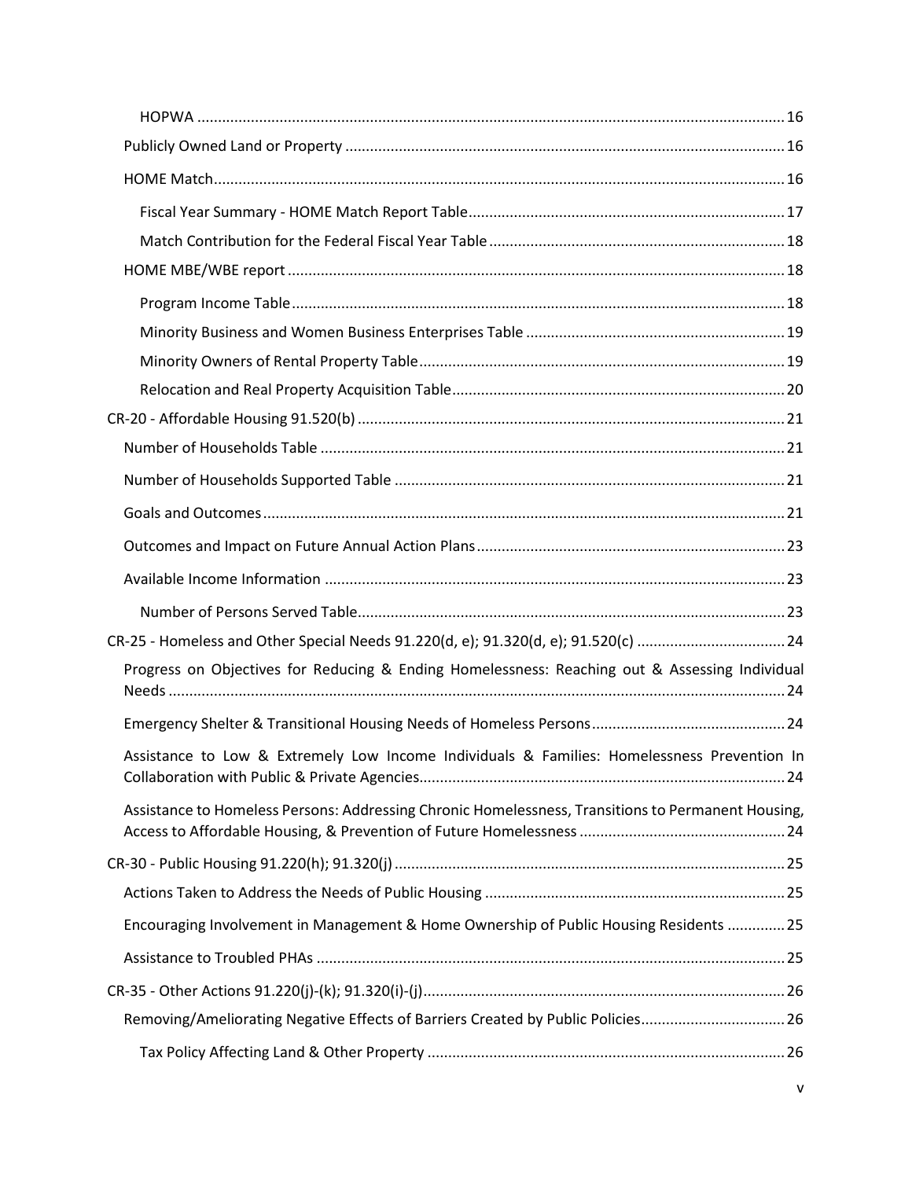- HOPWA ..... 16
- Publicly Owned Land or Property ..... 16
- HOME Match ..... 16
  - Fiscal Year Summary - HOME Match Report Table ..... 17
  - Match Contribution for the Federal Fiscal Year Table ..... 18
- HOME MBE/WBE report ..... 18
  - Program Income Table ..... 18
  - Minority Business and Women Business Enterprises Table ..... 19
  - Minority Owners of Rental Property Table ..... 19
  - Relocation and Real Property Acquisition Table ..... 20

CR-20 - Affordable Housing 91.520(b) ..... 21

- Number of Households Table ..... 21
- Number of Households Supported Table ..... 21
- Goals and Outcomes ..... 21
- Outcomes and Impact on Future Annual Action Plans ..... 23
- Available Income Information ..... 23
  - Number of Persons Served Table ..... 23

CR-25 - Homeless and Other Special Needs 91.220(d, e); 91.320(d, e); 91.520(c) ..... 24

- Progress on Objectives for Reducing & Ending Homelessness: Reaching out & Assessing Individual Needs ..... 24
- Emergency Shelter & Transitional Housing Needs of Homeless Persons ..... 24
- Assistance to Low & Extremely Low Income Individuals & Families: Homelessness Prevention In Collaboration with Public & Private Agencies ..... 24
- Assistance to Homeless Persons: Addressing Chronic Homelessness, Transitions to Permanent Housing, Access to Affordable Housing, & Prevention of Future Homelessness ..... 24

CR-30 - Public Housing 91.220(h); 91.320(j) ..... 25

- Actions Taken to Address the Needs of Public Housing ..... 25
- Encouraging Involvement in Management & Home Ownership of Public Housing Residents ..... 25
- Assistance to Troubled PHAs ..... 25

CR-35 - Other Actions 91.220(j)-(k); 91.320(i)-(j) ..... 26

- Removing/Ameliorating Negative Effects of Barriers Created by Public Policies ..... 26
  - Tax Policy Affecting Land & Other Property ..... 26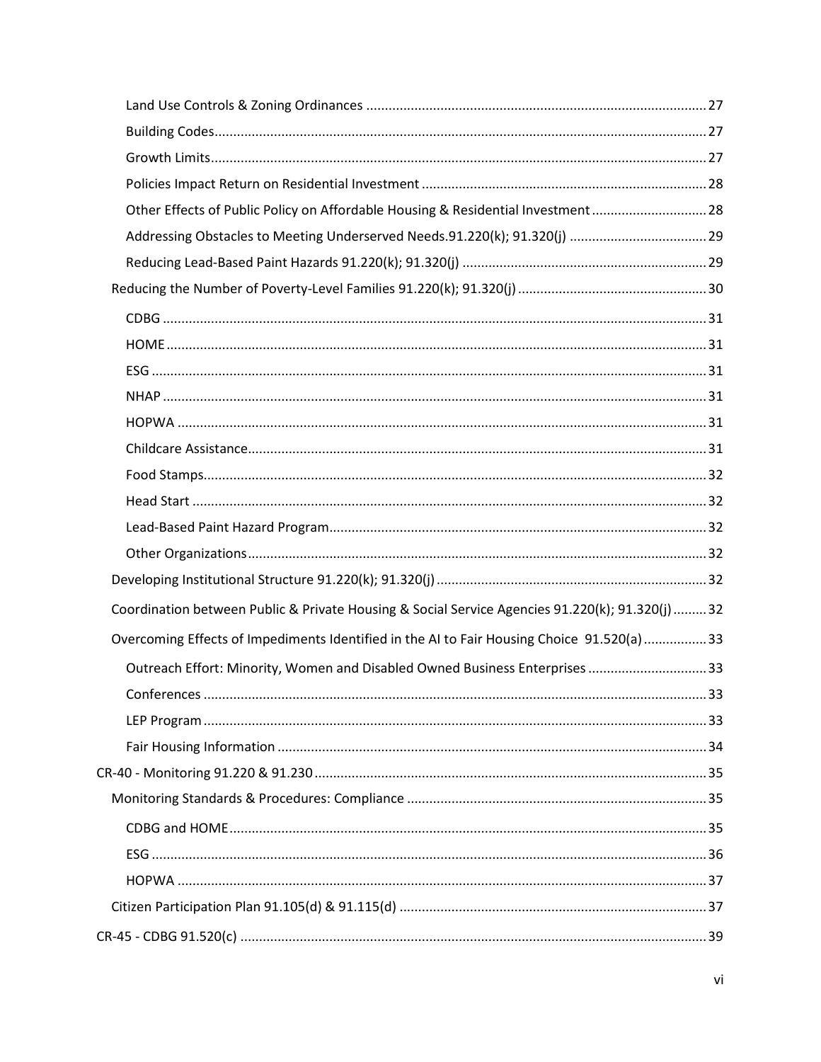- Land Use Controls & Zoning Ordinances ........ 27
- Building Codes ........ 27
- Growth Limits ........ 27
- Policies Impact Return on Residential Investment ........ 28
- Other Effects of Public Policy on Affordable Housing & Residential Investment ........ 28
- Addressing Obstacles to Meeting Underserved Needs.91.220(k); 91.320(j) ........ 29
- Reducing Lead-Based Paint Hazards 91.220(k); 91.320(j) ........ 29

Reducing the Number of Poverty-Level Families 91.220(k); 91.320(j) ........ 30

- CDBG ........ 31
- HOME ........ 31
- ESG ........ 31
- NHAP ........ 31
- HOPWA ........ 31
- Childcare Assistance ........ 31
- Food Stamps ........ 32
- Head Start ........ 32
- Lead-Based Paint Hazard Program ........ 32
- Other Organizations ........ 32

Developing Institutional Structure 91.220(k); 91.320(j) ........ 32

Coordination between Public & Private Housing & Social Service Agencies 91.220(k); 91.320(j) ........ 32

Overcoming Effects of Impediments Identified in the AI to Fair Housing Choice 91.520(a) ........ 33

- Outreach Effort: Minority, Women and Disabled Owned Business Enterprises ........ 33
- Conferences ........ 33
- LEP Program ........ 33
- Fair Housing Information ........ 34

CR-40 - Monitoring 91.220 & 91.230 ........ 35

Monitoring Standards & Procedures: Compliance ........ 35

- CDBG and HOME ........ 35
- ESG ........ 36
- HOPWA ........ 37

Citizen Participation Plan 91.105(d) & 91.115(d) ........ 37

CR-45 - CDBG 91.520(c) ........ 39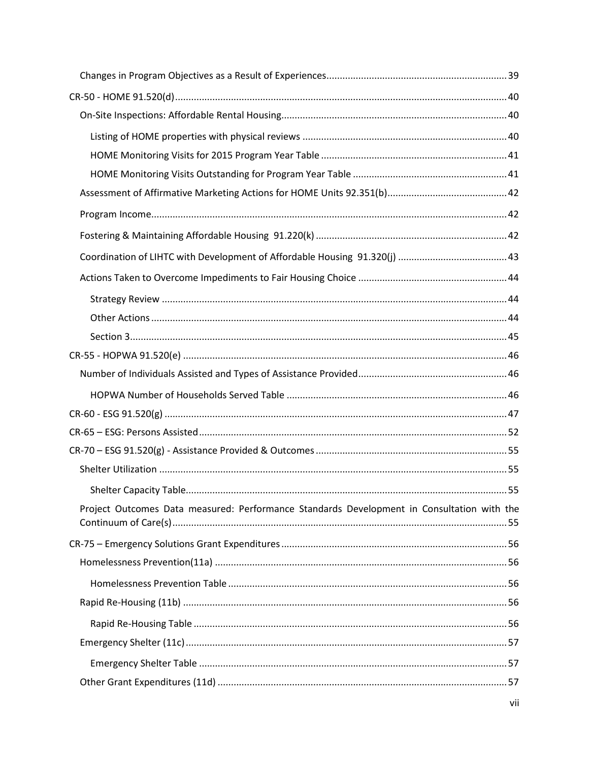- Changes in Program Objectives as a Result of Experiences ..... 39
- CR-50 - HOME 91.520(d) ..... 40
  - On-Site Inspections: Affordable Rental Housing ..... 40
    - Listing of HOME properties with physical reviews ..... 40
    - HOME Monitoring Visits for 2015 Program Year Table ..... 41
    - HOME Monitoring Visits Outstanding for Program Year Table ..... 41
  - Assessment of Affirmative Marketing Actions for HOME Units 92.351(b) ..... 42
  - Program Income ..... 42
  - Fostering & Maintaining Affordable Housing 91.220(k) ..... 42
  - Coordination of LIHTC with Development of Affordable Housing 91.320(j) ..... 43
  - Actions Taken to Overcome Impediments to Fair Housing Choice ..... 44
    - Strategy Review ..... 44
    - Other Actions ..... 44
    - Section 3 ..... 45
- CR-55 - HOPWA 91.520(e) ..... 46
  - Number of Individuals Assisted and Types of Assistance Provided ..... 46
    - HOPWA Number of Households Served Table ..... 46
- CR-60 - ESG 91.520(g) ..... 47
- CR-65 – ESG: Persons Assisted ..... 52
- CR-70 – ESG 91.520(g) - Assistance Provided & Outcomes ..... 55
  - Shelter Utilization ..... 55
    - Shelter Capacity Table ..... 55
  - Project Outcomes Data measured: Performance Standards Development in Consultation with the Continuum of Care(s) ..... 55
- CR-75 – Emergency Solutions Grant Expenditures ..... 56
  - Homelessness Prevention(11a) ..... 56
    - Homelessness Prevention Table ..... 56
  - Rapid Re-Housing (11b) ..... 56
    - Rapid Re-Housing Table ..... 56
  - Emergency Shelter (11c) ..... 57
    - Emergency Shelter Table ..... 57
  - Other Grant Expenditures (11d) ..... 57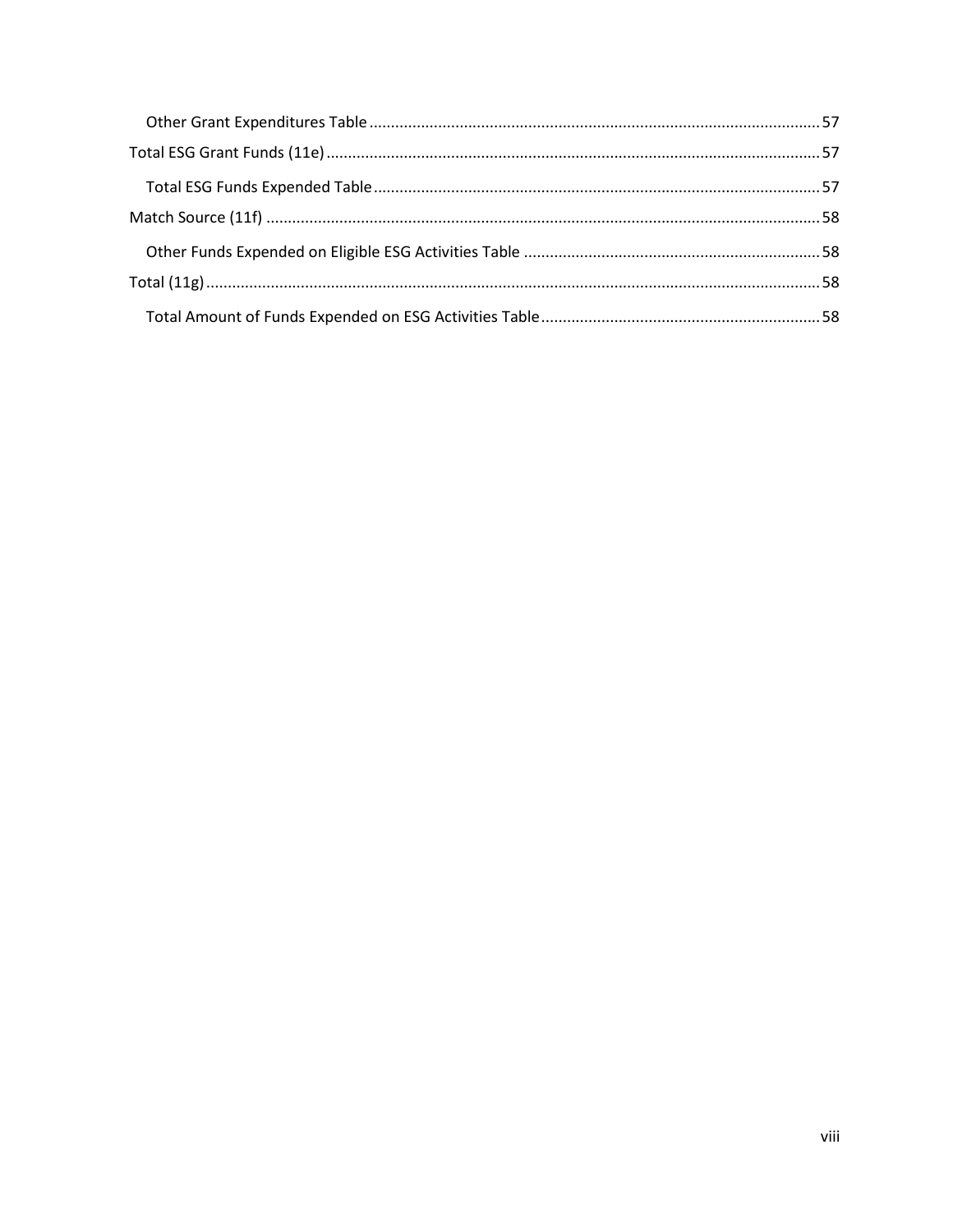- Other Grant Expenditures Table ........................................................................................................ 57

Total ESG Grant Funds (11e) .................................................................................................................. 57

- Total ESG Funds Expended Table ....................................................................................................... 57

Match Source (11f) ................................................................................................................................ 58

- Other Funds Expended on Eligible ESG Activities Table .................................................................... 58

Total (11g) .............................................................................................................................................. 58

- Total Amount of Funds Expended on ESG Activities Table ................................................................ 58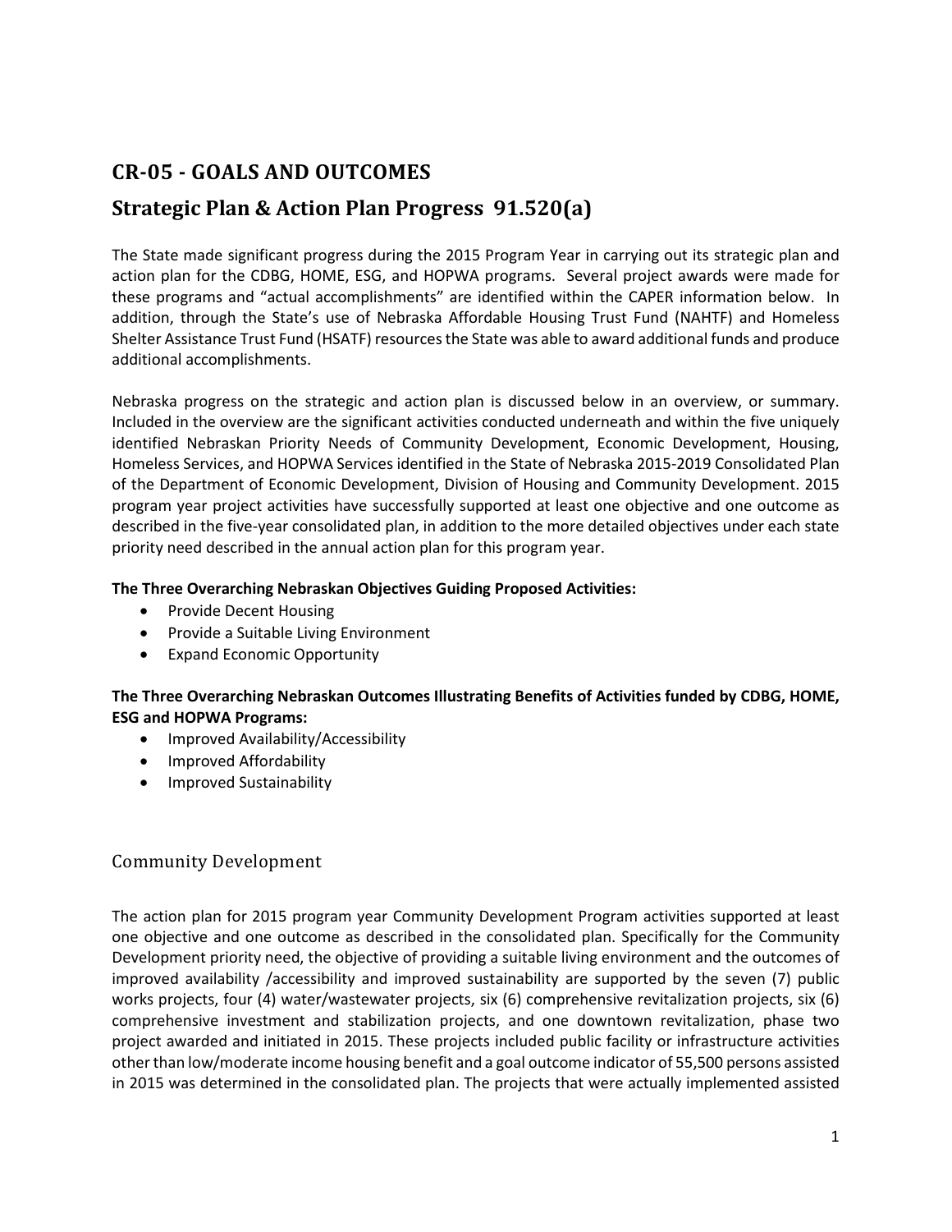# CR-05 - GOALS AND OUTCOMES

## Strategic Plan & Action Plan Progress 91.520(a)

The State made significant progress during the 2015 Program Year in carrying out its strategic plan and action plan for the CDBG, HOME, ESG, and HOPWA programs. Several project awards were made for these programs and "actual accomplishments" are identified within the CAPER information below. In addition, through the State's use of Nebraska Affordable Housing Trust Fund (NAHTF) and Homeless Shelter Assistance Trust Fund (HSATF) resources the State was able to award additional funds and produce additional accomplishments.

Nebraska progress on the strategic and action plan is discussed below in an overview, or summary. Included in the overview are the significant activities conducted underneath and within the five uniquely identified Nebraskan Priority Needs of Community Development, Economic Development, Housing, Homeless Services, and HOPWA Services identified in the State of Nebraska 2015-2019 Consolidated Plan of the Department of Economic Development, Division of Housing and Community Development. 2015 program year project activities have successfully supported at least one objective and one outcome as described in the five-year consolidated plan, in addition to the more detailed objectives under each state priority need described in the annual action plan for this program year.

**The Three Overarching Nebraskan Objectives Guiding Proposed Activities:**

- Provide Decent Housing
- Provide a Suitable Living Environment
- Expand Economic Opportunity

**The Three Overarching Nebraskan Outcomes Illustrating Benefits of Activities funded by CDBG, HOME, ESG and HOPWA Programs:**

- Improved Availability/Accessibility
- Improved Affordability
- Improved Sustainability

### Community Development

The action plan for 2015 program year Community Development Program activities supported at least one objective and one outcome as described in the consolidated plan. Specifically for the Community Development priority need, the objective of providing a suitable living environment and the outcomes of improved availability /accessibility and improved sustainability are supported by the seven (7) public works projects, four (4) water/wastewater projects, six (6) comprehensive revitalization projects, six (6) comprehensive investment and stabilization projects, and one downtown revitalization, phase two project awarded and initiated in 2015. These projects included public facility or infrastructure activities other than low/moderate income housing benefit and a goal outcome indicator of 55,500 persons assisted in 2015 was determined in the consolidated plan. The projects that were actually implemented assisted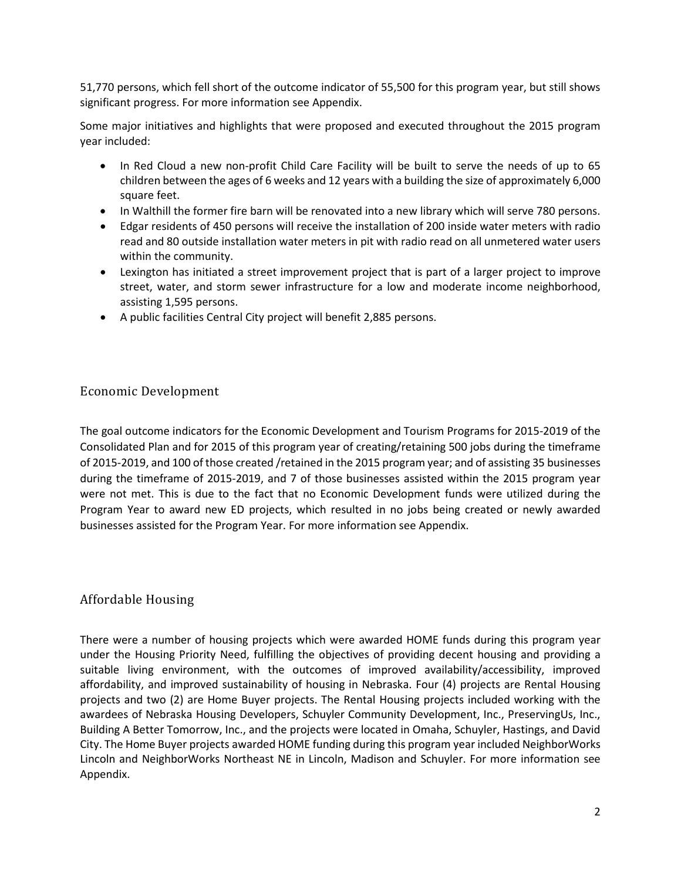51,770 persons, which fell short of the outcome indicator of 55,500 for this program year, but still shows significant progress. For more information see Appendix.

Some major initiatives and highlights that were proposed and executed throughout the 2015 program year included:

- In Red Cloud a new non-profit Child Care Facility will be built to serve the needs of up to 65 children between the ages of 6 weeks and 12 years with a building the size of approximately 6,000 square feet.
- In Walthill the former fire barn will be renovated into a new library which will serve 780 persons.
- Edgar residents of 450 persons will receive the installation of 200 inside water meters with radio read and 80 outside installation water meters in pit with radio read on all unmetered water users within the community.
- Lexington has initiated a street improvement project that is part of a larger project to improve street, water, and storm sewer infrastructure for a low and moderate income neighborhood, assisting 1,595 persons.
- A public facilities Central City project will benefit 2,885 persons.

## Economic Development

The goal outcome indicators for the Economic Development and Tourism Programs for 2015-2019 of the Consolidated Plan and for 2015 of this program year of creating/retaining 500 jobs during the timeframe of 2015-2019, and 100 of those created /retained in the 2015 program year; and of assisting 35 businesses during the timeframe of 2015-2019, and 7 of those businesses assisted within the 2015 program year were not met. This is due to the fact that no Economic Development funds were utilized during the Program Year to award new ED projects, which resulted in no jobs being created or newly awarded businesses assisted for the Program Year. For more information see Appendix.

## Affordable Housing

There were a number of housing projects which were awarded HOME funds during this program year under the Housing Priority Need, fulfilling the objectives of providing decent housing and providing a suitable living environment, with the outcomes of improved availability/accessibility, improved affordability, and improved sustainability of housing in Nebraska. Four (4) projects are Rental Housing projects and two (2) are Home Buyer projects. The Rental Housing projects included working with the awardees of Nebraska Housing Developers, Schuyler Community Development, Inc., PreservingUs, Inc., Building A Better Tomorrow, Inc., and the projects were located in Omaha, Schuyler, Hastings, and David City. The Home Buyer projects awarded HOME funding during this program year included NeighborWorks Lincoln and NeighborWorks Northeast NE in Lincoln, Madison and Schuyler. For more information see Appendix.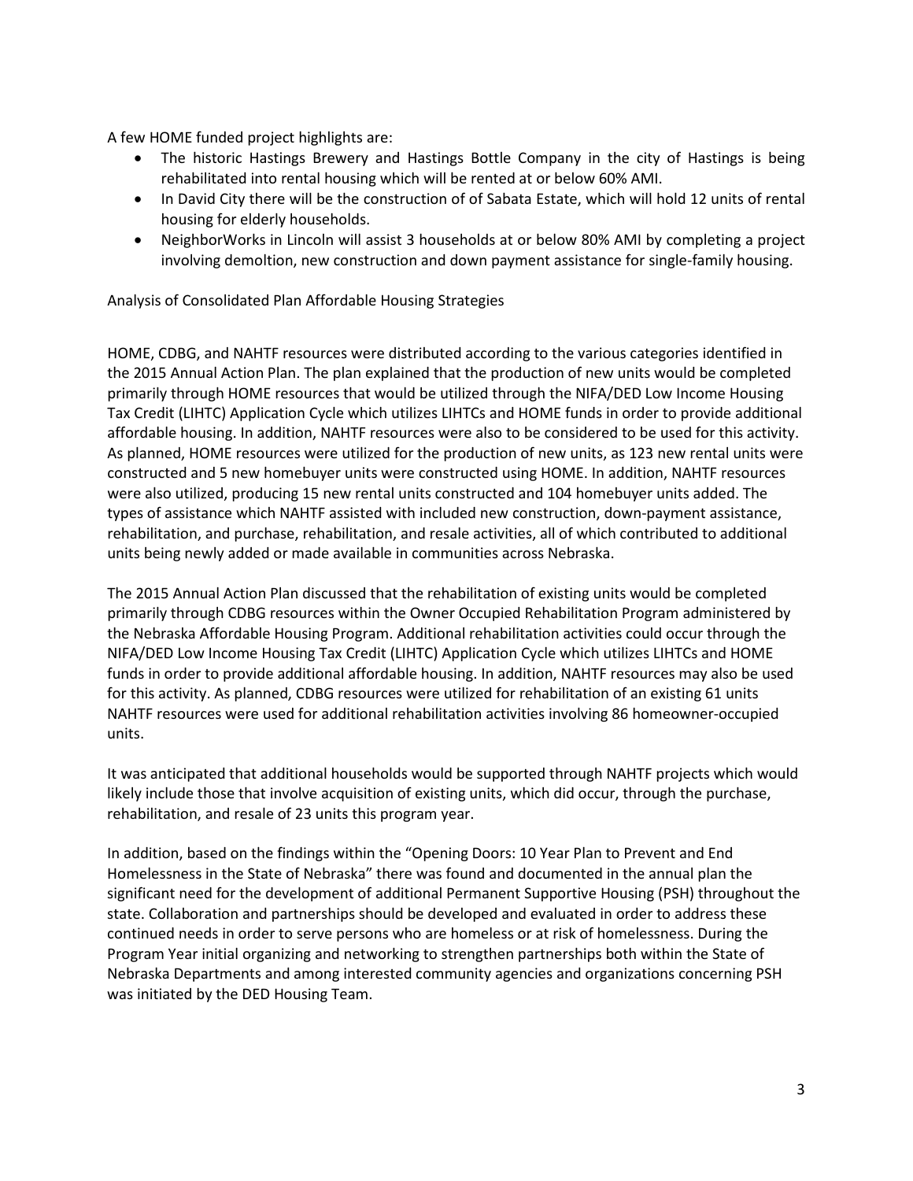A few HOME funded project highlights are:

- The historic Hastings Brewery and Hastings Bottle Company in the city of Hastings is being rehabilitated into rental housing which will be rented at or below 60% AMI.
- In David City there will be the construction of of Sabata Estate, which will hold 12 units of rental housing for elderly households.
- NeighborWorks in Lincoln will assist 3 households at or below 80% AMI by completing a project involving demoltion, new construction and down payment assistance for single-family housing.

Analysis of Consolidated Plan Affordable Housing Strategies

HOME, CDBG, and NAHTF resources were distributed according to the various categories identified in the 2015 Annual Action Plan. The plan explained that the production of new units would be completed primarily through HOME resources that would be utilized through the NIFA/DED Low Income Housing Tax Credit (LIHTC) Application Cycle which utilizes LIHTCs and HOME funds in order to provide additional affordable housing. In addition, NAHTF resources were also to be considered to be used for this activity. As planned, HOME resources were utilized for the production of new units, as 123 new rental units were constructed and 5 new homebuyer units were constructed using HOME. In addition, NAHTF resources were also utilized, producing 15 new rental units constructed and 104 homebuyer units added. The types of assistance which NAHTF assisted with included new construction, down-payment assistance, rehabilitation, and purchase, rehabilitation, and resale activities, all of which contributed to additional units being newly added or made available in communities across Nebraska.

The 2015 Annual Action Plan discussed that the rehabilitation of existing units would be completed primarily through CDBG resources within the Owner Occupied Rehabilitation Program administered by the Nebraska Affordable Housing Program. Additional rehabilitation activities could occur through the NIFA/DED Low Income Housing Tax Credit (LIHTC) Application Cycle which utilizes LIHTCs and HOME funds in order to provide additional affordable housing. In addition, NAHTF resources may also be used for this activity. As planned, CDBG resources were utilized for rehabilitation of an existing 61 units NAHTF resources were used for additional rehabilitation activities involving 86 homeowner-occupied units.

It was anticipated that additional households would be supported through NAHTF projects which would likely include those that involve acquisition of existing units, which did occur, through the purchase, rehabilitation, and resale of 23 units this program year.

In addition, based on the findings within the "Opening Doors: 10 Year Plan to Prevent and End Homelessness in the State of Nebraska" there was found and documented in the annual plan the significant need for the development of additional Permanent Supportive Housing (PSH) throughout the state. Collaboration and partnerships should be developed and evaluated in order to address these continued needs in order to serve persons who are homeless or at risk of homelessness. During the Program Year initial organizing and networking to strengthen partnerships both within the State of Nebraska Departments and among interested community agencies and organizations concerning PSH was initiated by the DED Housing Team.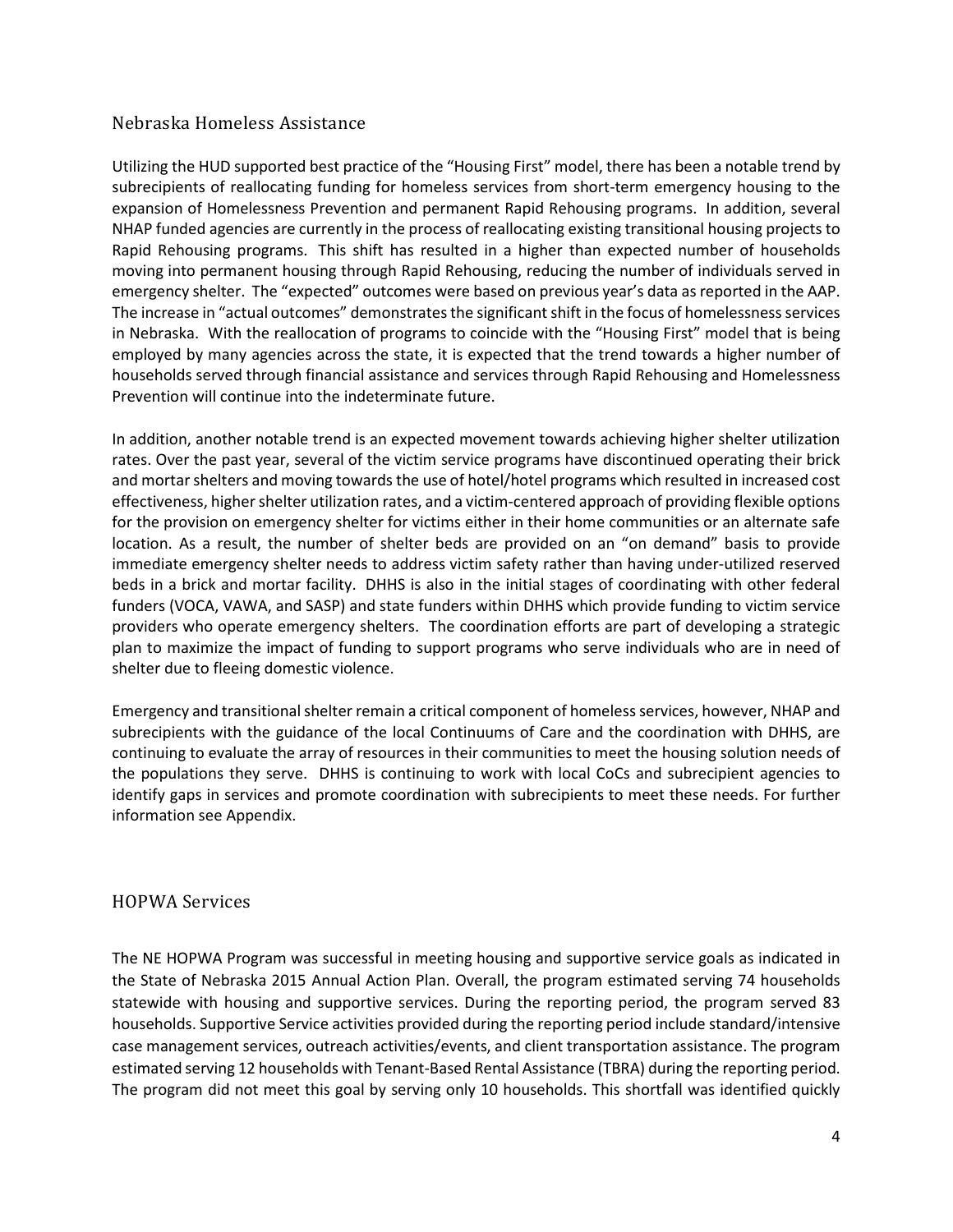## Nebraska Homeless Assistance

Utilizing the HUD supported best practice of the "Housing First" model, there has been a notable trend by subrecipients of reallocating funding for homeless services from short-term emergency housing to the expansion of Homelessness Prevention and permanent Rapid Rehousing programs. In addition, several NHAP funded agencies are currently in the process of reallocating existing transitional housing projects to Rapid Rehousing programs. This shift has resulted in a higher than expected number of households moving into permanent housing through Rapid Rehousing, reducing the number of individuals served in emergency shelter. The "expected" outcomes were based on previous year's data as reported in the AAP. The increase in "actual outcomes" demonstrates the significant shift in the focus of homelessness services in Nebraska. With the reallocation of programs to coincide with the "Housing First" model that is being employed by many agencies across the state, it is expected that the trend towards a higher number of households served through financial assistance and services through Rapid Rehousing and Homelessness Prevention will continue into the indeterminate future.

In addition, another notable trend is an expected movement towards achieving higher shelter utilization rates. Over the past year, several of the victim service programs have discontinued operating their brick and mortar shelters and moving towards the use of hotel/hotel programs which resulted in increased cost effectiveness, higher shelter utilization rates, and a victim-centered approach of providing flexible options for the provision on emergency shelter for victims either in their home communities or an alternate safe location. As a result, the number of shelter beds are provided on an "on demand" basis to provide immediate emergency shelter needs to address victim safety rather than having under-utilized reserved beds in a brick and mortar facility. DHHS is also in the initial stages of coordinating with other federal funders (VOCA, VAWA, and SASP) and state funders within DHHS which provide funding to victim service providers who operate emergency shelters. The coordination efforts are part of developing a strategic plan to maximize the impact of funding to support programs who serve individuals who are in need of shelter due to fleeing domestic violence.

Emergency and transitional shelter remain a critical component of homeless services, however, NHAP and subrecipients with the guidance of the local Continuums of Care and the coordination with DHHS, are continuing to evaluate the array of resources in their communities to meet the housing solution needs of the populations they serve. DHHS is continuing to work with local CoCs and subrecipient agencies to identify gaps in services and promote coordination with subrecipients to meet these needs. For further information see Appendix.

## HOPWA Services

The NE HOPWA Program was successful in meeting housing and supportive service goals as indicated in the State of Nebraska 2015 Annual Action Plan. Overall, the program estimated serving 74 households statewide with housing and supportive services. During the reporting period, the program served 83 households. Supportive Service activities provided during the reporting period include standard/intensive case management services, outreach activities/events, and client transportation assistance. The program estimated serving 12 households with Tenant-Based Rental Assistance (TBRA) during the reporting period. The program did not meet this goal by serving only 10 households. This shortfall was identified quickly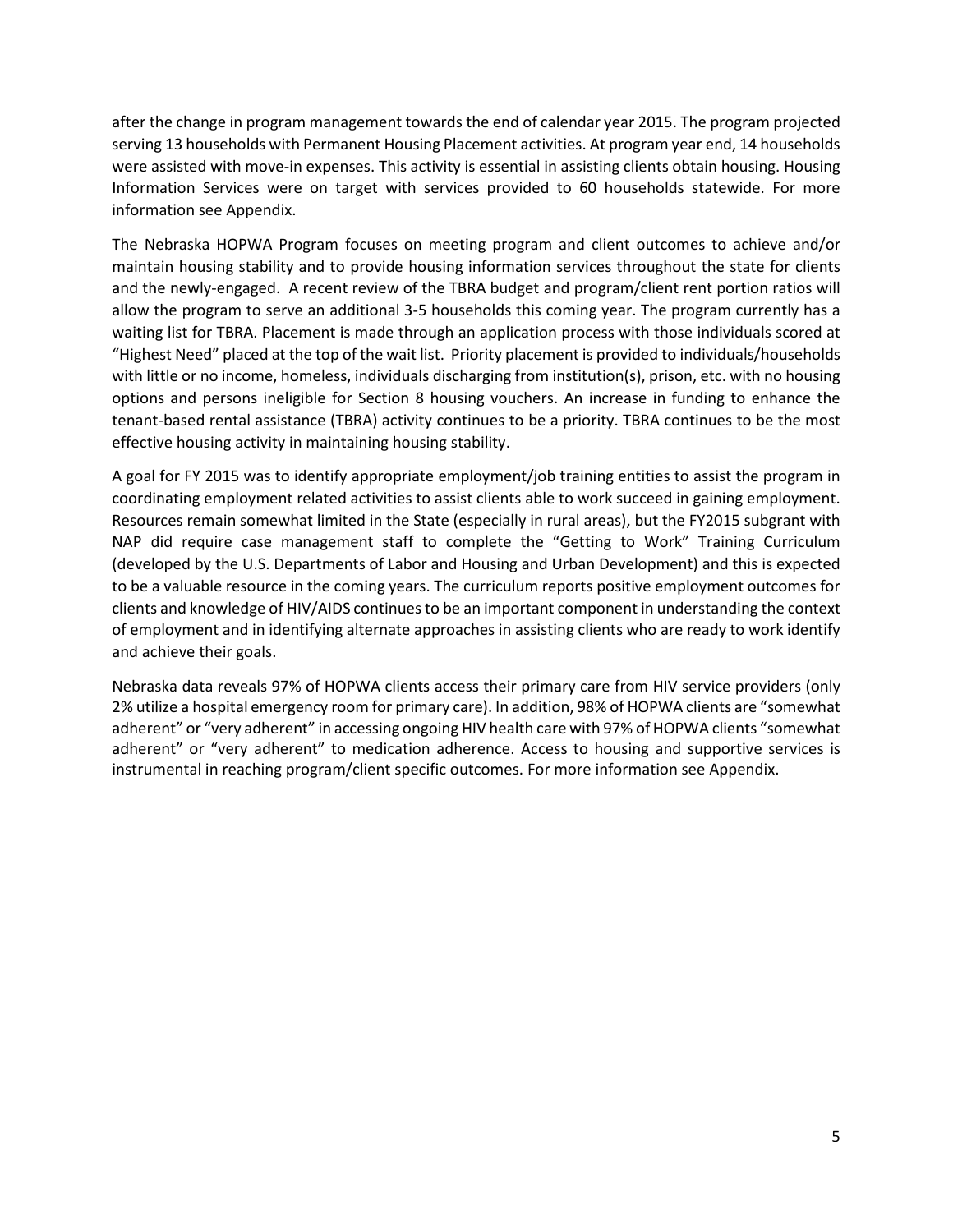after the change in program management towards the end of calendar year 2015. The program projected serving 13 households with Permanent Housing Placement activities. At program year end, 14 households were assisted with move-in expenses. This activity is essential in assisting clients obtain housing. Housing Information Services were on target with services provided to 60 households statewide. For more information see Appendix.

The Nebraska HOPWA Program focuses on meeting program and client outcomes to achieve and/or maintain housing stability and to provide housing information services throughout the state for clients and the newly-engaged. A recent review of the TBRA budget and program/client rent portion ratios will allow the program to serve an additional 3-5 households this coming year. The program currently has a waiting list for TBRA. Placement is made through an application process with those individuals scored at "Highest Need" placed at the top of the wait list. Priority placement is provided to individuals/households with little or no income, homeless, individuals discharging from institution(s), prison, etc. with no housing options and persons ineligible for Section 8 housing vouchers. An increase in funding to enhance the tenant-based rental assistance (TBRA) activity continues to be a priority. TBRA continues to be the most effective housing activity in maintaining housing stability.

A goal for FY 2015 was to identify appropriate employment/job training entities to assist the program in coordinating employment related activities to assist clients able to work succeed in gaining employment. Resources remain somewhat limited in the State (especially in rural areas), but the FY2015 subgrant with NAP did require case management staff to complete the "Getting to Work" Training Curriculum (developed by the U.S. Departments of Labor and Housing and Urban Development) and this is expected to be a valuable resource in the coming years. The curriculum reports positive employment outcomes for clients and knowledge of HIV/AIDS continues to be an important component in understanding the context of employment and in identifying alternate approaches in assisting clients who are ready to work identify and achieve their goals.

Nebraska data reveals 97% of HOPWA clients access their primary care from HIV service providers (only 2% utilize a hospital emergency room for primary care). In addition, 98% of HOPWA clients are "somewhat adherent" or "very adherent" in accessing ongoing HIV health care with 97% of HOPWA clients "somewhat adherent" or "very adherent" to medication adherence. Access to housing and supportive services is instrumental in reaching program/client specific outcomes. For more information see Appendix.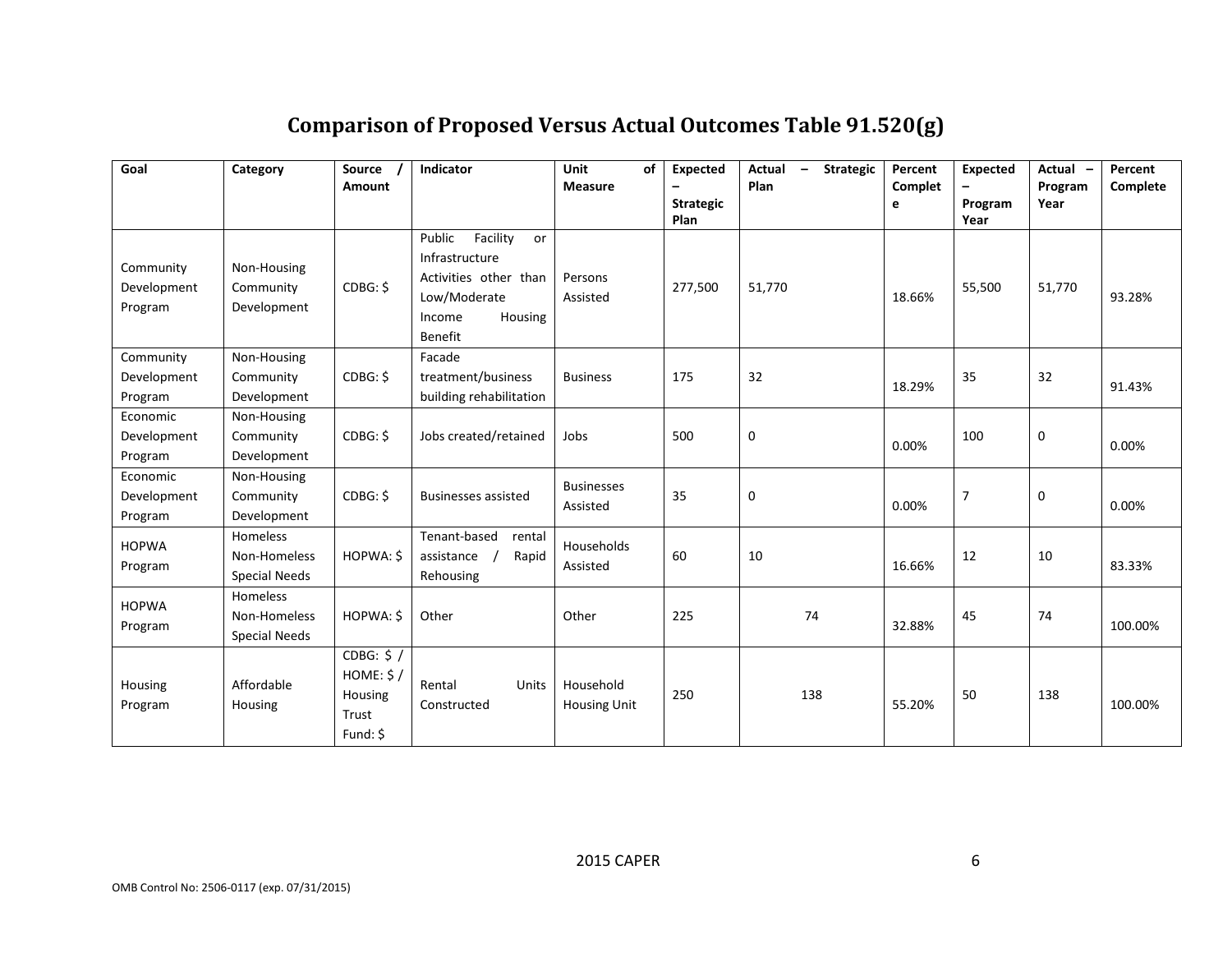# Comparison of Proposed Versus Actual Outcomes Table 91.520(g)

| Goal | Category | Source / Amount | Indicator | Unit of Measure | Expected – Strategic Plan | Actual – Strategic Plan | Percent Complete | Expected – Program Year | Actual – Program Year | Percent Complete |
|---|---|---|---|---|---|---|---|---|---|---|
| Community Development Program | Non-Housing Community Development | CDBG: $ | Public Facility or Infrastructure Activities other than Low/Moderate Income Housing Benefit | Persons Assisted | 277,500 | 51,770 | 18.66% | 55,500 | 51,770 | 93.28% |
| Community Development Program | Non-Housing Community Development | CDBG: $ | Facade treatment/business building rehabilitation | Business | 175 | 32 | 18.29% | 35 | 32 | 91.43% |
| Economic Development Program | Non-Housing Community Development | CDBG: $ | Jobs created/retained | Jobs | 500 | 0 | 0.00% | 100 | 0 | 0.00% |
| Economic Development Program | Non-Housing Community Development | CDBG: $ | Businesses assisted | Businesses Assisted | 35 | 0 | 0.00% | 7 | 0 | 0.00% |
| HOPWA Program | Homeless Non-Homeless Special Needs | HOPWA: $ | Tenant-based rental assistance / Rapid Rehousing | Households Assisted | 60 | 10 | 16.66% | 12 | 10 | 83.33% |
| HOPWA Program | Homeless Non-Homeless Special Needs | HOPWA: $ | Other | Other | 225 | 74 | 32.88% | 45 | 74 | 100.00% |
| Housing Program | Affordable Housing | CDBG: $ / HOME: $ / Housing Trust Fund: $ | Rental Units Constructed | Household Housing Unit | 250 | 138 | 55.20% | 50 | 138 | 100.00% |

OMB Control No: 2506-0117 (exp. 07/31/2015)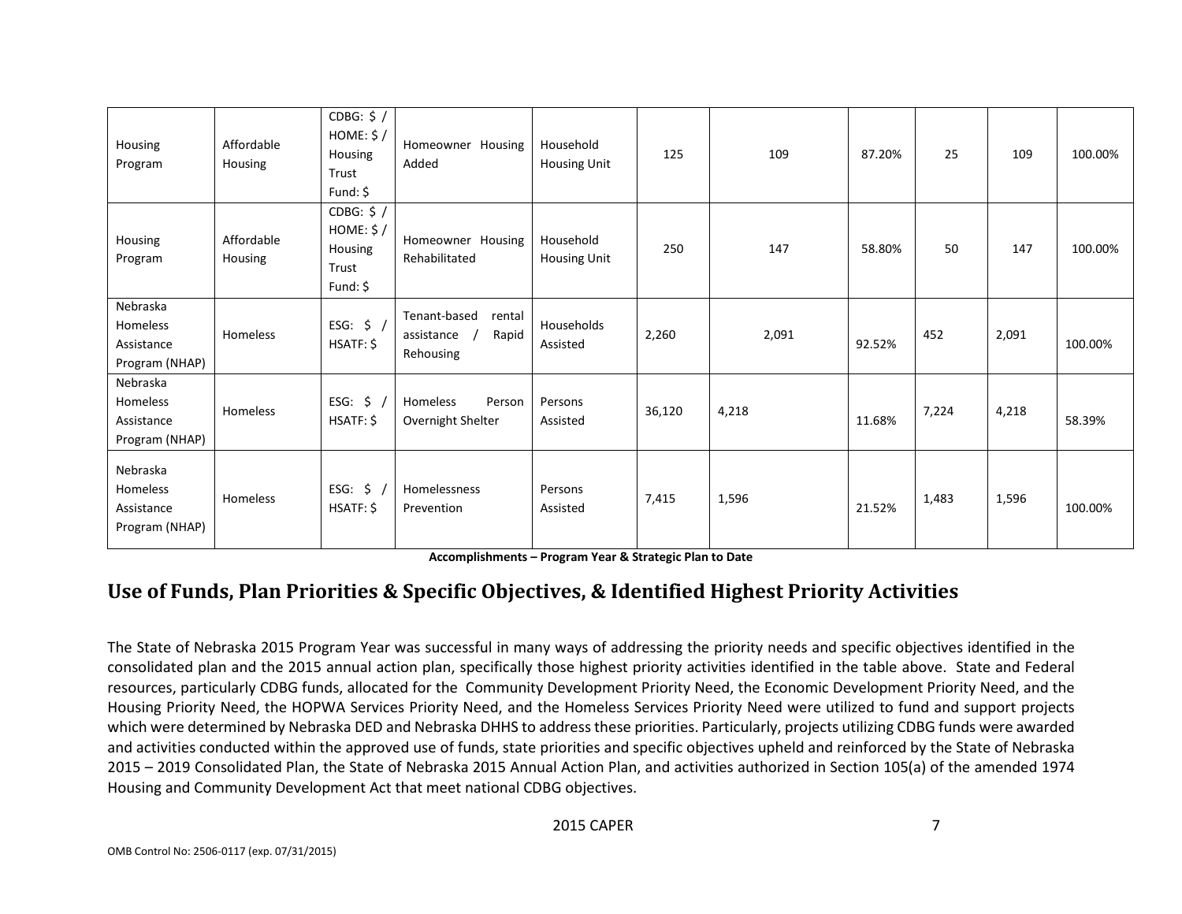| Housing Program | Affordable Housing | CDBG: $ / HOME: $ / Housing Trust Fund: $ | Homeowner Housing Added | Household Housing Unit | 125 | 109 | 87.20% | 25 | 109 | 100.00% |
|---|---|---|---|---|---|---|---|---|---|---|
| Housing Program | Affordable Housing | CDBG: $ / HOME: $ / Housing Trust Fund: $ | Homeowner Housing Rehabilitated | Household Housing Unit | 250 | 147 | 58.80% | 50 | 147 | 100.00% |
| Nebraska Homeless Assistance Program (NHAP) | Homeless | ESG: $ / HSATF: $ | Tenant-based rental assistance / Rapid Rehousing | Households Assisted | 2,260 | 2,091 | 92.52% | 452 | 2,091 | 100.00% |
| Nebraska Homeless Assistance Program (NHAP) | Homeless | ESG: $ / HSATF: $ | Homeless Person Overnight Shelter | Persons Assisted | 36,120 | 4,218 | 11.68% | 7,224 | 4,218 | 58.39% |
| Nebraska Homeless Assistance Program (NHAP) | Homeless | ESG: $ / HSATF: $ | Homelessness Prevention | Persons Assisted | 7,415 | 1,596 | 21.52% | 1,483 | 1,596 | 100.00% |

**Accomplishments – Program Year & Strategic Plan to Date**

## Use of Funds, Plan Priorities & Specific Objectives, & Identified Highest Priority Activities

The State of Nebraska 2015 Program Year was successful in many ways of addressing the priority needs and specific objectives identified in the consolidated plan and the 2015 annual action plan, specifically those highest priority activities identified in the table above. State and Federal resources, particularly CDBG funds, allocated for the Community Development Priority Need, the Economic Development Priority Need, and the Housing Priority Need, the HOPWA Services Priority Need, and the Homeless Services Priority Need were utilized to fund and support projects which were determined by Nebraska DED and Nebraska DHHS to address these priorities. Particularly, projects utilizing CDBG funds were awarded and activities conducted within the approved use of funds, state priorities and specific objectives upheld and reinforced by the State of Nebraska 2015 – 2019 Consolidated Plan, the State of Nebraska 2015 Annual Action Plan, and activities authorized in Section 105(a) of the amended 1974 Housing and Community Development Act that meet national CDBG objectives.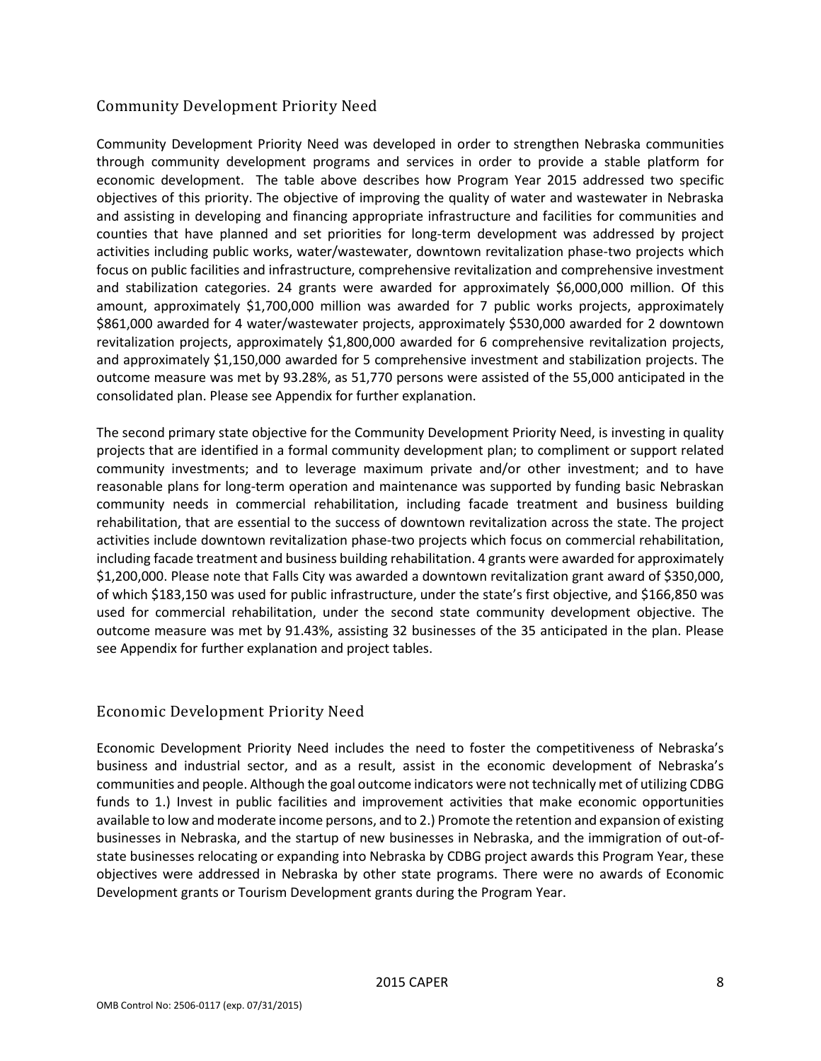## Community Development Priority Need

Community Development Priority Need was developed in order to strengthen Nebraska communities through community development programs and services in order to provide a stable platform for economic development. The table above describes how Program Year 2015 addressed two specific objectives of this priority. The objective of improving the quality of water and wastewater in Nebraska and assisting in developing and financing appropriate infrastructure and facilities for communities and counties that have planned and set priorities for long-term development was addressed by project activities including public works, water/wastewater, downtown revitalization phase-two projects which focus on public facilities and infrastructure, comprehensive revitalization and comprehensive investment and stabilization categories. 24 grants were awarded for approximately $6,000,000 million. Of this amount, approximately $1,700,000 million was awarded for 7 public works projects, approximately $861,000 awarded for 4 water/wastewater projects, approximately $530,000 awarded for 2 downtown revitalization projects, approximately $1,800,000 awarded for 6 comprehensive revitalization projects, and approximately $1,150,000 awarded for 5 comprehensive investment and stabilization projects. The outcome measure was met by 93.28%, as 51,770 persons were assisted of the 55,000 anticipated in the consolidated plan. Please see Appendix for further explanation.

The second primary state objective for the Community Development Priority Need, is investing in quality projects that are identified in a formal community development plan; to compliment or support related community investments; and to leverage maximum private and/or other investment; and to have reasonable plans for long-term operation and maintenance was supported by funding basic Nebraskan community needs in commercial rehabilitation, including facade treatment and business building rehabilitation, that are essential to the success of downtown revitalization across the state. The project activities include downtown revitalization phase-two projects which focus on commercial rehabilitation, including facade treatment and business building rehabilitation. 4 grants were awarded for approximately $1,200,000. Please note that Falls City was awarded a downtown revitalization grant award of $350,000, of which $183,150 was used for public infrastructure, under the state's first objective, and $166,850 was used for commercial rehabilitation, under the second state community development objective. The outcome measure was met by 91.43%, assisting 32 businesses of the 35 anticipated in the plan. Please see Appendix for further explanation and project tables.

## Economic Development Priority Need

Economic Development Priority Need includes the need to foster the competitiveness of Nebraska's business and industrial sector, and as a result, assist in the economic development of Nebraska's communities and people. Although the goal outcome indicators were not technically met of utilizing CDBG funds to 1.) Invest in public facilities and improvement activities that make economic opportunities available to low and moderate income persons, and to 2.) Promote the retention and expansion of existing businesses in Nebraska, and the startup of new businesses in Nebraska, and the immigration of out-of-state businesses relocating or expanding into Nebraska by CDBG project awards this Program Year, these objectives were addressed in Nebraska by other state programs. There were no awards of Economic Development grants or Tourism Development grants during the Program Year.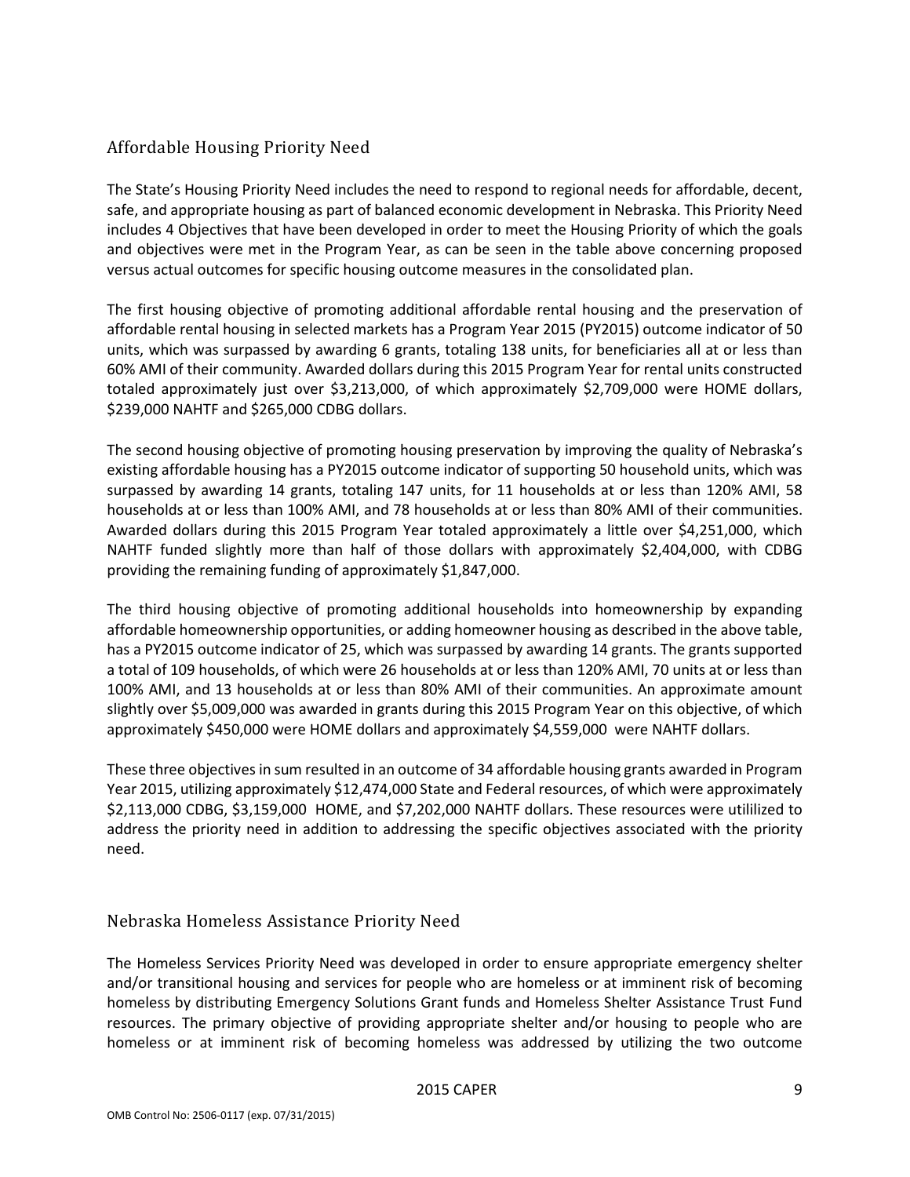## Affordable Housing Priority Need

The State's Housing Priority Need includes the need to respond to regional needs for affordable, decent, safe, and appropriate housing as part of balanced economic development in Nebraska. This Priority Need includes 4 Objectives that have been developed in order to meet the Housing Priority of which the goals and objectives were met in the Program Year, as can be seen in the table above concerning proposed versus actual outcomes for specific housing outcome measures in the consolidated plan.

The first housing objective of promoting additional affordable rental housing and the preservation of affordable rental housing in selected markets has a Program Year 2015 (PY2015) outcome indicator of 50 units, which was surpassed by awarding 6 grants, totaling 138 units, for beneficiaries all at or less than 60% AMI of their community. Awarded dollars during this 2015 Program Year for rental units constructed totaled approximately just over $3,213,000, of which approximately $2,709,000 were HOME dollars, $239,000 NAHTF and $265,000 CDBG dollars.

The second housing objective of promoting housing preservation by improving the quality of Nebraska's existing affordable housing has a PY2015 outcome indicator of supporting 50 household units, which was surpassed by awarding 14 grants, totaling 147 units, for 11 households at or less than 120% AMI, 58 households at or less than 100% AMI, and 78 households at or less than 80% AMI of their communities. Awarded dollars during this 2015 Program Year totaled approximately a little over $4,251,000, which NAHTF funded slightly more than half of those dollars with approximately $2,404,000, with CDBG providing the remaining funding of approximately $1,847,000.

The third housing objective of promoting additional households into homeownership by expanding affordable homeownership opportunities, or adding homeowner housing as described in the above table, has a PY2015 outcome indicator of 25, which was surpassed by awarding 14 grants. The grants supported a total of 109 households, of which were 26 households at or less than 120% AMI, 70 units at or less than 100% AMI, and 13 households at or less than 80% AMI of their communities. An approximate amount slightly over $5,009,000 was awarded in grants during this 2015 Program Year on this objective, of which approximately $450,000 were HOME dollars and approximately $4,559,000 were NAHTF dollars.

These three objectives in sum resulted in an outcome of 34 affordable housing grants awarded in Program Year 2015, utilizing approximately $12,474,000 State and Federal resources, of which were approximately $2,113,000 CDBG, $3,159,000 HOME, and $7,202,000 NAHTF dollars. These resources were utililized to address the priority need in addition to addressing the specific objectives associated with the priority need.

## Nebraska Homeless Assistance Priority Need

The Homeless Services Priority Need was developed in order to ensure appropriate emergency shelter and/or transitional housing and services for people who are homeless or at imminent risk of becoming homeless by distributing Emergency Solutions Grant funds and Homeless Shelter Assistance Trust Fund resources. The primary objective of providing appropriate shelter and/or housing to people who are homeless or at imminent risk of becoming homeless was addressed by utilizing the two outcome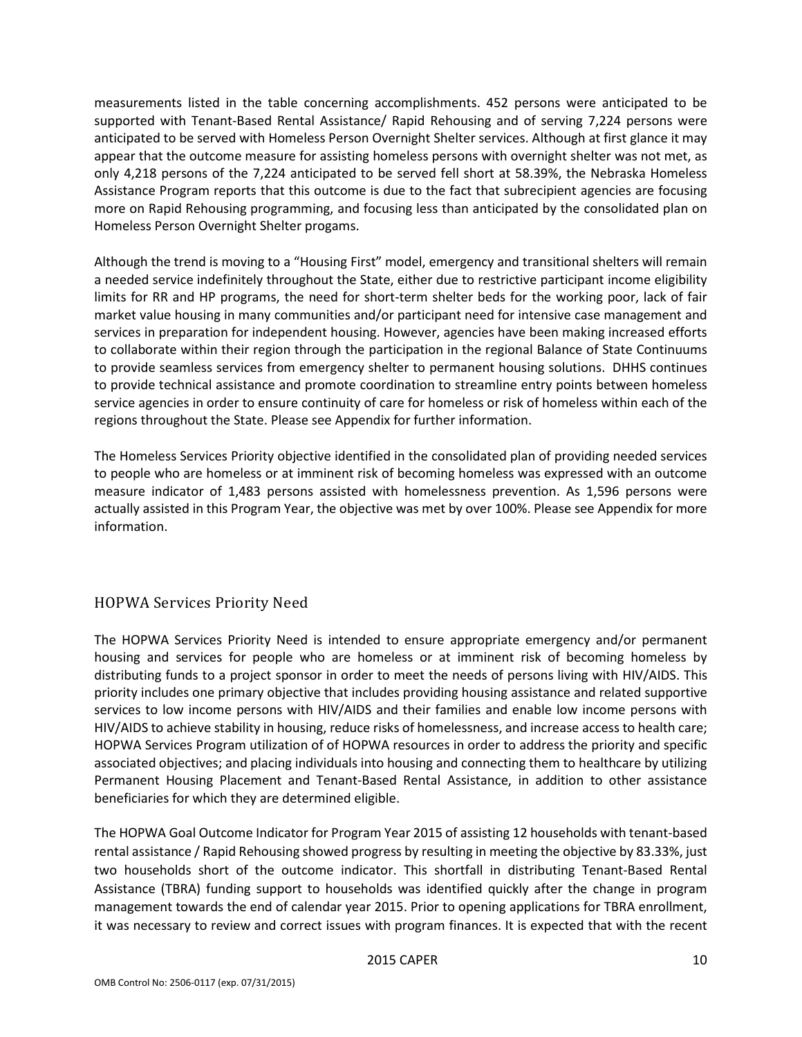measurements listed in the table concerning accomplishments. 452 persons were anticipated to be supported with Tenant-Based Rental Assistance/ Rapid Rehousing and of serving 7,224 persons were anticipated to be served with Homeless Person Overnight Shelter services. Although at first glance it may appear that the outcome measure for assisting homeless persons with overnight shelter was not met, as only 4,218 persons of the 7,224 anticipated to be served fell short at 58.39%, the Nebraska Homeless Assistance Program reports that this outcome is due to the fact that subrecipient agencies are focusing more on Rapid Rehousing programming, and focusing less than anticipated by the consolidated plan on Homeless Person Overnight Shelter progams.

Although the trend is moving to a "Housing First" model, emergency and transitional shelters will remain a needed service indefinitely throughout the State, either due to restrictive participant income eligibility limits for RR and HP programs, the need for short-term shelter beds for the working poor, lack of fair market value housing in many communities and/or participant need for intensive case management and services in preparation for independent housing. However, agencies have been making increased efforts to collaborate within their region through the participation in the regional Balance of State Continuums to provide seamless services from emergency shelter to permanent housing solutions. DHHS continues to provide technical assistance and promote coordination to streamline entry points between homeless service agencies in order to ensure continuity of care for homeless or risk of homeless within each of the regions throughout the State. Please see Appendix for further information.

The Homeless Services Priority objective identified in the consolidated plan of providing needed services to people who are homeless or at imminent risk of becoming homeless was expressed with an outcome measure indicator of 1,483 persons assisted with homelessness prevention. As 1,596 persons were actually assisted in this Program Year, the objective was met by over 100%. Please see Appendix for more information.

## HOPWA Services Priority Need

The HOPWA Services Priority Need is intended to ensure appropriate emergency and/or permanent housing and services for people who are homeless or at imminent risk of becoming homeless by distributing funds to a project sponsor in order to meet the needs of persons living with HIV/AIDS. This priority includes one primary objective that includes providing housing assistance and related supportive services to low income persons with HIV/AIDS and their families and enable low income persons with HIV/AIDS to achieve stability in housing, reduce risks of homelessness, and increase access to health care; HOPWA Services Program utilization of of HOPWA resources in order to address the priority and specific associated objectives; and placing individuals into housing and connecting them to healthcare by utilizing Permanent Housing Placement and Tenant-Based Rental Assistance, in addition to other assistance beneficiaries for which they are determined eligible.

The HOPWA Goal Outcome Indicator for Program Year 2015 of assisting 12 households with tenant-based rental assistance / Rapid Rehousing showed progress by resulting in meeting the objective by 83.33%, just two households short of the outcome indicator. This shortfall in distributing Tenant-Based Rental Assistance (TBRA) funding support to households was identified quickly after the change in program management towards the end of calendar year 2015. Prior to opening applications for TBRA enrollment, it was necessary to review and correct issues with program finances. It is expected that with the recent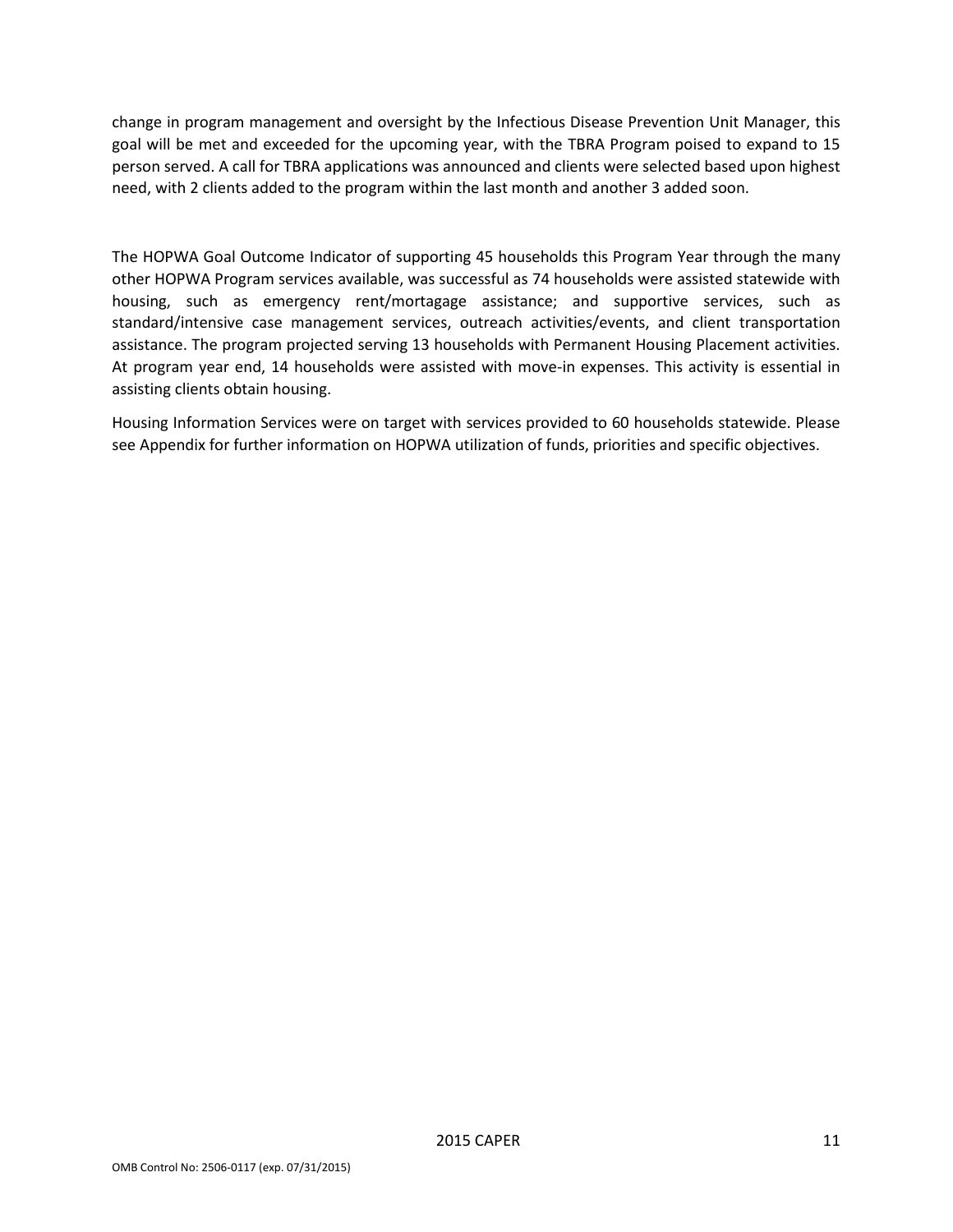change in program management and oversight by the Infectious Disease Prevention Unit Manager, this goal will be met and exceeded for the upcoming year, with the TBRA Program poised to expand to 15 person served. A call for TBRA applications was announced and clients were selected based upon highest need, with 2 clients added to the program within the last month and another 3 added soon.

The HOPWA Goal Outcome Indicator of supporting 45 households this Program Year through the many other HOPWA Program services available, was successful as 74 households were assisted statewide with housing, such as emergency rent/mortagage assistance; and supportive services, such as standard/intensive case management services, outreach activities/events, and client transportation assistance. The program projected serving 13 households with Permanent Housing Placement activities. At program year end, 14 households were assisted with move-in expenses. This activity is essential in assisting clients obtain housing.

Housing Information Services were on target with services provided to 60 households statewide. Please see Appendix for further information on HOPWA utilization of funds, priorities and specific objectives.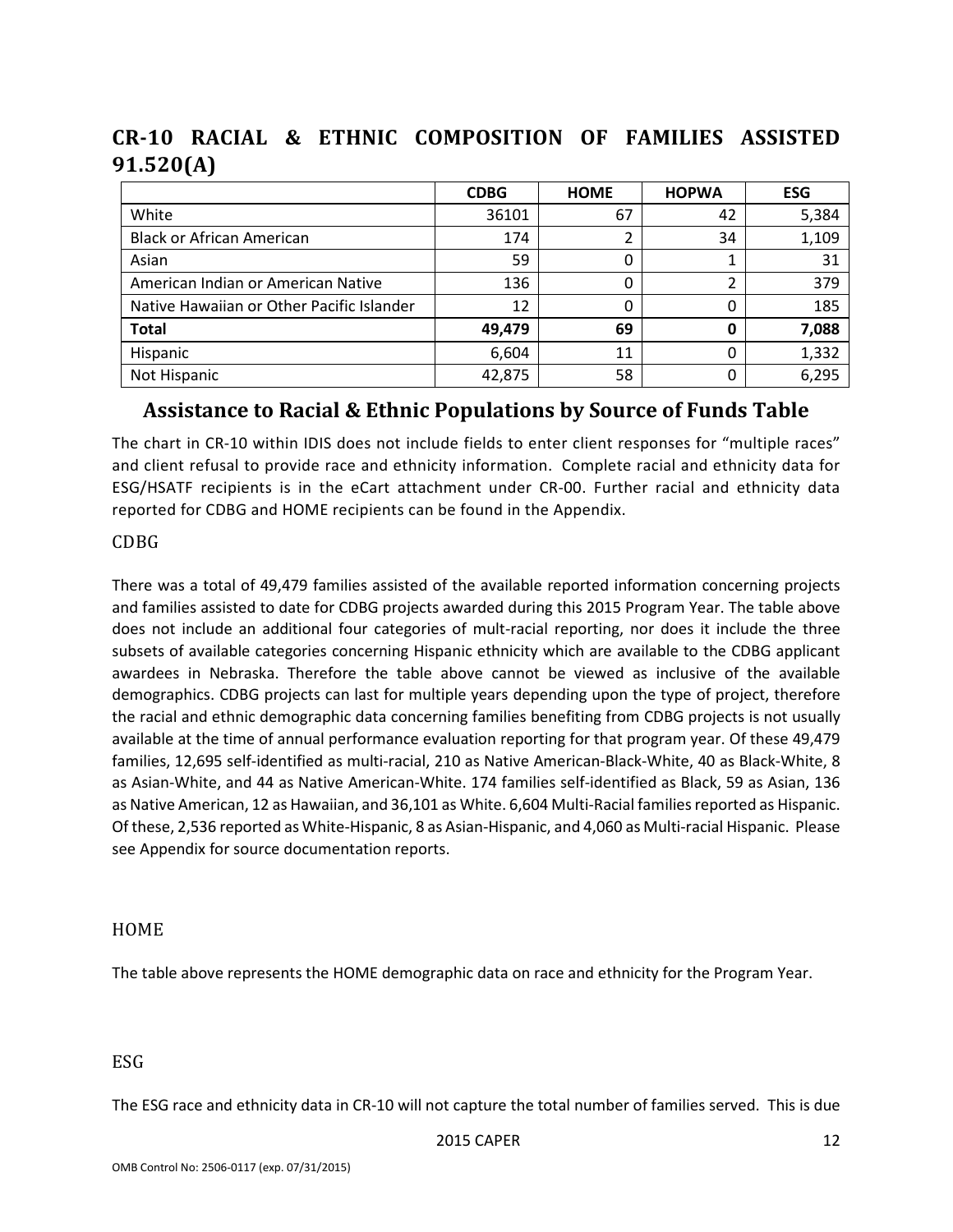## CR-10 RACIAL & ETHNIC COMPOSITION OF FAMILIES ASSISTED 91.520(A)

| | CDBG | HOME | HOPWA | ESG |
|---|---|---|---|---|
| White | 36101 | 67 | 42 | 5,384 |
| Black or African American | 174 | 2 | 34 | 1,109 |
| Asian | 59 | 0 | 1 | 31 |
| American Indian or American Native | 136 | 0 | 2 | 379 |
| Native Hawaiian or Other Pacific Islander | 12 | 0 | 0 | 185 |
| **Total** | **49,479** | **69** | **0** | **7,088** |
| Hispanic | 6,604 | 11 | 0 | 1,332 |
| Not Hispanic | 42,875 | 58 | 0 | 6,295 |

### Assistance to Racial & Ethnic Populations by Source of Funds Table

The chart in CR-10 within IDIS does not include fields to enter client responses for "multiple races" and client refusal to provide race and ethnicity information. Complete racial and ethnicity data for ESG/HSATF recipients is in the eCart attachment under CR-00. Further racial and ethnicity data reported for CDBG and HOME recipients can be found in the Appendix.

#### CDBG

There was a total of 49,479 families assisted of the available reported information concerning projects and families assisted to date for CDBG projects awarded during this 2015 Program Year. The table above does not include an additional four categories of mult-racial reporting, nor does it include the three subsets of available categories concerning Hispanic ethnicity which are available to the CDBG applicant awardees in Nebraska. Therefore the table above cannot be viewed as inclusive of the available demographics. CDBG projects can last for multiple years depending upon the type of project, therefore the racial and ethnic demographic data concerning families benefiting from CDBG projects is not usually available at the time of annual performance evaluation reporting for that program year. Of these 49,479 families, 12,695 self-identified as multi-racial, 210 as Native American-Black-White, 40 as Black-White, 8 as Asian-White, and 44 as Native American-White. 174 families self-identified as Black, 59 as Asian, 136 as Native American, 12 as Hawaiian, and 36,101 as White. 6,604 Multi-Racial families reported as Hispanic. Of these, 2,536 reported as White-Hispanic, 8 as Asian-Hispanic, and 4,060 as Multi-racial Hispanic. Please see Appendix for source documentation reports.

#### HOME

The table above represents the HOME demographic data on race and ethnicity for the Program Year.

#### ESG

The ESG race and ethnicity data in CR-10 will not capture the total number of families served. This is due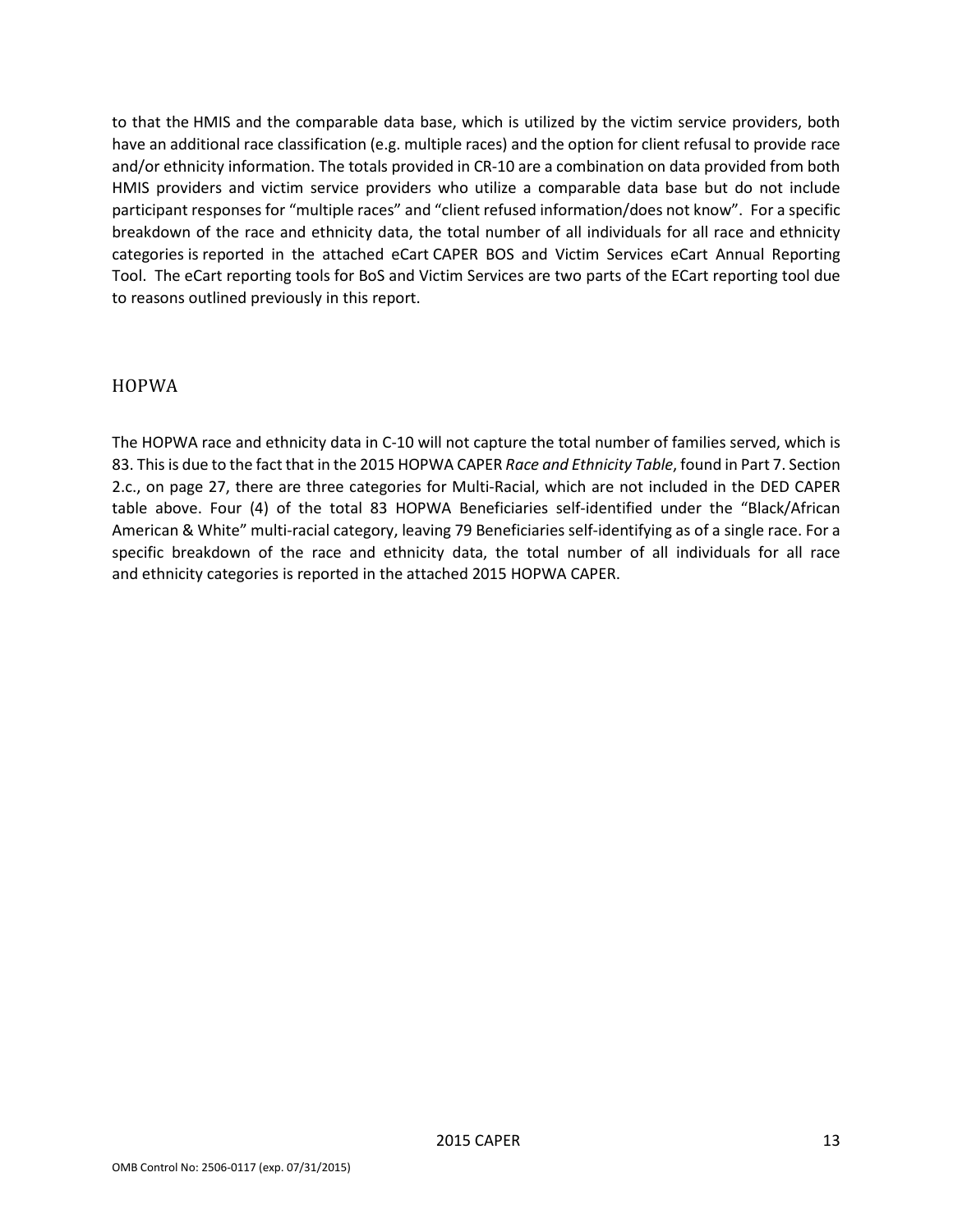to that the HMIS and the comparable data base, which is utilized by the victim service providers, both have an additional race classification (e.g. multiple races) and the option for client refusal to provide race and/or ethnicity information. The totals provided in CR-10 are a combination on data provided from both HMIS providers and victim service providers who utilize a comparable data base but do not include participant responses for "multiple races" and "client refused information/does not know". For a specific breakdown of the race and ethnicity data, the total number of all individuals for all race and ethnicity categories is reported in the attached eCart CAPER BOS and Victim Services eCart Annual Reporting Tool. The eCart reporting tools for BoS and Victim Services are two parts of the ECart reporting tool due to reasons outlined previously in this report.

## HOPWA

The HOPWA race and ethnicity data in C-10 will not capture the total number of families served, which is 83. This is due to the fact that in the 2015 HOPWA CAPER *Race and Ethnicity Table*, found in Part 7. Section 2.c., on page 27, there are three categories for Multi-Racial, which are not included in the DED CAPER table above. Four (4) of the total 83 HOPWA Beneficiaries self-identified under the "Black/African American & White" multi-racial category, leaving 79 Beneficiaries self-identifying as of a single race. For a specific breakdown of the race and ethnicity data, the total number of all individuals for all race and ethnicity categories is reported in the attached 2015 HOPWA CAPER.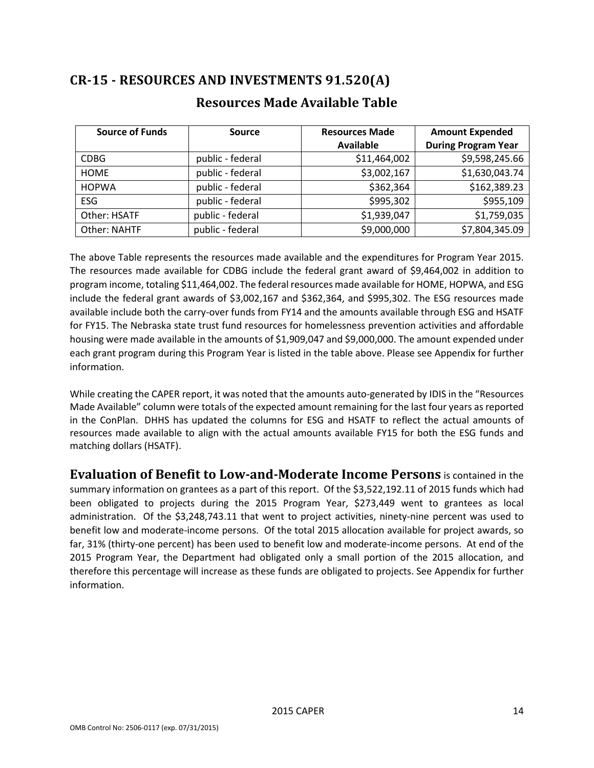## CR-15 - RESOURCES AND INVESTMENTS 91.520(A)

### Resources Made Available Table

| Source of Funds | Source | Resources Made Available | Amount Expended During Program Year |
|---|---|---|---|
| CDBG | public - federal | $11,464,002 | $9,598,245.66 |
| HOME | public - federal | $3,002,167 | $1,630,043.74 |
| HOPWA | public - federal | $362,364 | $162,389.23 |
| ESG | public - federal | $995,302 | $955,109 |
| Other: HSATF | public - federal | $1,939,047 | $1,759,035 |
| Other: NAHTF | public - federal | $9,000,000 | $7,804,345.09 |

The above Table represents the resources made available and the expenditures for Program Year 2015. The resources made available for CDBG include the federal grant award of $9,464,002 in addition to program income, totaling $11,464,002. The federal resources made available for HOME, HOPWA, and ESG include the federal grant awards of $3,002,167 and $362,364, and $995,302. The ESG resources made available include both the carry-over funds from FY14 and the amounts available through ESG and HSATF for FY15. The Nebraska state trust fund resources for homelessness prevention activities and affordable housing were made available in the amounts of $1,909,047 and $9,000,000. The amount expended under each grant program during this Program Year is listed in the table above. Please see Appendix for further information.

While creating the CAPER report, it was noted that the amounts auto-generated by IDIS in the "Resources Made Available" column were totals of the expected amount remaining for the last four years as reported in the ConPlan. DHHS has updated the columns for ESG and HSATF to reflect the actual amounts of resources made available to align with the actual amounts available FY15 for both the ESG funds and matching dollars (HSATF).

**Evaluation of Benefit to Low-and-Moderate Income Persons** is contained in the summary information on grantees as a part of this report. Of the $3,522,192.11 of 2015 funds which had been obligated to projects during the 2015 Program Year, $273,449 went to grantees as local administration. Of the $3,248,743.11 that went to project activities, ninety-nine percent was used to benefit low and moderate-income persons. Of the total 2015 allocation available for project awards, so far, 31% (thirty-one percent) has been used to benefit low and moderate-income persons. At end of the 2015 Program Year, the Department had obligated only a small portion of the 2015 allocation, and therefore this percentage will increase as these funds are obligated to projects. See Appendix for further information.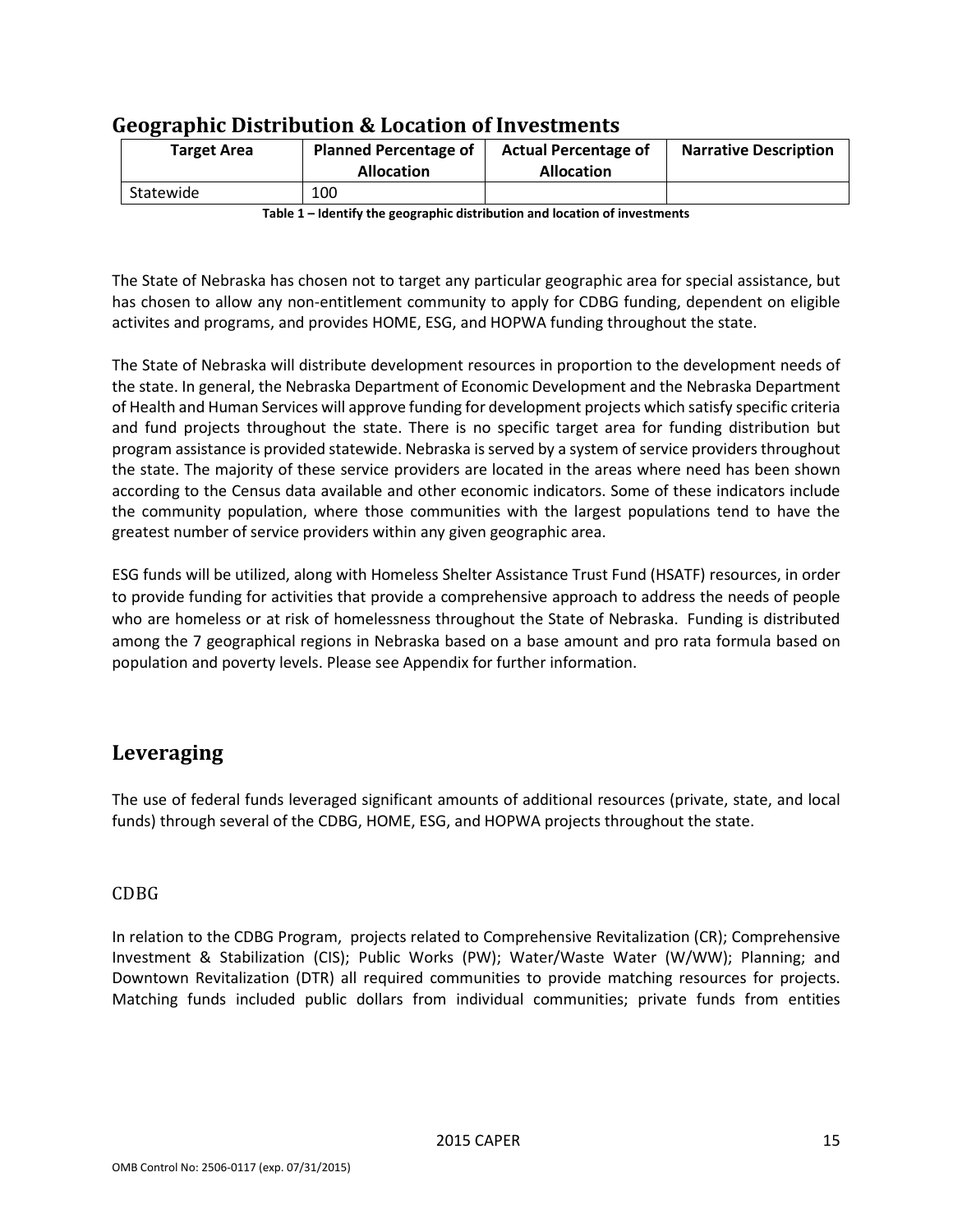## Geographic Distribution & Location of Investments

| Target Area | Planned Percentage of Allocation | Actual Percentage of Allocation | Narrative Description |
|---|---|---|---|
| Statewide | 100 | | |

**Table 1 – Identify the geographic distribution and location of investments**

The State of Nebraska has chosen not to target any particular geographic area for special assistance, but has chosen to allow any non-entitlement community to apply for CDBG funding, dependent on eligible activites and programs, and provides HOME, ESG, and HOPWA funding throughout the state.

The State of Nebraska will distribute development resources in proportion to the development needs of the state. In general, the Nebraska Department of Economic Development and the Nebraska Department of Health and Human Services will approve funding for development projects which satisfy specific criteria and fund projects throughout the state. There is no specific target area for funding distribution but program assistance is provided statewide. Nebraska is served by a system of service providers throughout the state. The majority of these service providers are located in the areas where need has been shown according to the Census data available and other economic indicators. Some of these indicators include the community population, where those communities with the largest populations tend to have the greatest number of service providers within any given geographic area.

ESG funds will be utilized, along with Homeless Shelter Assistance Trust Fund (HSATF) resources, in order to provide funding for activities that provide a comprehensive approach to address the needs of people who are homeless or at risk of homelessness throughout the State of Nebraska. Funding is distributed among the 7 geographical regions in Nebraska based on a base amount and pro rata formula based on population and poverty levels. Please see Appendix for further information.

## Leveraging

The use of federal funds leveraged significant amounts of additional resources (private, state, and local funds) through several of the CDBG, HOME, ESG, and HOPWA projects throughout the state.

### CDBG

In relation to the CDBG Program, projects related to Comprehensive Revitalization (CR); Comprehensive Investment & Stabilization (CIS); Public Works (PW); Water/Waste Water (W/WW); Planning; and Downtown Revitalization (DTR) all required communities to provide matching resources for projects. Matching funds included public dollars from individual communities; private funds from entities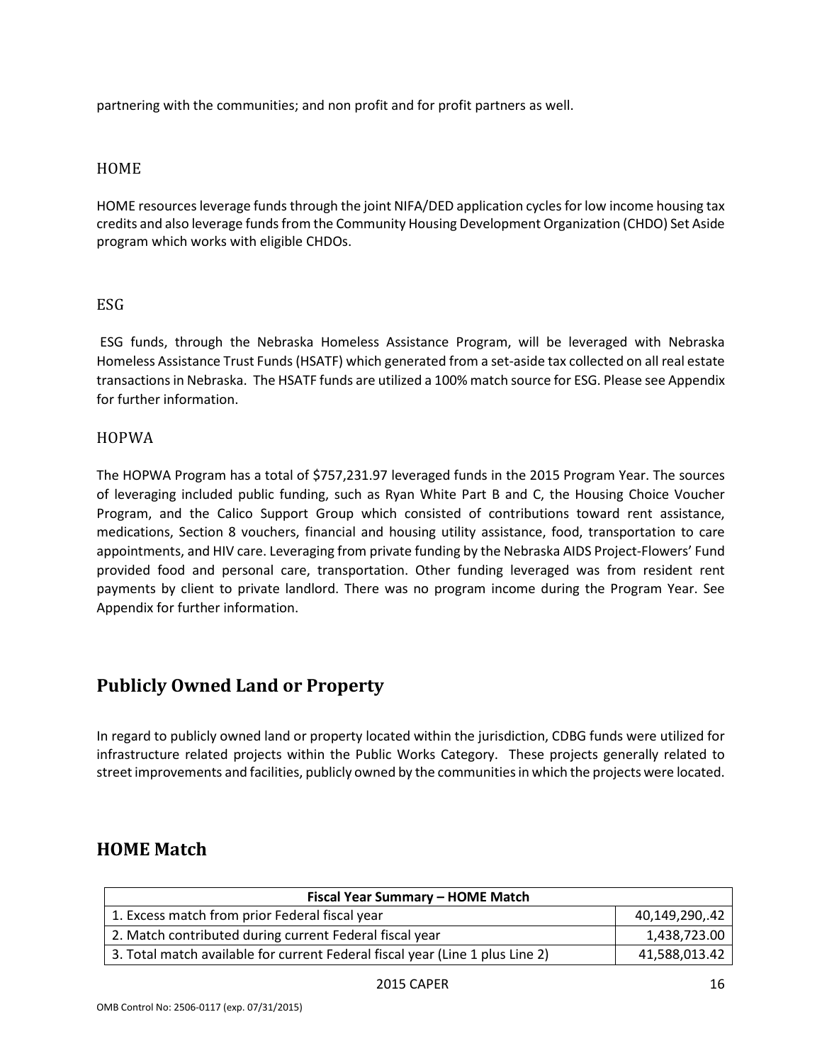partnering with the communities; and non profit and for profit partners as well.

### HOME

HOME resources leverage funds through the joint NIFA/DED application cycles for low income housing tax credits and also leverage funds from the Community Housing Development Organization (CHDO) Set Aside program which works with eligible CHDOs.

### ESG

ESG funds, through the Nebraska Homeless Assistance Program, will be leveraged with Nebraska Homeless Assistance Trust Funds (HSATF) which generated from a set-aside tax collected on all real estate transactions in Nebraska. The HSATF funds are utilized a 100% match source for ESG. Please see Appendix for further information.

### HOPWA

The HOPWA Program has a total of $757,231.97 leveraged funds in the 2015 Program Year. The sources of leveraging included public funding, such as Ryan White Part B and C, the Housing Choice Voucher Program, and the Calico Support Group which consisted of contributions toward rent assistance, medications, Section 8 vouchers, financial and housing utility assistance, food, transportation to care appointments, and HIV care. Leveraging from private funding by the Nebraska AIDS Project-Flowers' Fund provided food and personal care, transportation. Other funding leveraged was from resident rent payments by client to private landlord. There was no program income during the Program Year. See Appendix for further information.

## Publicly Owned Land or Property

In regard to publicly owned land or property located within the jurisdiction, CDBG funds were utilized for infrastructure related projects within the Public Works Category. These projects generally related to street improvements and facilities, publicly owned by the communities in which the projects were located.

## HOME Match

| Fiscal Year Summary – HOME Match | |
|---|---|
| 1. Excess match from prior Federal fiscal year | 40,149,290,.42 |
| 2. Match contributed during current Federal fiscal year | 1,438,723.00 |
| 3. Total match available for current Federal fiscal year (Line 1 plus Line 2) | 41,588,013.42 |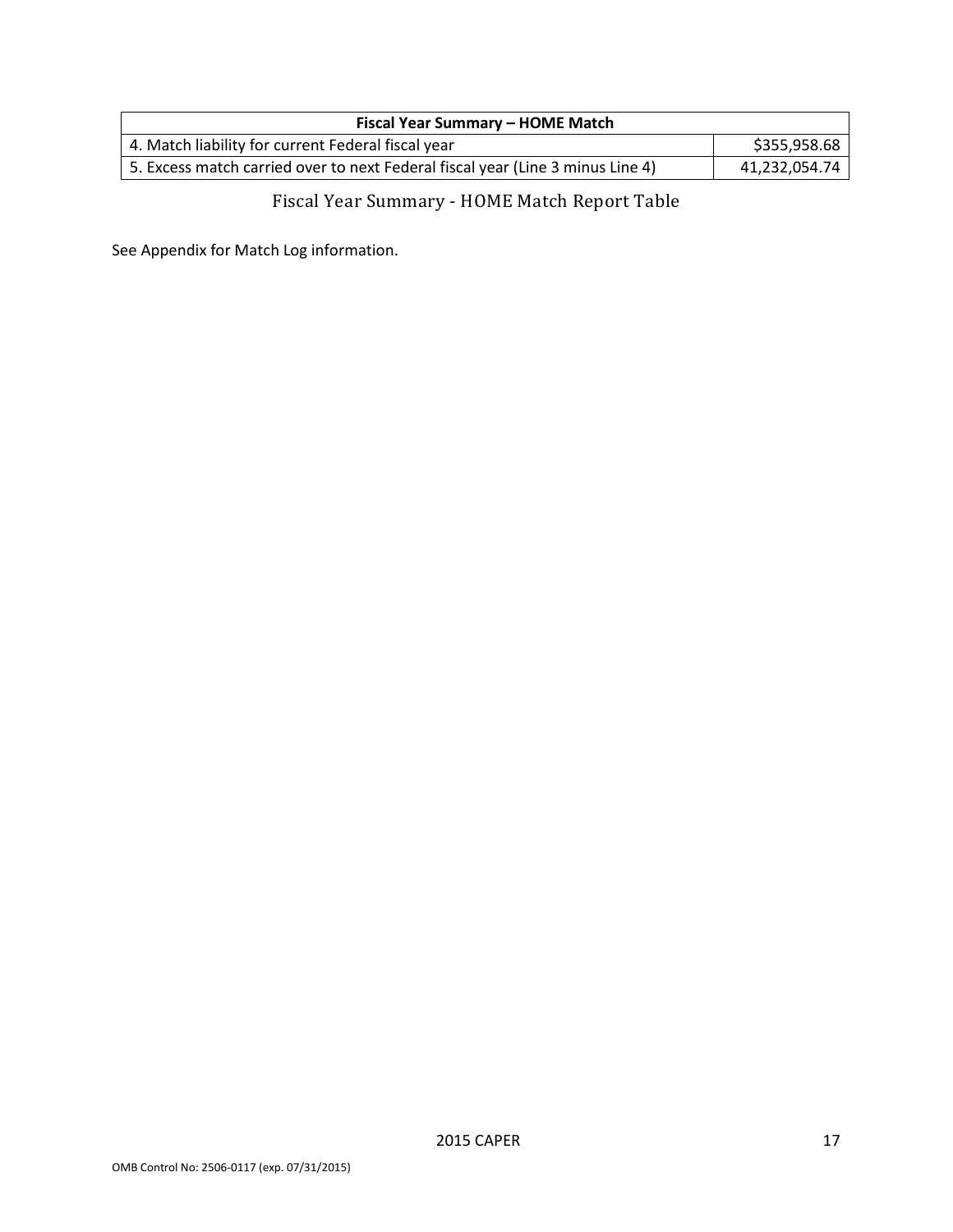| Fiscal Year Summary – HOME Match | |
|---|---|
| 4. Match liability for current Federal fiscal year | $355,958.68 |
| 5. Excess match carried over to next Federal fiscal year (Line 3 minus Line 4) | 41,232,054.74 |

Fiscal Year Summary - HOME Match Report Table

See Appendix for Match Log information.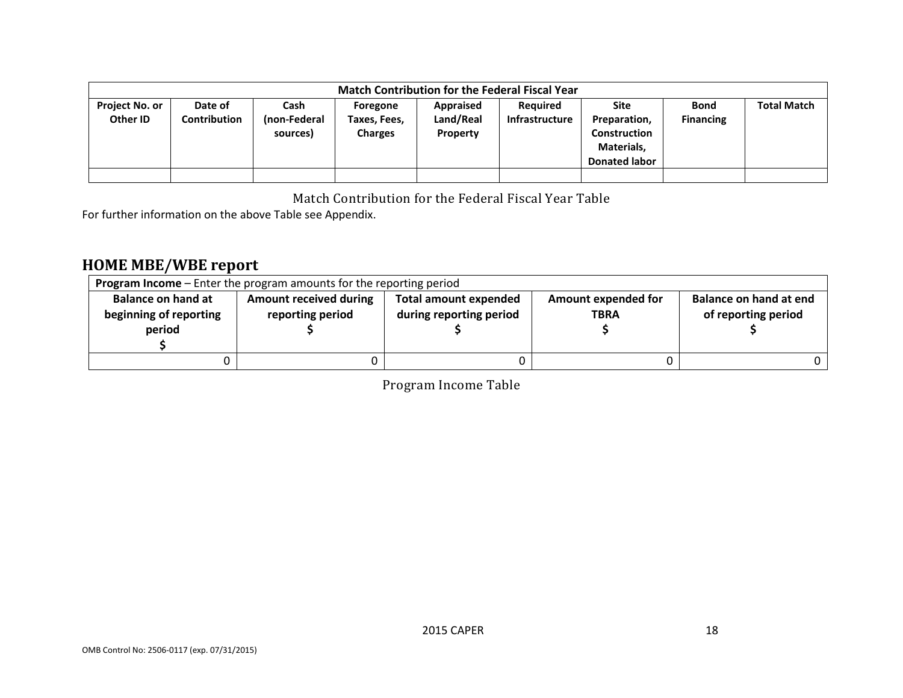| Match Contribution for the Federal Fiscal Year | | | | | | | | |
|---|---|---|---|---|---|---|---|---|
| **Project No. or Other ID** | **Date of Contribution** | **Cash (non-Federal sources)** | **Foregone Taxes, Fees, Charges** | **Appraised Land/Real Property** | **Required Infrastructure** | **Site Preparation, Construction Materials, Donated labor** | **Bond Financing** | **Total Match** |
| | | | | | | | | |

Match Contribution for the Federal Fiscal Year Table

For further information on the above Table see Appendix.

## HOME MBE/WBE report

| **Program Income** – Enter the program amounts for the reporting period | | | | |
|---|---|---|---|---|
| **Balance on hand at beginning of reporting period $** | **Amount received during reporting period $** | **Total amount expended during reporting period $** | **Amount expended for TBRA $** | **Balance on hand at end of reporting period $** |
| 0 | 0 | 0 | 0 | 0 |

Program Income Table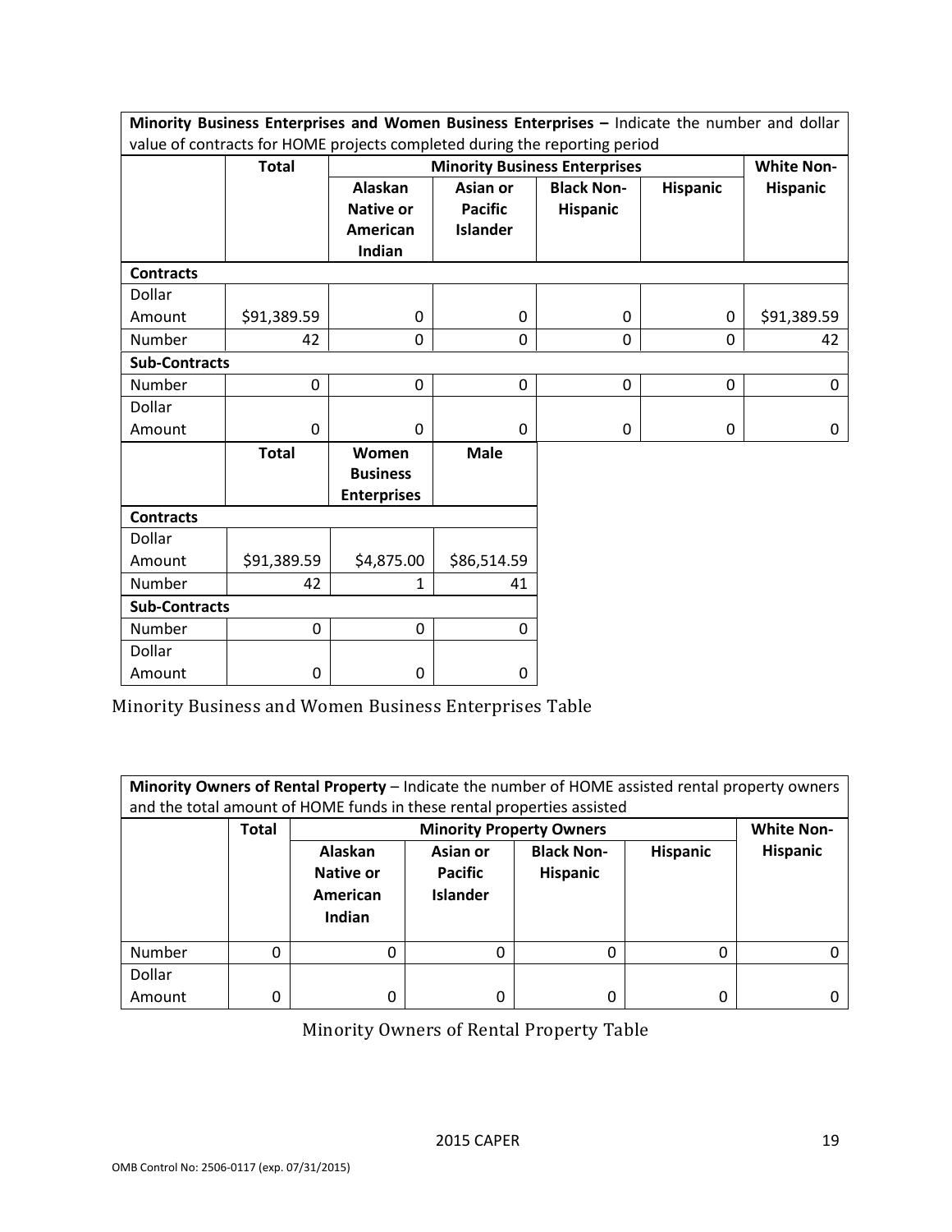| **Minority Business Enterprises and Women Business Enterprises –** Indicate the number and dollar value of contracts for HOME projects completed during the reporting period | | | | | | |
|---|---|---|---|---|---|---|
| | **Total** | **Minority Business Enterprises** | | | | **White Non-Hispanic** |
| | | **Alaskan Native or American Indian** | **Asian or Pacific Islander** | **Black Non-Hispanic** | **Hispanic** | |
| **Contracts** | | | | | | |
| Dollar Amount | $91,389.59 | 0 | 0 | 0 | 0 | $91,389.59 |
| Number | 42 | 0 | 0 | 0 | 0 | 42 |
| **Sub-Contracts** | | | | | | |
| Number | 0 | 0 | 0 | 0 | 0 | 0 |
| Dollar Amount | 0 | 0 | 0 | 0 | 0 | 0 |

| | **Total** | **Women Business Enterprises** | **Male** |
|---|---|---|---|
| **Contracts** | | | |
| Dollar Amount | $91,389.59 | $4,875.00 | $86,514.59 |
| Number | 42 | 1 | 41 |
| **Sub-Contracts** | | | |
| Number | 0 | 0 | 0 |
| Dollar Amount | 0 | 0 | 0 |

Minority Business and Women Business Enterprises Table

| **Minority Owners of Rental Property** – Indicate the number of HOME assisted rental property owners and the total amount of HOME funds in these rental properties assisted | | | | | | |
|---|---|---|---|---|---|---|
| | **Total** | **Minority Property Owners** | | | | **White Non-Hispanic** |
| | | **Alaskan Native or American Indian** | **Asian or Pacific Islander** | **Black Non-Hispanic** | **Hispanic** | |
| Number | 0 | 0 | 0 | 0 | 0 | 0 |
| Dollar Amount | 0 | 0 | 0 | 0 | 0 | 0 |

Minority Owners of Rental Property Table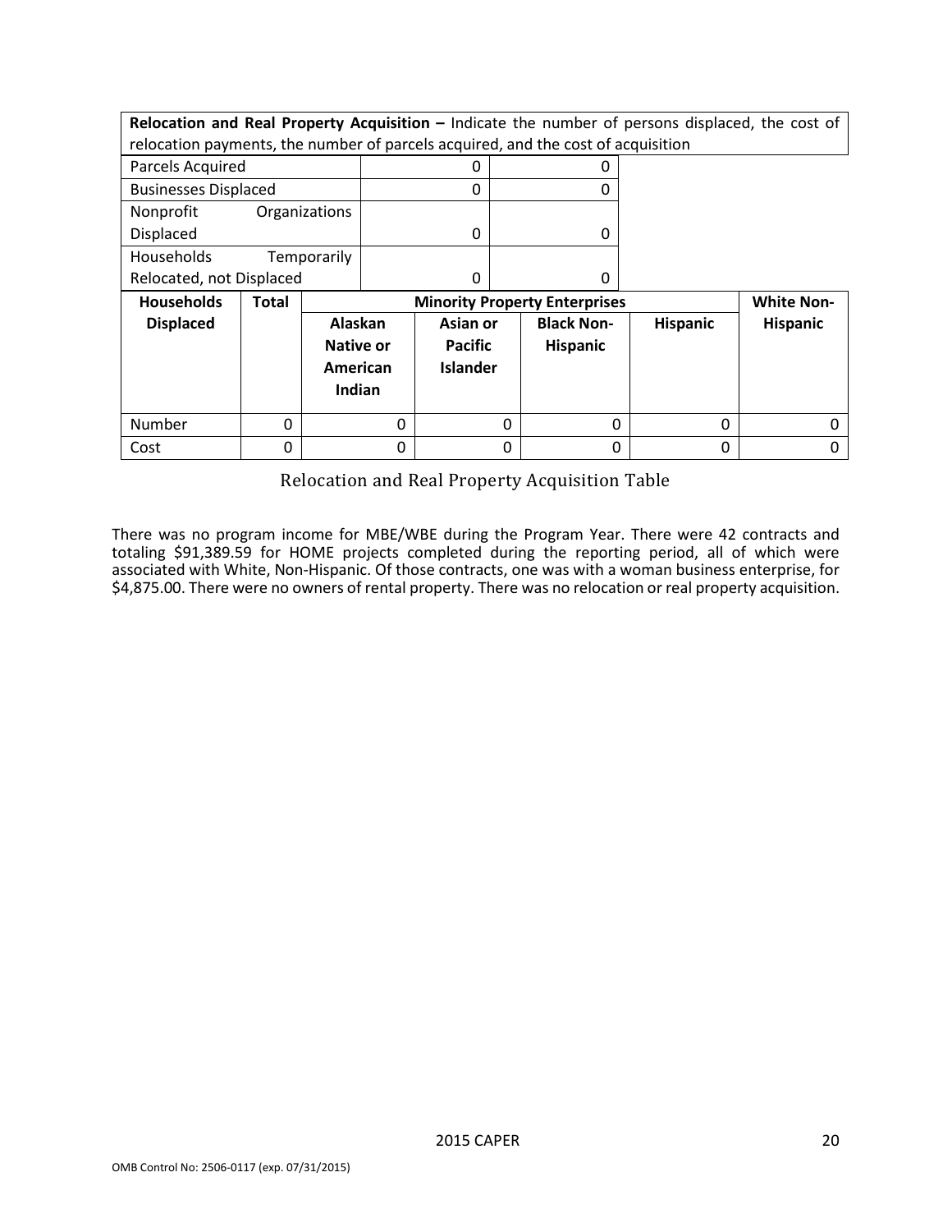| **Relocation and Real Property Acquisition –** Indicate the number of persons displaced, the cost of relocation payments, the number of parcels acquired, and the cost of acquisition | | | | | | |
|---|---|---|---|---|---|---|
| Parcels Acquired | | 0 | 0 | | | |
| Businesses Displaced | | 0 | 0 | | | |
| Nonprofit Organizations Displaced | | 0 | 0 | | | |
| Households Temporarily Relocated, not Displaced | | 0 | 0 | | | |
| **Households Displaced** | **Total** | **Minority Property Enterprises** | | | | **White Non-Hispanic** |
| | | **Alaskan Native or American Indian** | **Asian or Pacific Islander** | **Black Non-Hispanic** | **Hispanic** | |
| Number | 0 | 0 | 0 | 0 | 0 | 0 |
| Cost | 0 | 0 | 0 | 0 | 0 | 0 |

Relocation and Real Property Acquisition Table

There was no program income for MBE/WBE during the Program Year. There were 42 contracts and totaling $91,389.59 for HOME projects completed during the reporting period, all of which were associated with White, Non-Hispanic. Of those contracts, one was with a woman business enterprise, for $4,875.00. There were no owners of rental property. There was no relocation or real property acquisition.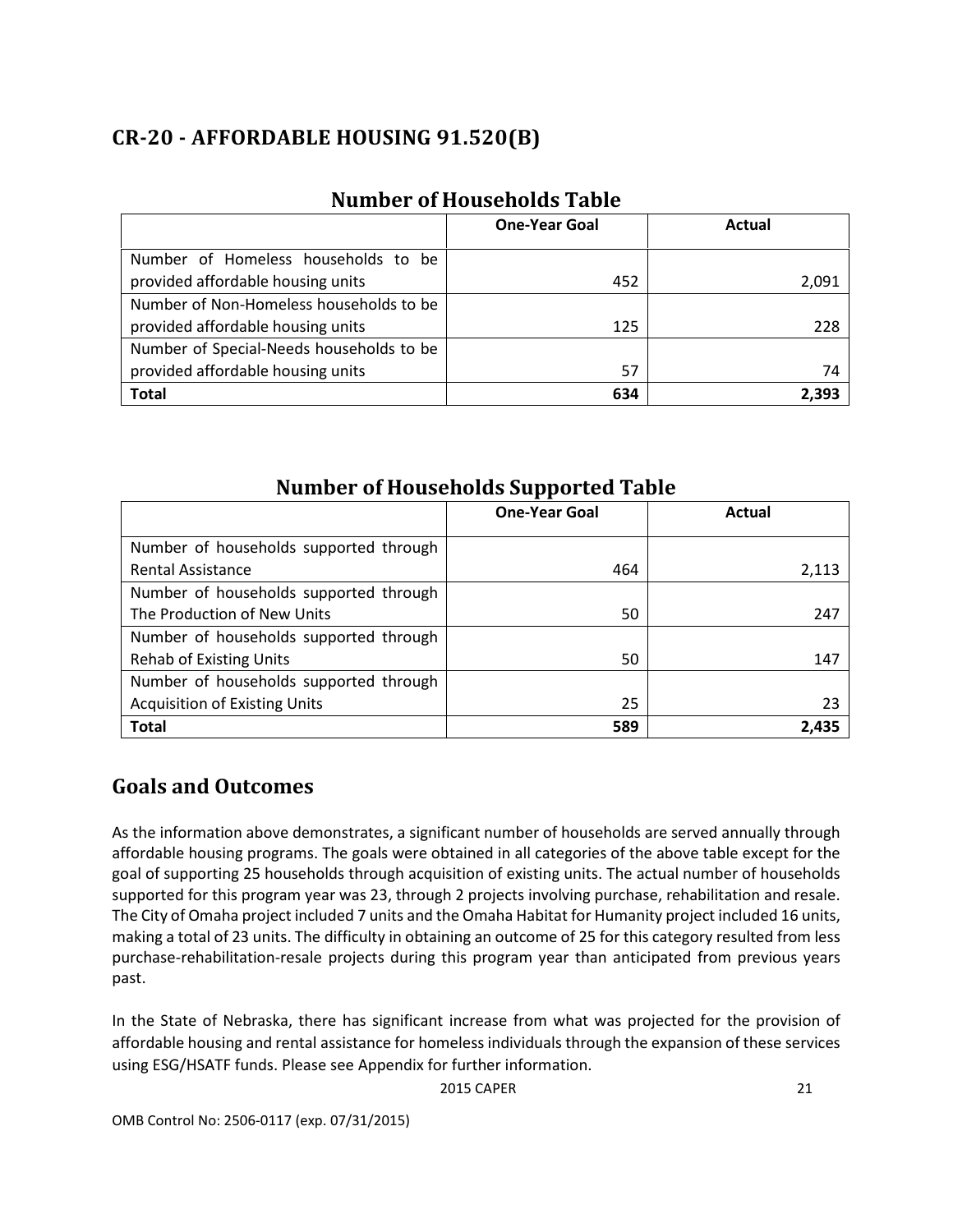## CR-20 - AFFORDABLE HOUSING 91.520(B)

### Number of Households Table

| | One-Year Goal | Actual |
|---|---|---|
| Number of Homeless households to be provided affordable housing units | 452 | 2,091 |
| Number of Non-Homeless households to be provided affordable housing units | 125 | 228 |
| Number of Special-Needs households to be provided affordable housing units | 57 | 74 |
| **Total** | **634** | **2,393** |

### Number of Households Supported Table

| | One-Year Goal | Actual |
|---|---|---|
| Number of households supported through Rental Assistance | 464 | 2,113 |
| Number of households supported through The Production of New Units | 50 | 247 |
| Number of households supported through Rehab of Existing Units | 50 | 147 |
| Number of households supported through Acquisition of Existing Units | 25 | 23 |
| **Total** | **589** | **2,435** |

## Goals and Outcomes

As the information above demonstrates, a significant number of households are served annually through affordable housing programs. The goals were obtained in all categories of the above table except for the goal of supporting 25 households through acquisition of existing units. The actual number of households supported for this program year was 23, through 2 projects involving purchase, rehabilitation and resale. The City of Omaha project included 7 units and the Omaha Habitat for Humanity project included 16 units, making a total of 23 units. The difficulty in obtaining an outcome of 25 for this category resulted from less purchase-rehabilitation-resale projects during this program year than anticipated from previous years past.

In the State of Nebraska, there has significant increase from what was projected for the provision of affordable housing and rental assistance for homeless individuals through the expansion of these services using ESG/HSATF funds. Please see Appendix for further information.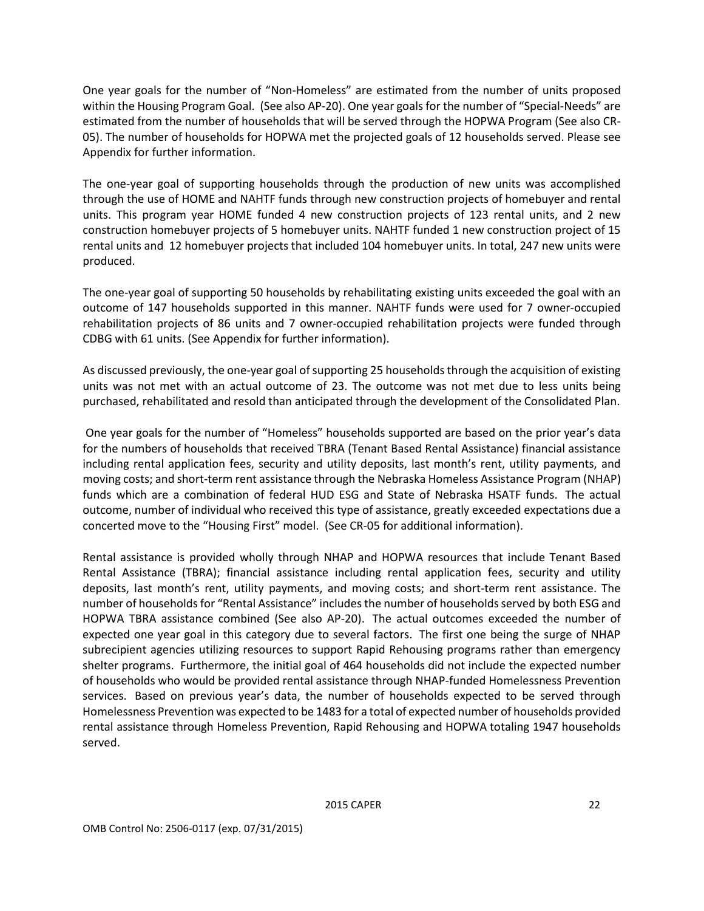One year goals for the number of "Non-Homeless" are estimated from the number of units proposed within the Housing Program Goal. (See also AP-20). One year goals for the number of "Special-Needs" are estimated from the number of households that will be served through the HOPWA Program (See also CR-05). The number of households for HOPWA met the projected goals of 12 households served. Please see Appendix for further information.

The one-year goal of supporting households through the production of new units was accomplished through the use of HOME and NAHTF funds through new construction projects of homebuyer and rental units. This program year HOME funded 4 new construction projects of 123 rental units, and 2 new construction homebuyer projects of 5 homebuyer units. NAHTF funded 1 new construction project of 15 rental units and 12 homebuyer projects that included 104 homebuyer units. In total, 247 new units were produced.

The one-year goal of supporting 50 households by rehabilitating existing units exceeded the goal with an outcome of 147 households supported in this manner. NAHTF funds were used for 7 owner-occupied rehabilitation projects of 86 units and 7 owner-occupied rehabilitation projects were funded through CDBG with 61 units. (See Appendix for further information).

As discussed previously, the one-year goal of supporting 25 households through the acquisition of existing units was not met with an actual outcome of 23. The outcome was not met due to less units being purchased, rehabilitated and resold than anticipated through the development of the Consolidated Plan.

One year goals for the number of "Homeless" households supported are based on the prior year's data for the numbers of households that received TBRA (Tenant Based Rental Assistance) financial assistance including rental application fees, security and utility deposits, last month's rent, utility payments, and moving costs; and short-term rent assistance through the Nebraska Homeless Assistance Program (NHAP) funds which are a combination of federal HUD ESG and State of Nebraska HSATF funds. The actual outcome, number of individual who received this type of assistance, greatly exceeded expectations due a concerted move to the "Housing First" model. (See CR-05 for additional information).

Rental assistance is provided wholly through NHAP and HOPWA resources that include Tenant Based Rental Assistance (TBRA); financial assistance including rental application fees, security and utility deposits, last month's rent, utility payments, and moving costs; and short-term rent assistance. The number of households for "Rental Assistance" includes the number of households served by both ESG and HOPWA TBRA assistance combined (See also AP-20). The actual outcomes exceeded the number of expected one year goal in this category due to several factors. The first one being the surge of NHAP subrecipient agencies utilizing resources to support Rapid Rehousing programs rather than emergency shelter programs. Furthermore, the initial goal of 464 households did not include the expected number of households who would be provided rental assistance through NHAP-funded Homelessness Prevention services. Based on previous year's data, the number of households expected to be served through Homelessness Prevention was expected to be 1483 for a total of expected number of households provided rental assistance through Homeless Prevention, Rapid Rehousing and HOPWA totaling 1947 households served.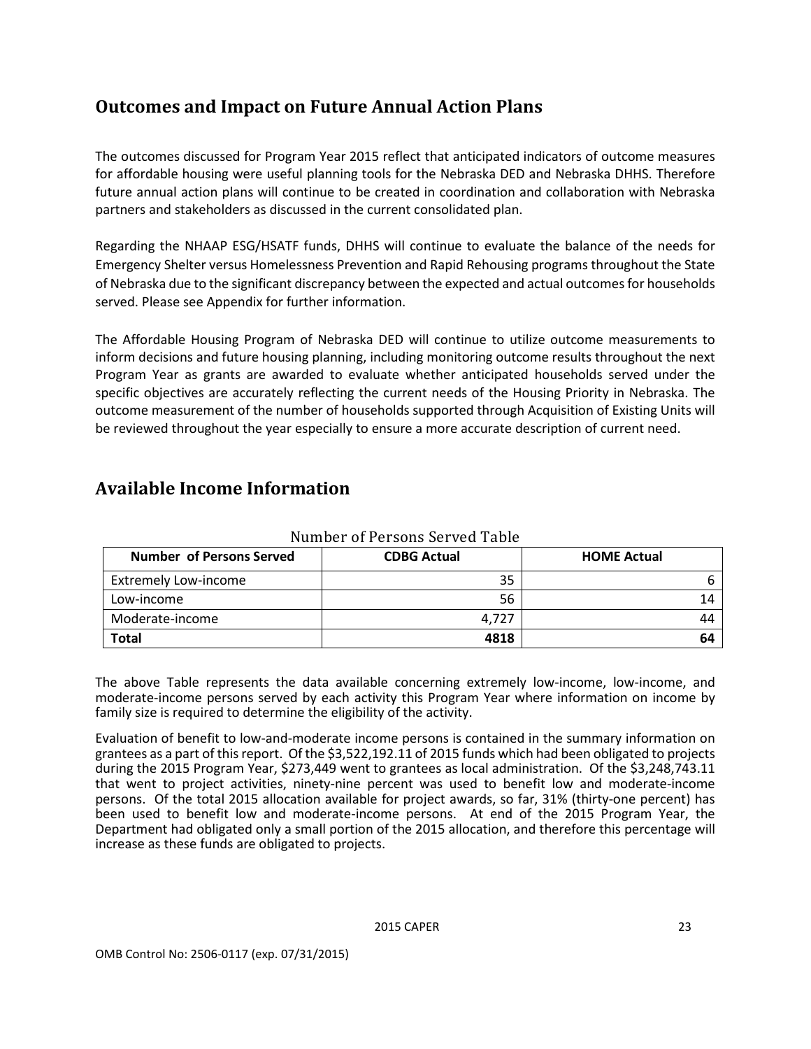## Outcomes and Impact on Future Annual Action Plans

The outcomes discussed for Program Year 2015 reflect that anticipated indicators of outcome measures for affordable housing were useful planning tools for the Nebraska DED and Nebraska DHHS. Therefore future annual action plans will continue to be created in coordination and collaboration with Nebraska partners and stakeholders as discussed in the current consolidated plan.

Regarding the NHAAP ESG/HSATF funds, DHHS will continue to evaluate the balance of the needs for Emergency Shelter versus Homelessness Prevention and Rapid Rehousing programs throughout the State of Nebraska due to the significant discrepancy between the expected and actual outcomes for households served. Please see Appendix for further information.

The Affordable Housing Program of Nebraska DED will continue to utilize outcome measurements to inform decisions and future housing planning, including monitoring outcome results throughout the next Program Year as grants are awarded to evaluate whether anticipated households served under the specific objectives are accurately reflecting the current needs of the Housing Priority in Nebraska. The outcome measurement of the number of households supported through Acquisition of Existing Units will be reviewed throughout the year especially to ensure a more accurate description of current need.

## Available Income Information

Number of Persons Served Table

| Number of Persons Served | CDBG Actual | HOME Actual |
|---|---|---|
| Extremely Low-income | 35 | 6 |
| Low-income | 56 | 14 |
| Moderate-income | 4,727 | 44 |
| **Total** | **4818** | **64** |

The above Table represents the data available concerning extremely low-income, low-income, and moderate-income persons served by each activity this Program Year where information on income by family size is required to determine the eligibility of the activity.

Evaluation of benefit to low-and-moderate income persons is contained in the summary information on grantees as a part of this report. Of the $3,522,192.11 of 2015 funds which had been obligated to projects during the 2015 Program Year, $273,449 went to grantees as local administration. Of the $3,248,743.11 that went to project activities, ninety-nine percent was used to benefit low and moderate-income persons. Of the total 2015 allocation available for project awards, so far, 31% (thirty-one percent) has been used to benefit low and moderate-income persons. At end of the 2015 Program Year, the Department had obligated only a small portion of the 2015 allocation, and therefore this percentage will increase as these funds are obligated to projects.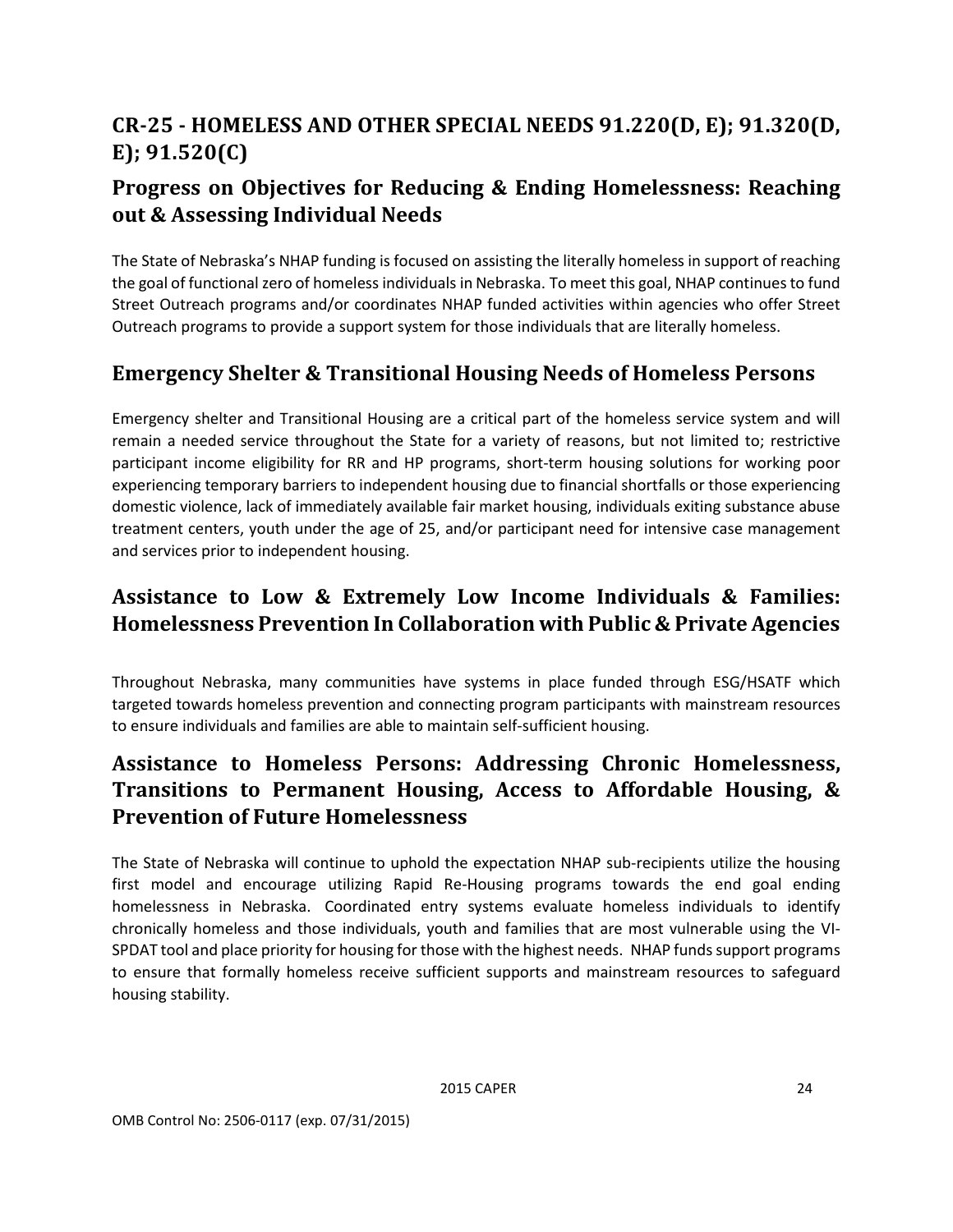# CR-25 - HOMELESS AND OTHER SPECIAL NEEDS 91.220(D, E); 91.320(D, E); 91.520(C)

## Progress on Objectives for Reducing & Ending Homelessness: Reaching out & Assessing Individual Needs

The State of Nebraska's NHAP funding is focused on assisting the literally homeless in support of reaching the goal of functional zero of homeless individuals in Nebraska. To meet this goal, NHAP continues to fund Street Outreach programs and/or coordinates NHAP funded activities within agencies who offer Street Outreach programs to provide a support system for those individuals that are literally homeless.

## Emergency Shelter & Transitional Housing Needs of Homeless Persons

Emergency shelter and Transitional Housing are a critical part of the homeless service system and will remain a needed service throughout the State for a variety of reasons, but not limited to; restrictive participant income eligibility for RR and HP programs, short-term housing solutions for working poor experiencing temporary barriers to independent housing due to financial shortfalls or those experiencing domestic violence, lack of immediately available fair market housing, individuals exiting substance abuse treatment centers, youth under the age of 25, and/or participant need for intensive case management and services prior to independent housing.

## Assistance to Low & Extremely Low Income Individuals & Families: Homelessness Prevention In Collaboration with Public & Private Agencies

Throughout Nebraska, many communities have systems in place funded through ESG/HSATF which targeted towards homeless prevention and connecting program participants with mainstream resources to ensure individuals and families are able to maintain self-sufficient housing.

## Assistance to Homeless Persons: Addressing Chronic Homelessness, Transitions to Permanent Housing, Access to Affordable Housing, & Prevention of Future Homelessness

The State of Nebraska will continue to uphold the expectation NHAP sub-recipients utilize the housing first model and encourage utilizing Rapid Re-Housing programs towards the end goal ending homelessness in Nebraska. Coordinated entry systems evaluate homeless individuals to identify chronically homeless and those individuals, youth and families that are most vulnerable using the VI-SPDAT tool and place priority for housing for those with the highest needs. NHAP funds support programs to ensure that formally homeless receive sufficient supports and mainstream resources to safeguard housing stability.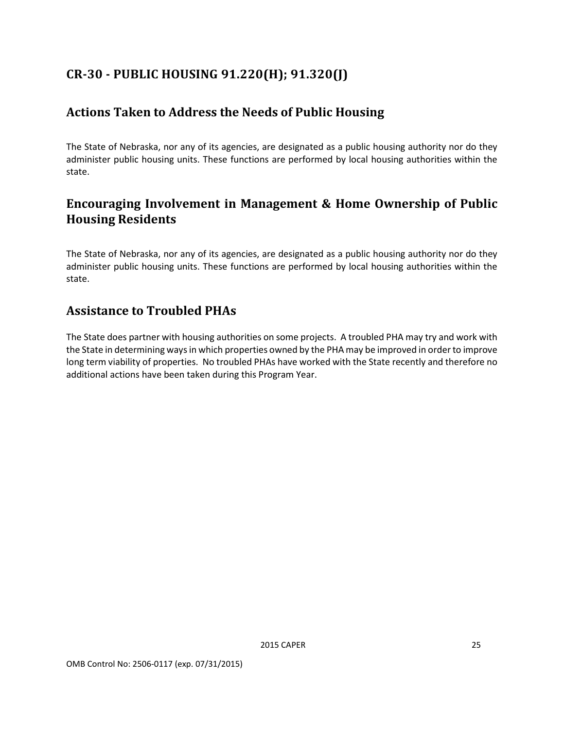# CR-30 - PUBLIC HOUSING 91.220(H); 91.320(J)

## Actions Taken to Address the Needs of Public Housing

The State of Nebraska, nor any of its agencies, are designated as a public housing authority nor do they administer public housing units. These functions are performed by local housing authorities within the state.

## Encouraging Involvement in Management & Home Ownership of Public Housing Residents

The State of Nebraska, nor any of its agencies, are designated as a public housing authority nor do they administer public housing units. These functions are performed by local housing authorities within the state.

## Assistance to Troubled PHAs

The State does partner with housing authorities on some projects. A troubled PHA may try and work with the State in determining ways in which properties owned by the PHA may be improved in order to improve long term viability of properties. No troubled PHAs have worked with the State recently and therefore no additional actions have been taken during this Program Year.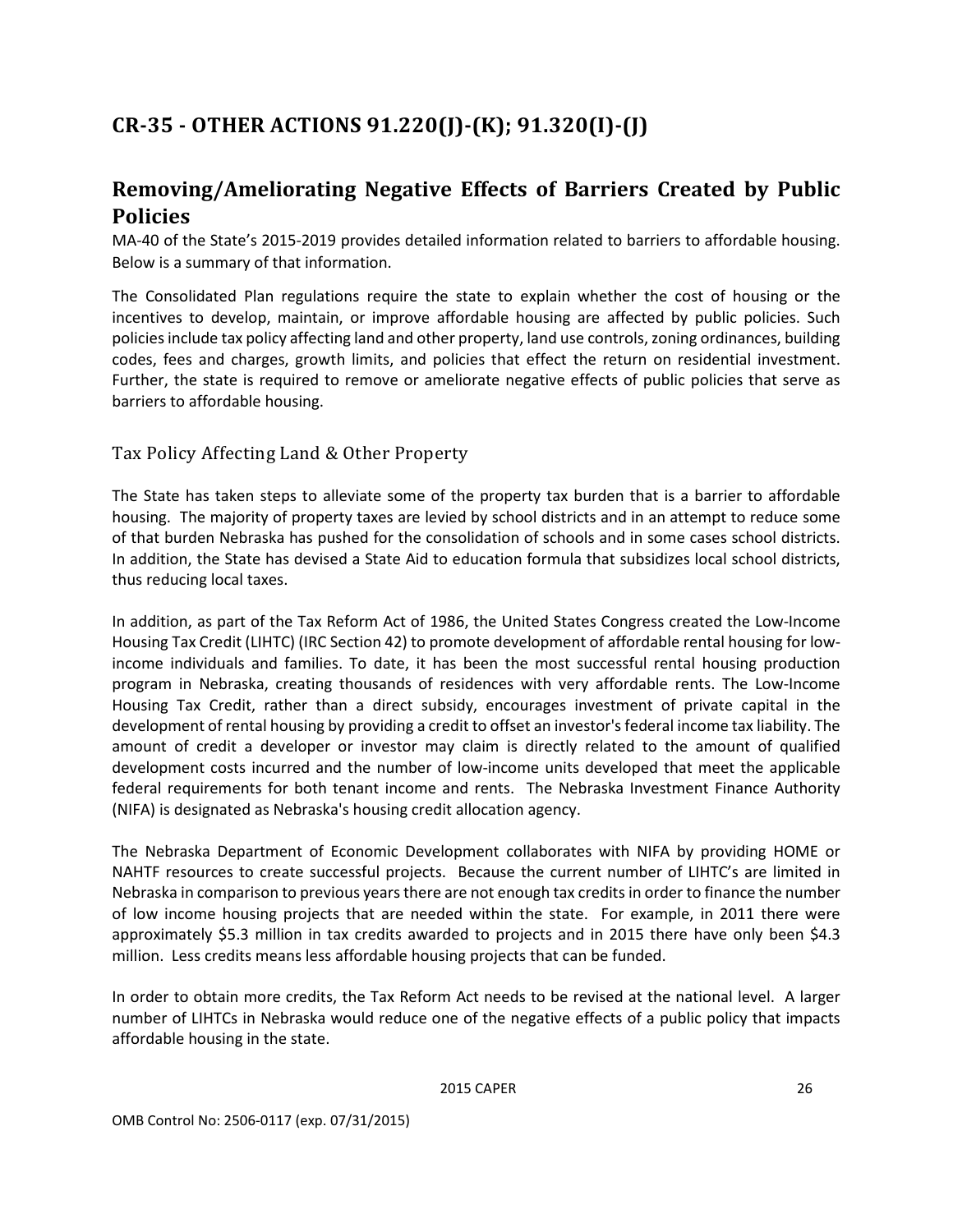# CR-35 - OTHER ACTIONS 91.220(J)-(K); 91.320(I)-(J)

## Removing/Ameliorating Negative Effects of Barriers Created by Public Policies

MA-40 of the State's 2015-2019 provides detailed information related to barriers to affordable housing. Below is a summary of that information.

The Consolidated Plan regulations require the state to explain whether the cost of housing or the incentives to develop, maintain, or improve affordable housing are affected by public policies. Such policies include tax policy affecting land and other property, land use controls, zoning ordinances, building codes, fees and charges, growth limits, and policies that effect the return on residential investment. Further, the state is required to remove or ameliorate negative effects of public policies that serve as barriers to affordable housing.

### Tax Policy Affecting Land & Other Property

The State has taken steps to alleviate some of the property tax burden that is a barrier to affordable housing. The majority of property taxes are levied by school districts and in an attempt to reduce some of that burden Nebraska has pushed for the consolidation of schools and in some cases school districts. In addition, the State has devised a State Aid to education formula that subsidizes local school districts, thus reducing local taxes.

In addition, as part of the Tax Reform Act of 1986, the United States Congress created the Low-Income Housing Tax Credit (LIHTC) (IRC Section 42) to promote development of affordable rental housing for low-income individuals and families. To date, it has been the most successful rental housing production program in Nebraska, creating thousands of residences with very affordable rents. The Low-Income Housing Tax Credit, rather than a direct subsidy, encourages investment of private capital in the development of rental housing by providing a credit to offset an investor's federal income tax liability. The amount of credit a developer or investor may claim is directly related to the amount of qualified development costs incurred and the number of low-income units developed that meet the applicable federal requirements for both tenant income and rents. The Nebraska Investment Finance Authority (NIFA) is designated as Nebraska's housing credit allocation agency.

The Nebraska Department of Economic Development collaborates with NIFA by providing HOME or NAHTF resources to create successful projects. Because the current number of LIHTC's are limited in Nebraska in comparison to previous years there are not enough tax credits in order to finance the number of low income housing projects that are needed within the state. For example, in 2011 there were approximately $5.3 million in tax credits awarded to projects and in 2015 there have only been $4.3 million. Less credits means less affordable housing projects that can be funded.

In order to obtain more credits, the Tax Reform Act needs to be revised at the national level. A larger number of LIHTCs in Nebraska would reduce one of the negative effects of a public policy that impacts affordable housing in the state.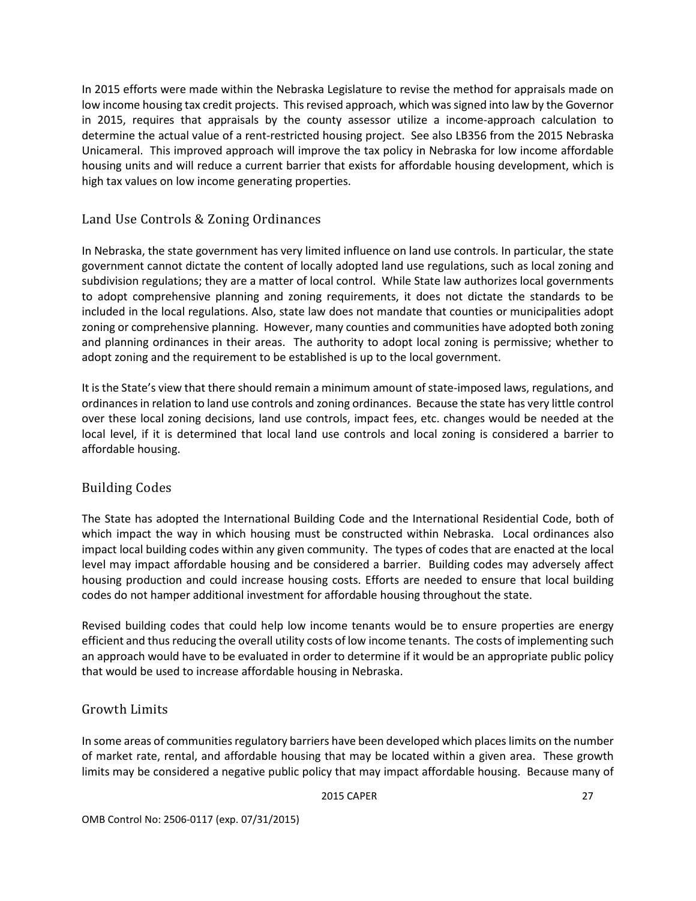In 2015 efforts were made within the Nebraska Legislature to revise the method for appraisals made on low income housing tax credit projects. This revised approach, which was signed into law by the Governor in 2015, requires that appraisals by the county assessor utilize a income-approach calculation to determine the actual value of a rent-restricted housing project. See also LB356 from the 2015 Nebraska Unicameral. This improved approach will improve the tax policy in Nebraska for low income affordable housing units and will reduce a current barrier that exists for affordable housing development, which is high tax values on low income generating properties.

## Land Use Controls & Zoning Ordinances

In Nebraska, the state government has very limited influence on land use controls. In particular, the state government cannot dictate the content of locally adopted land use regulations, such as local zoning and subdivision regulations; they are a matter of local control. While State law authorizes local governments to adopt comprehensive planning and zoning requirements, it does not dictate the standards to be included in the local regulations. Also, state law does not mandate that counties or municipalities adopt zoning or comprehensive planning. However, many counties and communities have adopted both zoning and planning ordinances in their areas. The authority to adopt local zoning is permissive; whether to adopt zoning and the requirement to be established is up to the local government.

It is the State's view that there should remain a minimum amount of state-imposed laws, regulations, and ordinances in relation to land use controls and zoning ordinances. Because the state has very little control over these local zoning decisions, land use controls, impact fees, etc. changes would be needed at the local level, if it is determined that local land use controls and local zoning is considered a barrier to affordable housing.

## Building Codes

The State has adopted the International Building Code and the International Residential Code, both of which impact the way in which housing must be constructed within Nebraska. Local ordinances also impact local building codes within any given community. The types of codes that are enacted at the local level may impact affordable housing and be considered a barrier. Building codes may adversely affect housing production and could increase housing costs. Efforts are needed to ensure that local building codes do not hamper additional investment for affordable housing throughout the state.

Revised building codes that could help low income tenants would be to ensure properties are energy efficient and thus reducing the overall utility costs of low income tenants. The costs of implementing such an approach would have to be evaluated in order to determine if it would be an appropriate public policy that would be used to increase affordable housing in Nebraska.

## Growth Limits

In some areas of communities regulatory barriers have been developed which places limits on the number of market rate, rental, and affordable housing that may be located within a given area. These growth limits may be considered a negative public policy that may impact affordable housing. Because many of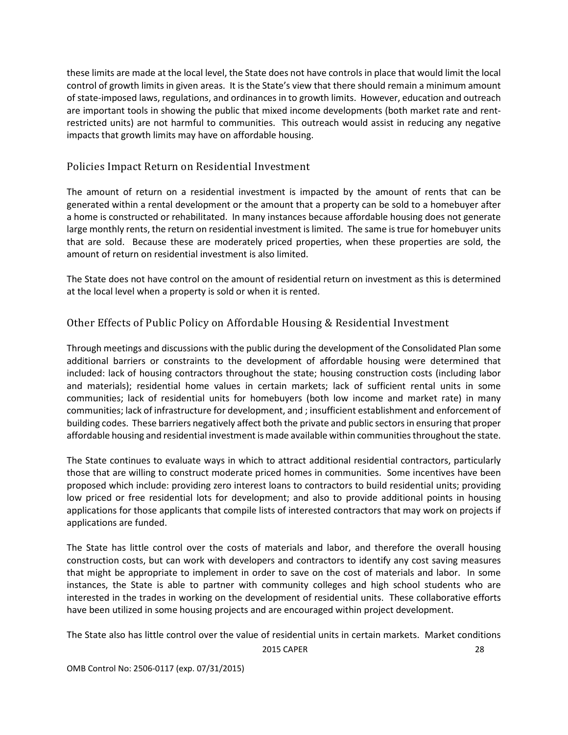these limits are made at the local level, the State does not have controls in place that would limit the local control of growth limits in given areas. It is the State's view that there should remain a minimum amount of state-imposed laws, regulations, and ordinances in to growth limits. However, education and outreach are important tools in showing the public that mixed income developments (both market rate and rent-restricted units) are not harmful to communities. This outreach would assist in reducing any negative impacts that growth limits may have on affordable housing.

## Policies Impact Return on Residential Investment

The amount of return on a residential investment is impacted by the amount of rents that can be generated within a rental development or the amount that a property can be sold to a homebuyer after a home is constructed or rehabilitated. In many instances because affordable housing does not generate large monthly rents, the return on residential investment is limited. The same is true for homebuyer units that are sold. Because these are moderately priced properties, when these properties are sold, the amount of return on residential investment is also limited.

The State does not have control on the amount of residential return on investment as this is determined at the local level when a property is sold or when it is rented.

## Other Effects of Public Policy on Affordable Housing & Residential Investment

Through meetings and discussions with the public during the development of the Consolidated Plan some additional barriers or constraints to the development of affordable housing were determined that included: lack of housing contractors throughout the state; housing construction costs (including labor and materials); residential home values in certain markets; lack of sufficient rental units in some communities; lack of residential units for homebuyers (both low income and market rate) in many communities; lack of infrastructure for development, and ; insufficient establishment and enforcement of building codes. These barriers negatively affect both the private and public sectors in ensuring that proper affordable housing and residential investment is made available within communities throughout the state.

The State continues to evaluate ways in which to attract additional residential contractors, particularly those that are willing to construct moderate priced homes in communities. Some incentives have been proposed which include: providing zero interest loans to contractors to build residential units; providing low priced or free residential lots for development; and also to provide additional points in housing applications for those applicants that compile lists of interested contractors that may work on projects if applications are funded.

The State has little control over the costs of materials and labor, and therefore the overall housing construction costs, but can work with developers and contractors to identify any cost saving measures that might be appropriate to implement in order to save on the cost of materials and labor. In some instances, the State is able to partner with community colleges and high school students who are interested in the trades in working on the development of residential units. These collaborative efforts have been utilized in some housing projects and are encouraged within project development.

The State also has little control over the value of residential units in certain markets. Market conditions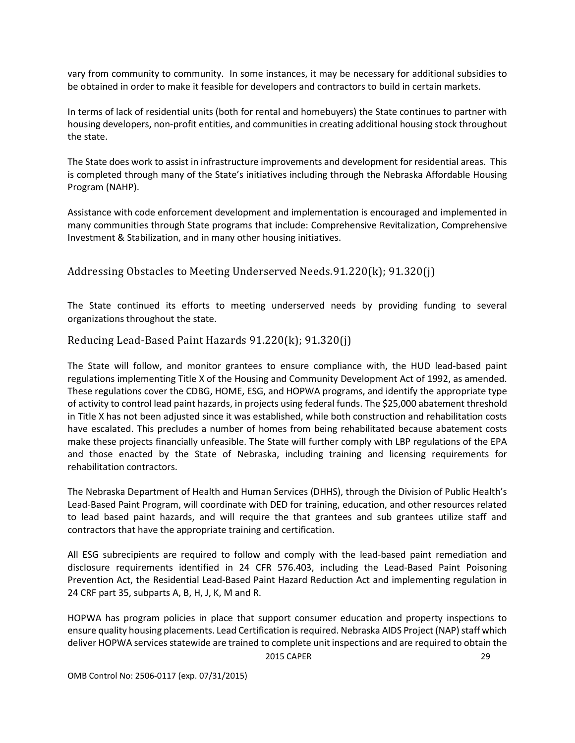vary from community to community. In some instances, it may be necessary for additional subsidies to be obtained in order to make it feasible for developers and contractors to build in certain markets.

In terms of lack of residential units (both for rental and homebuyers) the State continues to partner with housing developers, non-profit entities, and communities in creating additional housing stock throughout the state.

The State does work to assist in infrastructure improvements and development for residential areas. This is completed through many of the State's initiatives including through the Nebraska Affordable Housing Program (NAHP).

Assistance with code enforcement development and implementation is encouraged and implemented in many communities through State programs that include: Comprehensive Revitalization, Comprehensive Investment & Stabilization, and in many other housing initiatives.

## Addressing Obstacles to Meeting Underserved Needs.91.220(k); 91.320(j)

The State continued its efforts to meeting underserved needs by providing funding to several organizations throughout the state.

## Reducing Lead-Based Paint Hazards 91.220(k); 91.320(j)

The State will follow, and monitor grantees to ensure compliance with, the HUD lead-based paint regulations implementing Title X of the Housing and Community Development Act of 1992, as amended. These regulations cover the CDBG, HOME, ESG, and HOPWA programs, and identify the appropriate type of activity to control lead paint hazards, in projects using federal funds. The $25,000 abatement threshold in Title X has not been adjusted since it was established, while both construction and rehabilitation costs have escalated. This precludes a number of homes from being rehabilitated because abatement costs make these projects financially unfeasible. The State will further comply with LBP regulations of the EPA and those enacted by the State of Nebraska, including training and licensing requirements for rehabilitation contractors.

The Nebraska Department of Health and Human Services (DHHS), through the Division of Public Health's Lead-Based Paint Program, will coordinate with DED for training, education, and other resources related to lead based paint hazards, and will require the that grantees and sub grantees utilize staff and contractors that have the appropriate training and certification.

All ESG subrecipients are required to follow and comply with the lead-based paint remediation and disclosure requirements identified in 24 CFR 576.403, including the Lead-Based Paint Poisoning Prevention Act, the Residential Lead-Based Paint Hazard Reduction Act and implementing regulation in 24 CRF part 35, subparts A, B, H, J, K, M and R.

HOPWA has program policies in place that support consumer education and property inspections to ensure quality housing placements. Lead Certification is required. Nebraska AIDS Project (NAP) staff which deliver HOPWA services statewide are trained to complete unit inspections and are required to obtain the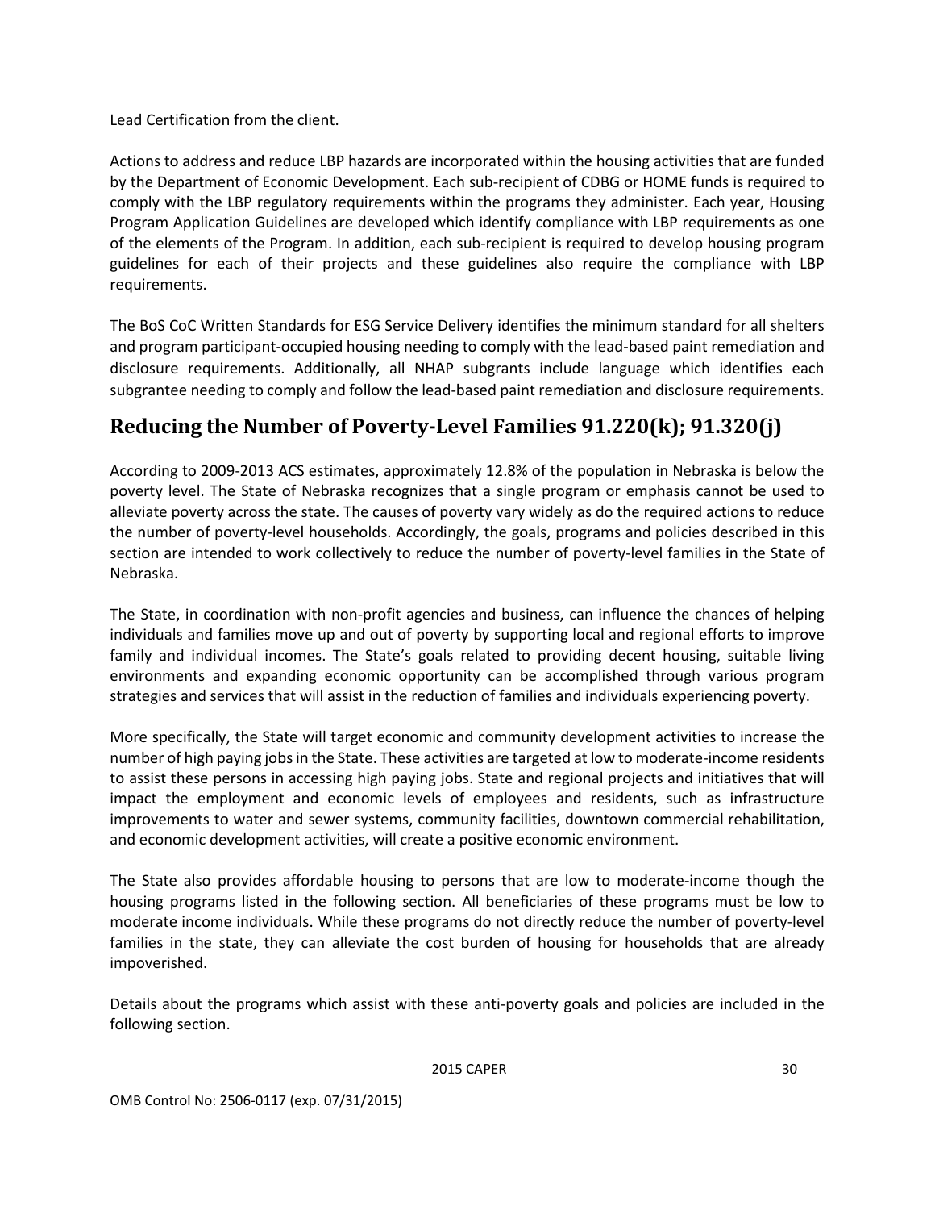Lead Certification from the client.

Actions to address and reduce LBP hazards are incorporated within the housing activities that are funded by the Department of Economic Development. Each sub-recipient of CDBG or HOME funds is required to comply with the LBP regulatory requirements within the programs they administer. Each year, Housing Program Application Guidelines are developed which identify compliance with LBP requirements as one of the elements of the Program. In addition, each sub-recipient is required to develop housing program guidelines for each of their projects and these guidelines also require the compliance with LBP requirements.

The BoS CoC Written Standards for ESG Service Delivery identifies the minimum standard for all shelters and program participant-occupied housing needing to comply with the lead-based paint remediation and disclosure requirements. Additionally, all NHAP subgrants include language which identifies each subgrantee needing to comply and follow the lead-based paint remediation and disclosure requirements.

## Reducing the Number of Poverty-Level Families 91.220(k); 91.320(j)

According to 2009-2013 ACS estimates, approximately 12.8% of the population in Nebraska is below the poverty level. The State of Nebraska recognizes that a single program or emphasis cannot be used to alleviate poverty across the state. The causes of poverty vary widely as do the required actions to reduce the number of poverty-level households. Accordingly, the goals, programs and policies described in this section are intended to work collectively to reduce the number of poverty-level families in the State of Nebraska.

The State, in coordination with non-profit agencies and business, can influence the chances of helping individuals and families move up and out of poverty by supporting local and regional efforts to improve family and individual incomes. The State's goals related to providing decent housing, suitable living environments and expanding economic opportunity can be accomplished through various program strategies and services that will assist in the reduction of families and individuals experiencing poverty.

More specifically, the State will target economic and community development activities to increase the number of high paying jobs in the State. These activities are targeted at low to moderate-income residents to assist these persons in accessing high paying jobs. State and regional projects and initiatives that will impact the employment and economic levels of employees and residents, such as infrastructure improvements to water and sewer systems, community facilities, downtown commercial rehabilitation, and economic development activities, will create a positive economic environment.

The State also provides affordable housing to persons that are low to moderate-income though the housing programs listed in the following section. All beneficiaries of these programs must be low to moderate income individuals. While these programs do not directly reduce the number of poverty-level families in the state, they can alleviate the cost burden of housing for households that are already impoverished.

Details about the programs which assist with these anti-poverty goals and policies are included in the following section.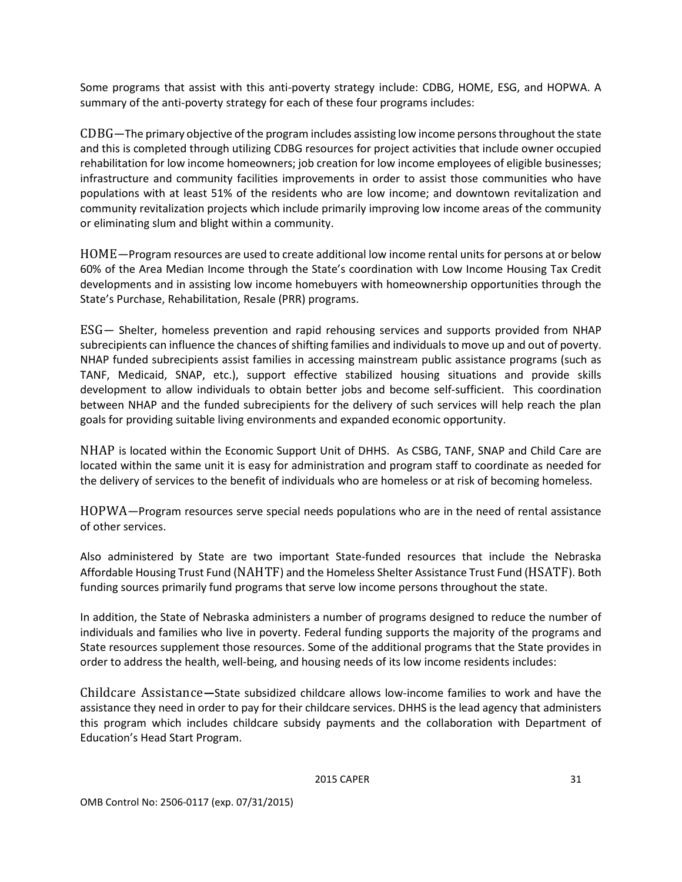Some programs that assist with this anti-poverty strategy include: CDBG, HOME, ESG, and HOPWA. A summary of the anti-poverty strategy for each of these four programs includes:

CDBG—The primary objective of the program includes assisting low income persons throughout the state and this is completed through utilizing CDBG resources for project activities that include owner occupied rehabilitation for low income homeowners; job creation for low income employees of eligible businesses; infrastructure and community facilities improvements in order to assist those communities who have populations with at least 51% of the residents who are low income; and downtown revitalization and community revitalization projects which include primarily improving low income areas of the community or eliminating slum and blight within a community.

HOME—Program resources are used to create additional low income rental units for persons at or below 60% of the Area Median Income through the State's coordination with Low Income Housing Tax Credit developments and in assisting low income homebuyers with homeownership opportunities through the State's Purchase, Rehabilitation, Resale (PRR) programs.

ESG— Shelter, homeless prevention and rapid rehousing services and supports provided from NHAP subrecipients can influence the chances of shifting families and individuals to move up and out of poverty. NHAP funded subrecipients assist families in accessing mainstream public assistance programs (such as TANF, Medicaid, SNAP, etc.), support effective stabilized housing situations and provide skills development to allow individuals to obtain better jobs and become self-sufficient. This coordination between NHAP and the funded subrecipients for the delivery of such services will help reach the plan goals for providing suitable living environments and expanded economic opportunity.

NHAP is located within the Economic Support Unit of DHHS. As CSBG, TANF, SNAP and Child Care are located within the same unit it is easy for administration and program staff to coordinate as needed for the delivery of services to the benefit of individuals who are homeless or at risk of becoming homeless.

HOPWA—Program resources serve special needs populations who are in the need of rental assistance of other services.

Also administered by State are two important State-funded resources that include the Nebraska Affordable Housing Trust Fund (NAHTF) and the Homeless Shelter Assistance Trust Fund (HSATF). Both funding sources primarily fund programs that serve low income persons throughout the state.

In addition, the State of Nebraska administers a number of programs designed to reduce the number of individuals and families who live in poverty. Federal funding supports the majority of the programs and State resources supplement those resources. Some of the additional programs that the State provides in order to address the health, well-being, and housing needs of its low income residents includes:

Childcare Assistance—State subsidized childcare allows low-income families to work and have the assistance they need in order to pay for their childcare services. DHHS is the lead agency that administers this program which includes childcare subsidy payments and the collaboration with Department of Education's Head Start Program.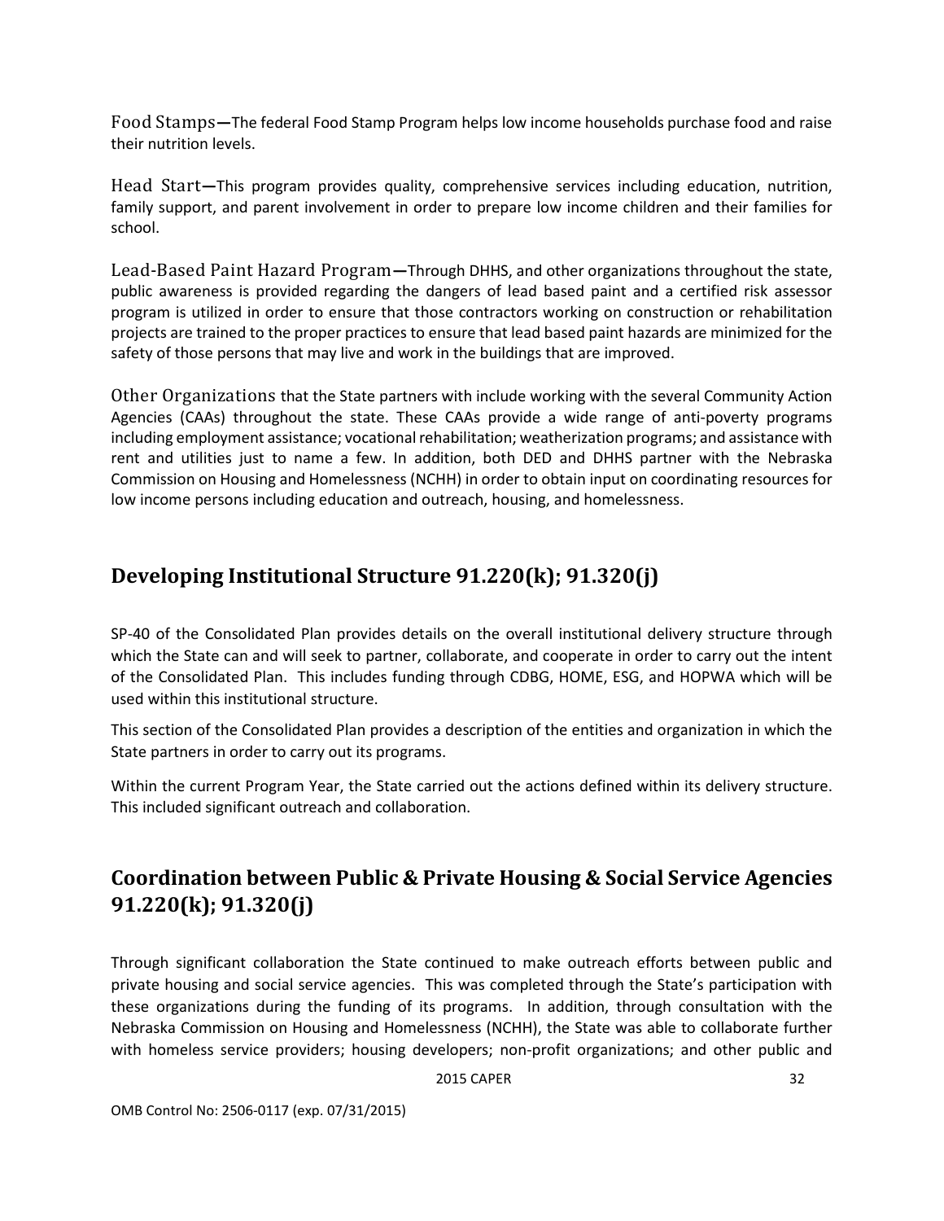Food Stamps—The federal Food Stamp Program helps low income households purchase food and raise their nutrition levels.

Head Start—This program provides quality, comprehensive services including education, nutrition, family support, and parent involvement in order to prepare low income children and their families for school.

Lead-Based Paint Hazard Program—Through DHHS, and other organizations throughout the state, public awareness is provided regarding the dangers of lead based paint and a certified risk assessor program is utilized in order to ensure that those contractors working on construction or rehabilitation projects are trained to the proper practices to ensure that lead based paint hazards are minimized for the safety of those persons that may live and work in the buildings that are improved.

Other Organizations that the State partners with include working with the several Community Action Agencies (CAAs) throughout the state. These CAAs provide a wide range of anti-poverty programs including employment assistance; vocational rehabilitation; weatherization programs; and assistance with rent and utilities just to name a few. In addition, both DED and DHHS partner with the Nebraska Commission on Housing and Homelessness (NCHH) in order to obtain input on coordinating resources for low income persons including education and outreach, housing, and homelessness.

## Developing Institutional Structure 91.220(k); 91.320(j)

SP-40 of the Consolidated Plan provides details on the overall institutional delivery structure through which the State can and will seek to partner, collaborate, and cooperate in order to carry out the intent of the Consolidated Plan. This includes funding through CDBG, HOME, ESG, and HOPWA which will be used within this institutional structure.

This section of the Consolidated Plan provides a description of the entities and organization in which the State partners in order to carry out its programs.

Within the current Program Year, the State carried out the actions defined within its delivery structure. This included significant outreach and collaboration.

## Coordination between Public & Private Housing & Social Service Agencies 91.220(k); 91.320(j)

Through significant collaboration the State continued to make outreach efforts between public and private housing and social service agencies. This was completed through the State's participation with these organizations during the funding of its programs. In addition, through consultation with the Nebraska Commission on Housing and Homelessness (NCHH), the State was able to collaborate further with homeless service providers; housing developers; non-profit organizations; and other public and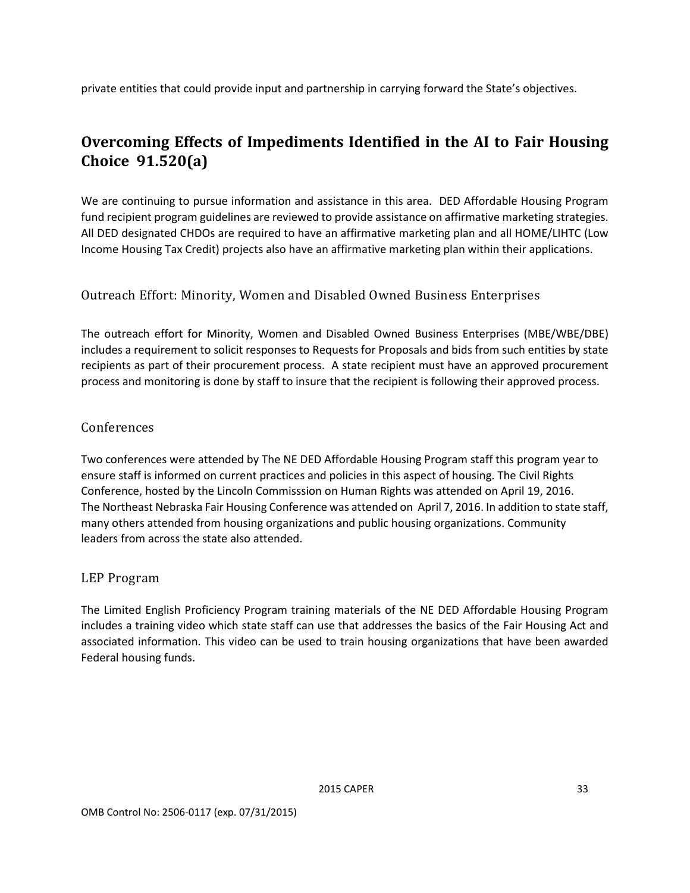private entities that could provide input and partnership in carrying forward the State's objectives.

## Overcoming Effects of Impediments Identified in the AI to Fair Housing Choice 91.520(a)

We are continuing to pursue information and assistance in this area. DED Affordable Housing Program fund recipient program guidelines are reviewed to provide assistance on affirmative marketing strategies. All DED designated CHDOs are required to have an affirmative marketing plan and all HOME/LIHTC (Low Income Housing Tax Credit) projects also have an affirmative marketing plan within their applications.

### Outreach Effort: Minority, Women and Disabled Owned Business Enterprises

The outreach effort for Minority, Women and Disabled Owned Business Enterprises (MBE/WBE/DBE) includes a requirement to solicit responses to Requests for Proposals and bids from such entities by state recipients as part of their procurement process. A state recipient must have an approved procurement process and monitoring is done by staff to insure that the recipient is following their approved process.

### Conferences

Two conferences were attended by The NE DED Affordable Housing Program staff this program year to ensure staff is informed on current practices and policies in this aspect of housing. The Civil Rights Conference, hosted by the Lincoln Commisssion on Human Rights was attended on April 19, 2016. The Northeast Nebraska Fair Housing Conference was attended on April 7, 2016. In addition to state staff, many others attended from housing organizations and public housing organizations. Community leaders from across the state also attended.

### LEP Program

The Limited English Proficiency Program training materials of the NE DED Affordable Housing Program includes a training video which state staff can use that addresses the basics of the Fair Housing Act and associated information. This video can be used to train housing organizations that have been awarded Federal housing funds.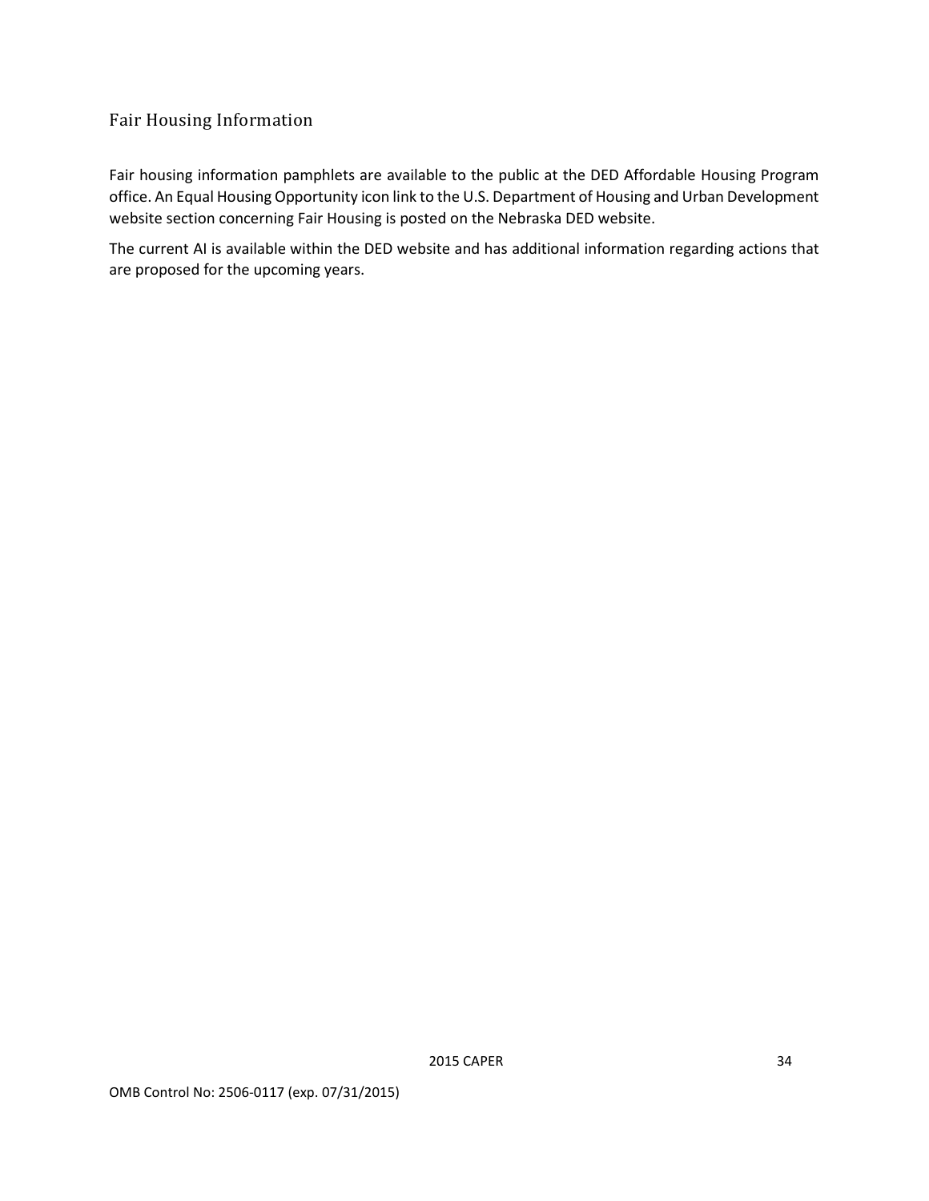## Fair Housing Information

Fair housing information pamphlets are available to the public at the DED Affordable Housing Program office. An Equal Housing Opportunity icon link to the U.S. Department of Housing and Urban Development website section concerning Fair Housing is posted on the Nebraska DED website.

The current AI is available within the DED website and has additional information regarding actions that are proposed for the upcoming years.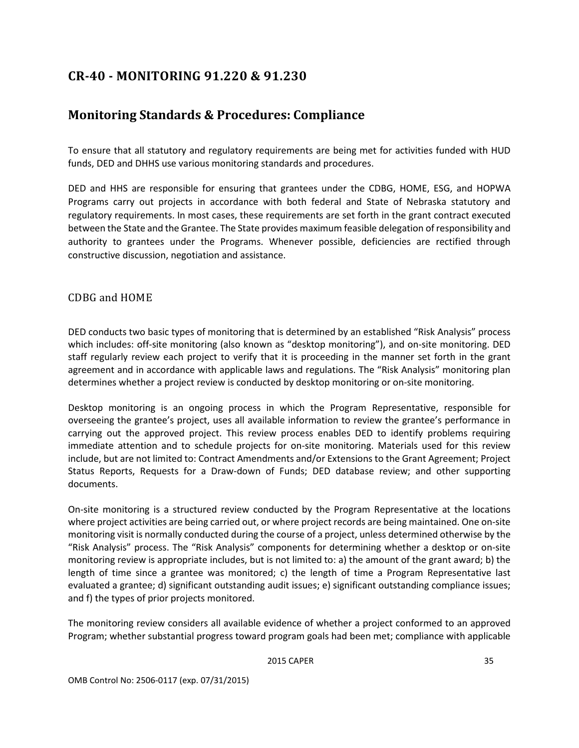# CR-40 - MONITORING 91.220 & 91.230

## Monitoring Standards & Procedures: Compliance

To ensure that all statutory and regulatory requirements are being met for activities funded with HUD funds, DED and DHHS use various monitoring standards and procedures.

DED and HHS are responsible for ensuring that grantees under the CDBG, HOME, ESG, and HOPWA Programs carry out projects in accordance with both federal and State of Nebraska statutory and regulatory requirements. In most cases, these requirements are set forth in the grant contract executed between the State and the Grantee. The State provides maximum feasible delegation of responsibility and authority to grantees under the Programs. Whenever possible, deficiencies are rectified through constructive discussion, negotiation and assistance.

### CDBG and HOME

DED conducts two basic types of monitoring that is determined by an established "Risk Analysis" process which includes: off-site monitoring (also known as "desktop monitoring"), and on-site monitoring. DED staff regularly review each project to verify that it is proceeding in the manner set forth in the grant agreement and in accordance with applicable laws and regulations. The "Risk Analysis" monitoring plan determines whether a project review is conducted by desktop monitoring or on-site monitoring.

Desktop monitoring is an ongoing process in which the Program Representative, responsible for overseeing the grantee's project, uses all available information to review the grantee's performance in carrying out the approved project. This review process enables DED to identify problems requiring immediate attention and to schedule projects for on-site monitoring. Materials used for this review include, but are not limited to: Contract Amendments and/or Extensions to the Grant Agreement; Project Status Reports, Requests for a Draw-down of Funds; DED database review; and other supporting documents.

On-site monitoring is a structured review conducted by the Program Representative at the locations where project activities are being carried out, or where project records are being maintained. One on-site monitoring visit is normally conducted during the course of a project, unless determined otherwise by the "Risk Analysis" process. The "Risk Analysis" components for determining whether a desktop or on-site monitoring review is appropriate includes, but is not limited to: a) the amount of the grant award; b) the length of time since a grantee was monitored; c) the length of time a Program Representative last evaluated a grantee; d) significant outstanding audit issues; e) significant outstanding compliance issues; and f) the types of prior projects monitored.

The monitoring review considers all available evidence of whether a project conformed to an approved Program; whether substantial progress toward program goals had been met; compliance with applicable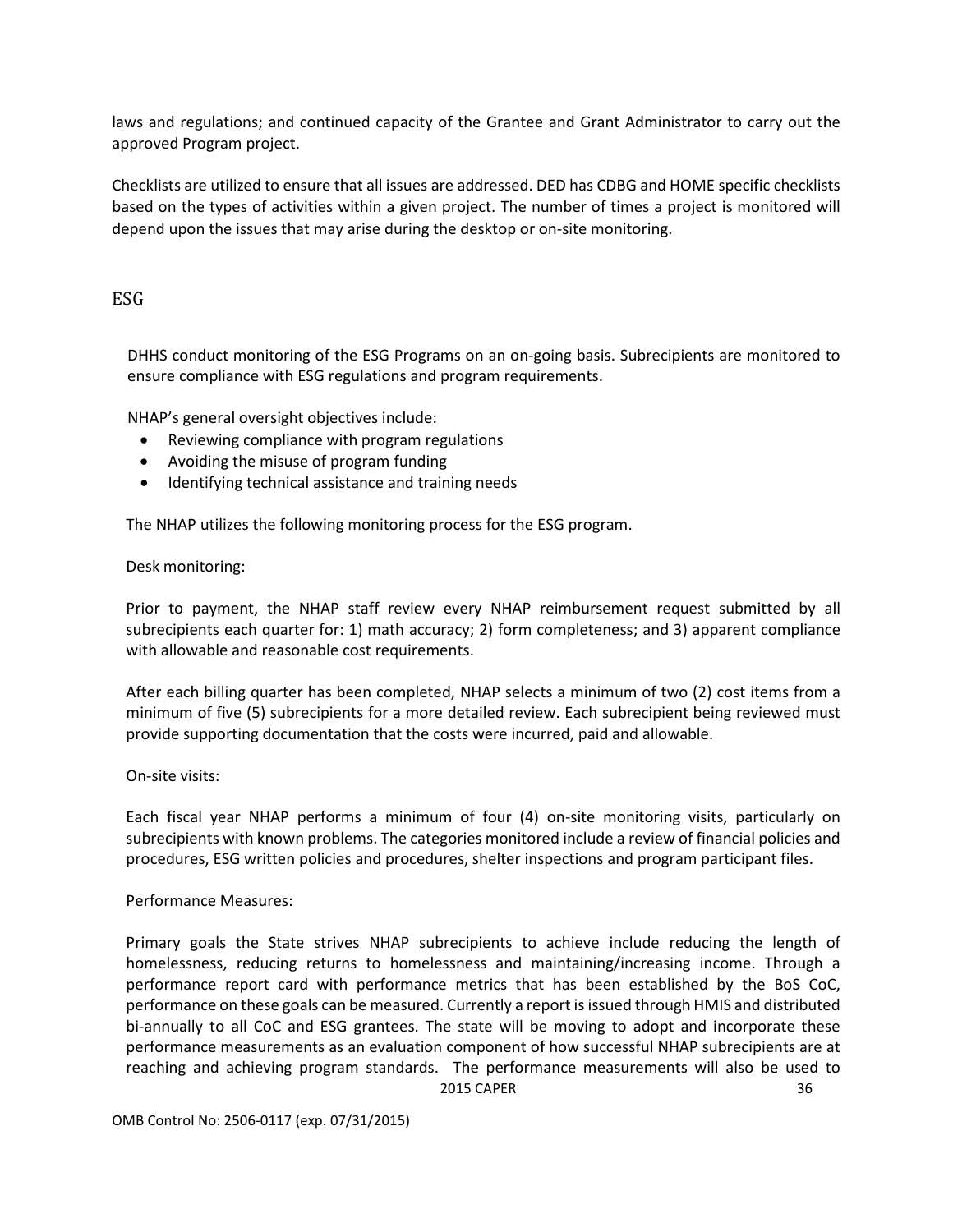laws and regulations; and continued capacity of the Grantee and Grant Administrator to carry out the approved Program project.

Checklists are utilized to ensure that all issues are addressed. DED has CDBG and HOME specific checklists based on the types of activities within a given project. The number of times a project is monitored will depend upon the issues that may arise during the desktop or on-site monitoring.

## ESG

DHHS conduct monitoring of the ESG Programs on an on-going basis. Subrecipients are monitored to ensure compliance with ESG regulations and program requirements.

NHAP's general oversight objectives include:

- Reviewing compliance with program regulations
- Avoiding the misuse of program funding
- Identifying technical assistance and training needs

The NHAP utilizes the following monitoring process for the ESG program.

Desk monitoring:

Prior to payment, the NHAP staff review every NHAP reimbursement request submitted by all subrecipients each quarter for: 1) math accuracy; 2) form completeness; and 3) apparent compliance with allowable and reasonable cost requirements.

After each billing quarter has been completed, NHAP selects a minimum of two (2) cost items from a minimum of five (5) subrecipients for a more detailed review. Each subrecipient being reviewed must provide supporting documentation that the costs were incurred, paid and allowable.

On-site visits:

Each fiscal year NHAP performs a minimum of four (4) on-site monitoring visits, particularly on subrecipients with known problems. The categories monitored include a review of financial policies and procedures, ESG written policies and procedures, shelter inspections and program participant files.

Performance Measures:

Primary goals the State strives NHAP subrecipients to achieve include reducing the length of homelessness, reducing returns to homelessness and maintaining/increasing income. Through a performance report card with performance metrics that has been established by the BoS CoC, performance on these goals can be measured. Currently a report is issued through HMIS and distributed bi-annually to all CoC and ESG grantees. The state will be moving to adopt and incorporate these performance measurements as an evaluation component of how successful NHAP subrecipients are at reaching and achieving program standards. The performance measurements will also be used to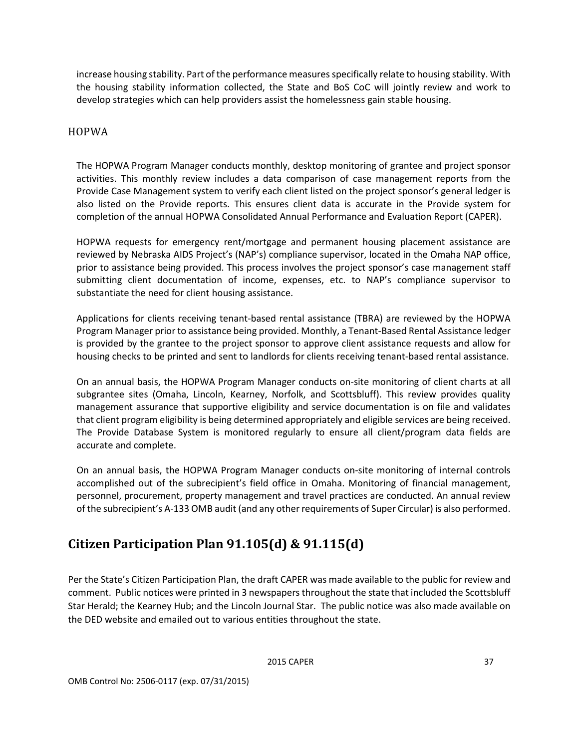increase housing stability. Part of the performance measures specifically relate to housing stability. With the housing stability information collected, the State and BoS CoC will jointly review and work to develop strategies which can help providers assist the homelessness gain stable housing.

### HOPWA

The HOPWA Program Manager conducts monthly, desktop monitoring of grantee and project sponsor activities. This monthly review includes a data comparison of case management reports from the Provide Case Management system to verify each client listed on the project sponsor's general ledger is also listed on the Provide reports. This ensures client data is accurate in the Provide system for completion of the annual HOPWA Consolidated Annual Performance and Evaluation Report (CAPER).

HOPWA requests for emergency rent/mortgage and permanent housing placement assistance are reviewed by Nebraska AIDS Project's (NAP's) compliance supervisor, located in the Omaha NAP office, prior to assistance being provided. This process involves the project sponsor's case management staff submitting client documentation of income, expenses, etc. to NAP's compliance supervisor to substantiate the need for client housing assistance.

Applications for clients receiving tenant-based rental assistance (TBRA) are reviewed by the HOPWA Program Manager prior to assistance being provided. Monthly, a Tenant-Based Rental Assistance ledger is provided by the grantee to the project sponsor to approve client assistance requests and allow for housing checks to be printed and sent to landlords for clients receiving tenant-based rental assistance.

On an annual basis, the HOPWA Program Manager conducts on-site monitoring of client charts at all subgrantee sites (Omaha, Lincoln, Kearney, Norfolk, and Scottsbluff). This review provides quality management assurance that supportive eligibility and service documentation is on file and validates that client program eligibility is being determined appropriately and eligible services are being received. The Provide Database System is monitored regularly to ensure all client/program data fields are accurate and complete.

On an annual basis, the HOPWA Program Manager conducts on-site monitoring of internal controls accomplished out of the subrecipient's field office in Omaha. Monitoring of financial management, personnel, procurement, property management and travel practices are conducted. An annual review of the subrecipient's A-133 OMB audit (and any other requirements of Super Circular) is also performed.

## Citizen Participation Plan 91.105(d) & 91.115(d)

Per the State's Citizen Participation Plan, the draft CAPER was made available to the public for review and comment. Public notices were printed in 3 newspapers throughout the state that included the Scottsbluff Star Herald; the Kearney Hub; and the Lincoln Journal Star. The public notice was also made available on the DED website and emailed out to various entities throughout the state.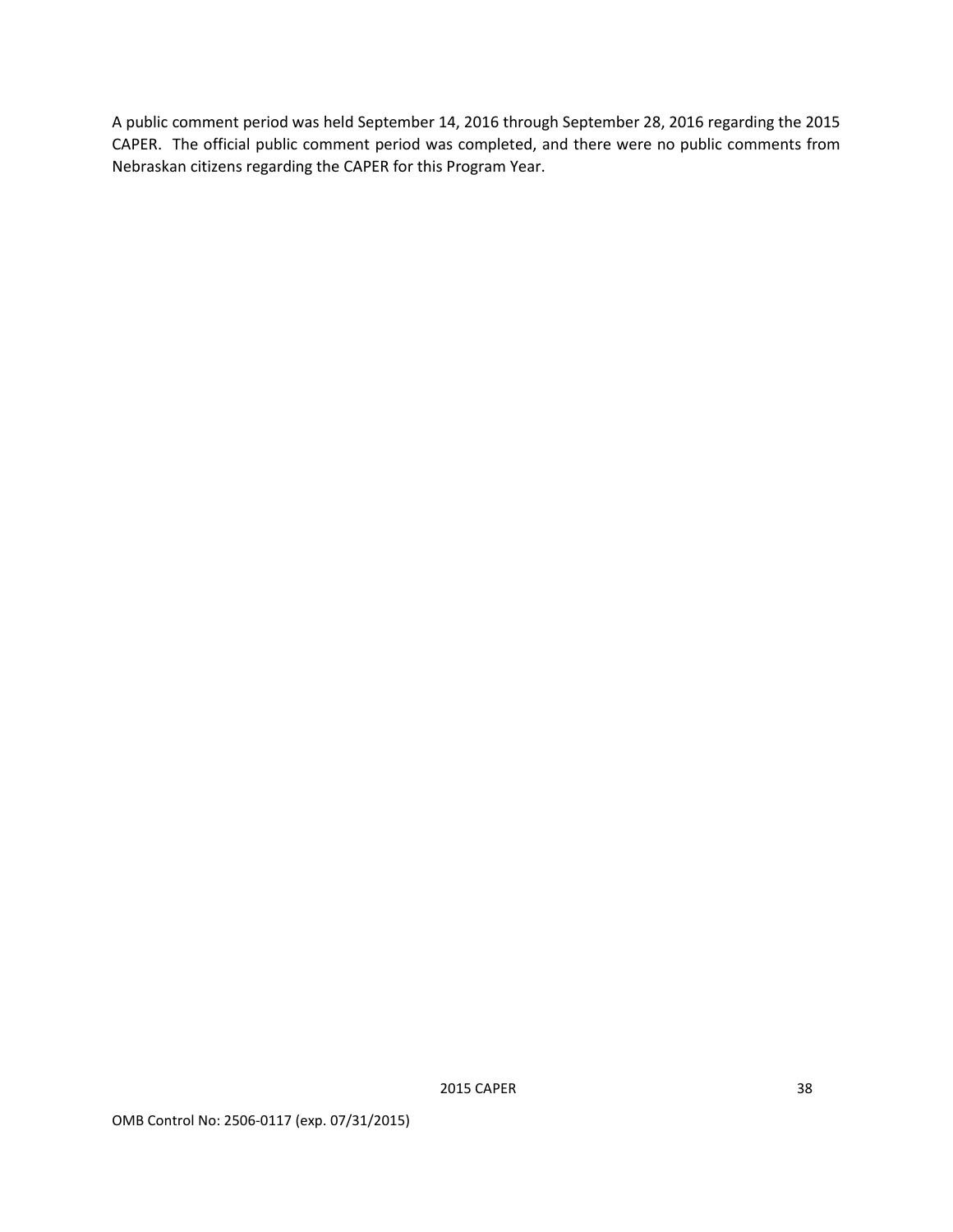A public comment period was held September 14, 2016 through September 28, 2016 regarding the 2015 CAPER. The official public comment period was completed, and there were no public comments from Nebraskan citizens regarding the CAPER for this Program Year.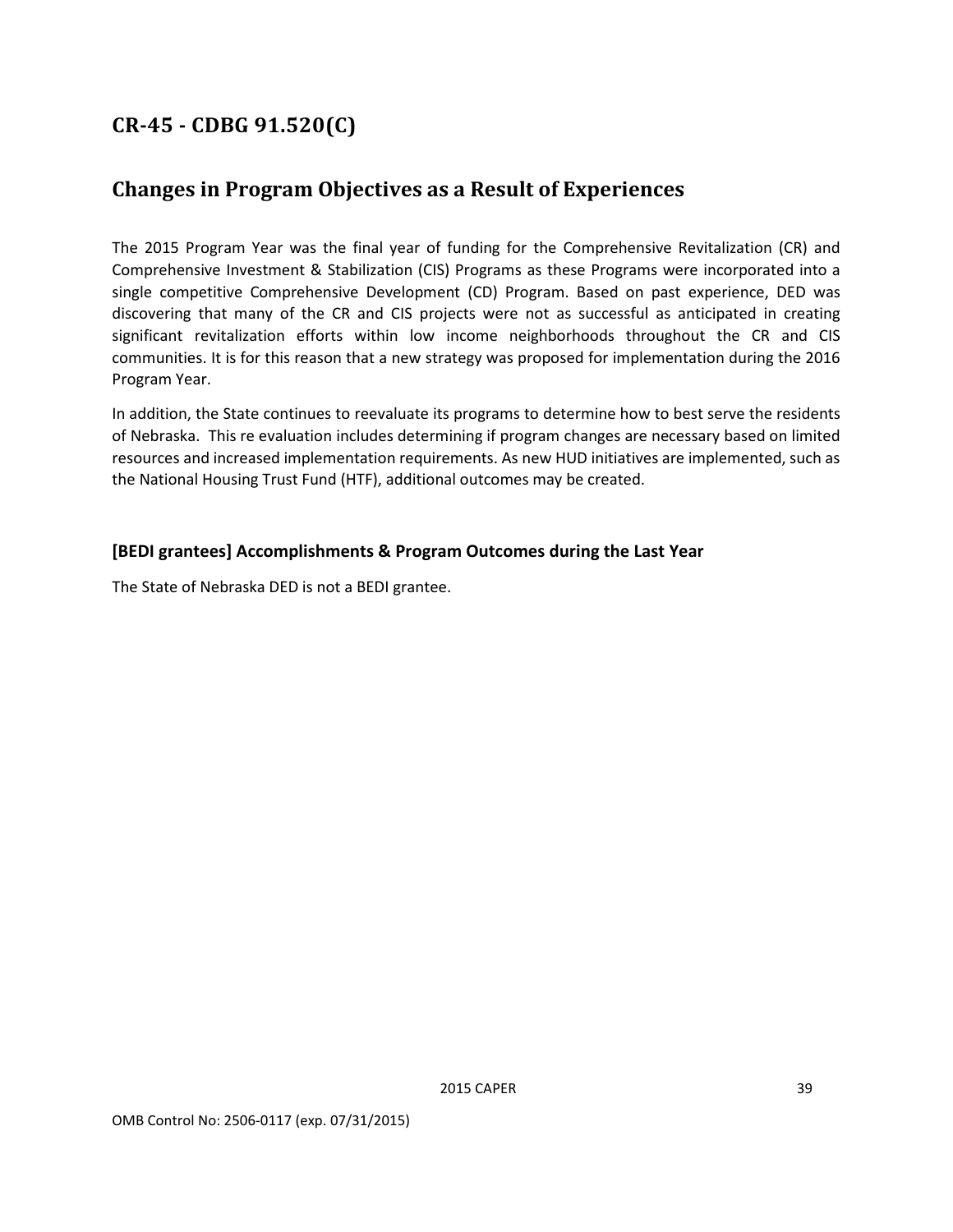# CR-45 - CDBG 91.520(C)

## Changes in Program Objectives as a Result of Experiences

The 2015 Program Year was the final year of funding for the Comprehensive Revitalization (CR) and Comprehensive Investment & Stabilization (CIS) Programs as these Programs were incorporated into a single competitive Comprehensive Development (CD) Program. Based on past experience, DED was discovering that many of the CR and CIS projects were not as successful as anticipated in creating significant revitalization efforts within low income neighborhoods throughout the CR and CIS communities. It is for this reason that a new strategy was proposed for implementation during the 2016 Program Year.

In addition, the State continues to reevaluate its programs to determine how to best serve the residents of Nebraska. This re evaluation includes determining if program changes are necessary based on limited resources and increased implementation requirements. As new HUD initiatives are implemented, such as the National Housing Trust Fund (HTF), additional outcomes may be created.

### [BEDI grantees] Accomplishments & Program Outcomes during the Last Year

The State of Nebraska DED is not a BEDI grantee.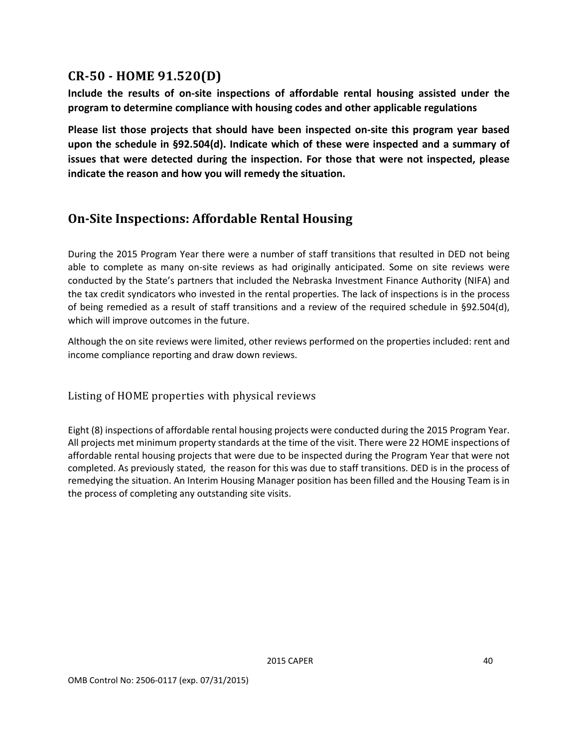## CR-50 - HOME 91.520(D)

**Include the results of on-site inspections of affordable rental housing assisted under the program to determine compliance with housing codes and other applicable regulations**

**Please list those projects that should have been inspected on-site this program year based upon the schedule in §92.504(d). Indicate which of these were inspected and a summary of issues that were detected during the inspection. For those that were not inspected, please indicate the reason and how you will remedy the situation.**

## On-Site Inspections: Affordable Rental Housing

During the 2015 Program Year there were a number of staff transitions that resulted in DED not being able to complete as many on-site reviews as had originally anticipated. Some on site reviews were conducted by the State's partners that included the Nebraska Investment Finance Authority (NIFA) and the tax credit syndicators who invested in the rental properties. The lack of inspections is in the process of being remedied as a result of staff transitions and a review of the required schedule in §92.504(d), which will improve outcomes in the future.

Although the on site reviews were limited, other reviews performed on the properties included: rent and income compliance reporting and draw down reviews.

### Listing of HOME properties with physical reviews

Eight (8) inspections of affordable rental housing projects were conducted during the 2015 Program Year. All projects met minimum property standards at the time of the visit. There were 22 HOME inspections of affordable rental housing projects that were due to be inspected during the Program Year that were not completed. As previously stated, the reason for this was due to staff transitions. DED is in the process of remedying the situation. An Interim Housing Manager position has been filled and the Housing Team is in the process of completing any outstanding site visits.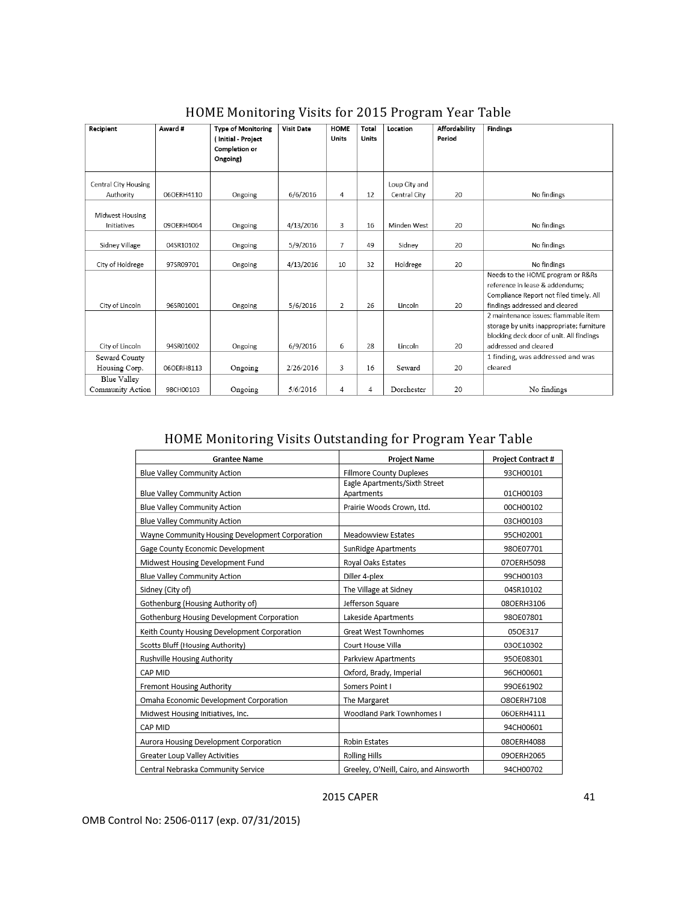## HOME Monitoring Visits for 2015 Program Year Table

| Recipient | Award # | Type of Monitoring ( Initial - Project Completion or Ongoing) | Visit Date | HOME Units | Total Units | Location | Affordability Period | Findings |
|---|---|---|---|---|---|---|---|---|
| Central City Housing Authority | 06OERH4110 | Ongoing | 6/6/2016 | 4 | 12 | Loup City and Central City | 20 | No findings |
| Midwest Housing Initiatives | 09OERH4064 | Ongoing | 4/13/2016 | 3 | 16 | Minden West | 20 | No findings |
| Sidney Village | 04SR10102 | Ongoing | 5/9/2016 | 7 | 49 | Sidney | 20 | No findings |
| City of Holdrege | 97SR09701 | Ongoing | 4/13/2016 | 10 | 32 | Holdrege | 20 | No findings |
| City of Lincoln | 96SR01001 | Ongoing | 5/6/2016 | 2 | 26 | Lincoln | 20 | Needs to the HOME program or R&Rs reference in lease & addendums; Compliance Report not filed timely. All findings addressed and cleared |
| City of Lincoln | 94SR01002 | Ongoing | 6/9/2016 | 6 | 28 | Lincoln | 20 | 2 maintenance issues: flammable item storage by units inappropriate; furniture blocking deck door of unit. All findings addressed and cleared |
| Seward County Housing Corp. | 06OERH8113 | Ongoing | 2/26/2016 | 3 | 16 | Seward | 20 | 1 finding, was addressed and was cleared |
| Blue Valley Community Action | 98CH00103 | Ongoing | 5/6/2016 | 4 | 4 | Dorchester | 20 | No findings |

## HOME Monitoring Visits Outstanding for Program Year Table

| Grantee Name | Project Name | Project Contract # |
|---|---|---|
| Blue Valley Community Action | Fillmore County Duplexes | 93CH00101 |
| Blue Valley Community Action | Eagle Apartments/Sixth Street Apartments | 01CH00103 |
| Blue Valley Community Action | Prairie Woods Crown, Ltd. | 00CH00102 |
| Blue Valley Community Action | | 03CH00103 |
| Wayne Community Housing Development Corporation | Meadowview Estates | 95CH02001 |
| Gage County Economic Development | SunRidge Apartments | 98OE07701 |
| Midwest Housing Development Fund | Royal Oaks Estates | 07OERH5098 |
| Blue Valley Community Action | Diller 4-plex | 99CH00103 |
| Sidney (City of) | The Village at Sidney | 04SR10102 |
| Gothenburg (Housing Authority of) | Jefferson Square | 08OERH3106 |
| Gothenburg Housing Development Corporation | Lakeside Apartments | 98OE07801 |
| Keith County Housing Development Corporation | Great West Townhomes | 05OE317 |
| Scotts Bluff (Housing Authority) | Court House Villa | 03OE10302 |
| Rushville Housing Authority | Parkview Apartments | 95OE08301 |
| CAP MID | Oxford, Brady, Imperial | 96CH00601 |
| Fremont Housing Authority | Somers Point I | 99OE61902 |
| Omaha Economic Development Corporation | The Margaret | O8OERH7108 |
| Midwest Housing Initiatives, Inc. | Woodland Park Townhomes I | 06OERH4111 |
| CAP MID | | 94CH00601 |
| Aurora Housing Development Corporation | Robin Estates | 08OERH4088 |
| Greater Loup Valley Activities | Rolling Hills | 09OERH2065 |
| Central Nebraska Community Service | Greeley, O'Neill, Cairo, and Ainsworth | 94CH00702 |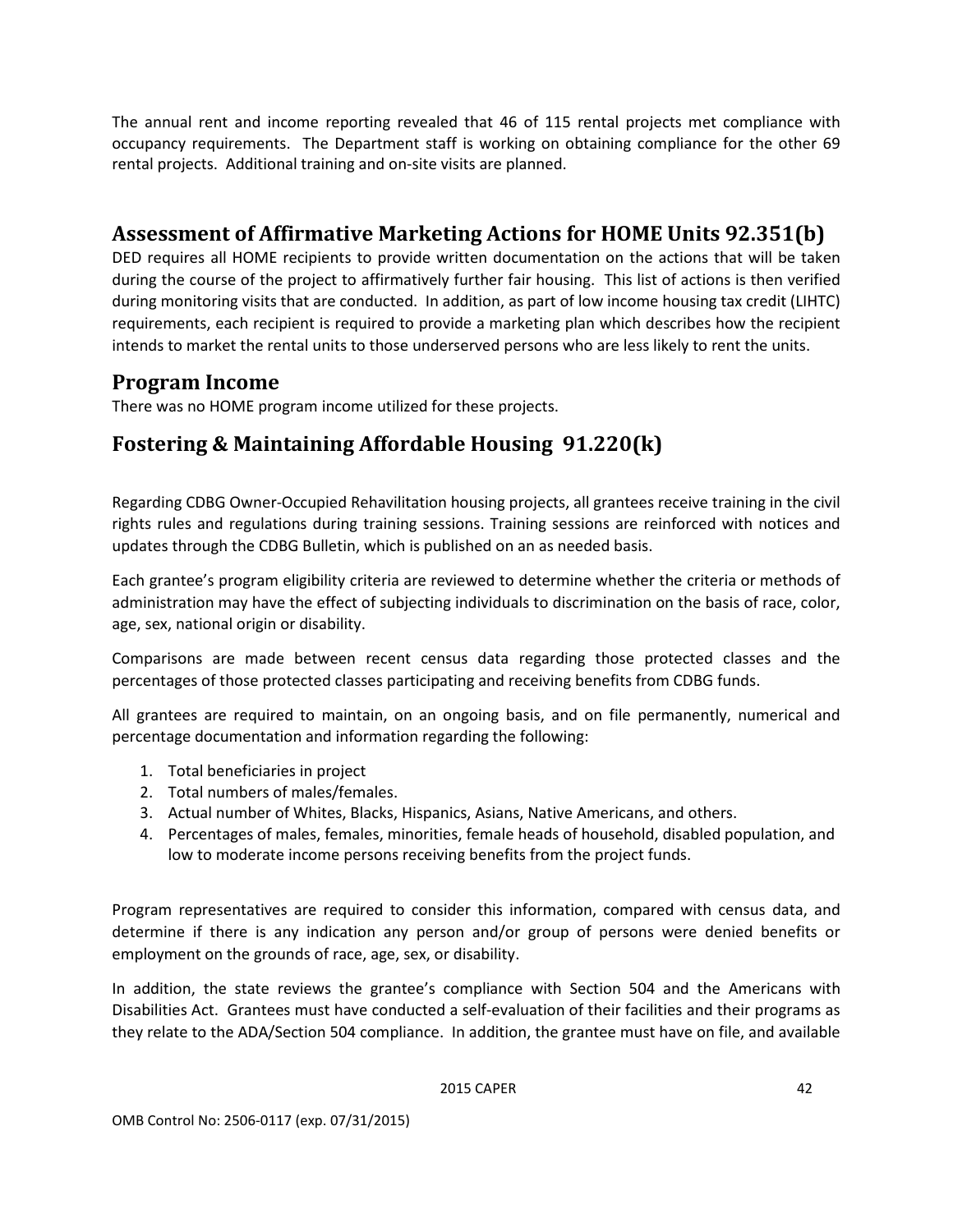The annual rent and income reporting revealed that 46 of 115 rental projects met compliance with occupancy requirements. The Department staff is working on obtaining compliance for the other 69 rental projects. Additional training and on-site visits are planned.

## Assessment of Affirmative Marketing Actions for HOME Units 92.351(b)

DED requires all HOME recipients to provide written documentation on the actions that will be taken during the course of the project to affirmatively further fair housing. This list of actions is then verified during monitoring visits that are conducted. In addition, as part of low income housing tax credit (LIHTC) requirements, each recipient is required to provide a marketing plan which describes how the recipient intends to market the rental units to those underserved persons who are less likely to rent the units.

## Program Income

There was no HOME program income utilized for these projects.

## Fostering & Maintaining Affordable Housing 91.220(k)

Regarding CDBG Owner-Occupied Rehavilitation housing projects, all grantees receive training in the civil rights rules and regulations during training sessions. Training sessions are reinforced with notices and updates through the CDBG Bulletin, which is published on an as needed basis.

Each grantee's program eligibility criteria are reviewed to determine whether the criteria or methods of administration may have the effect of subjecting individuals to discrimination on the basis of race, color, age, sex, national origin or disability.

Comparisons are made between recent census data regarding those protected classes and the percentages of those protected classes participating and receiving benefits from CDBG funds.

All grantees are required to maintain, on an ongoing basis, and on file permanently, numerical and percentage documentation and information regarding the following:

1. Total beneficiaries in project
2. Total numbers of males/females.
3. Actual number of Whites, Blacks, Hispanics, Asians, Native Americans, and others.
4. Percentages of males, females, minorities, female heads of household, disabled population, and low to moderate income persons receiving benefits from the project funds.

Program representatives are required to consider this information, compared with census data, and determine if there is any indication any person and/or group of persons were denied benefits or employment on the grounds of race, age, sex, or disability.

In addition, the state reviews the grantee's compliance with Section 504 and the Americans with Disabilities Act. Grantees must have conducted a self-evaluation of their facilities and their programs as they relate to the ADA/Section 504 compliance. In addition, the grantee must have on file, and available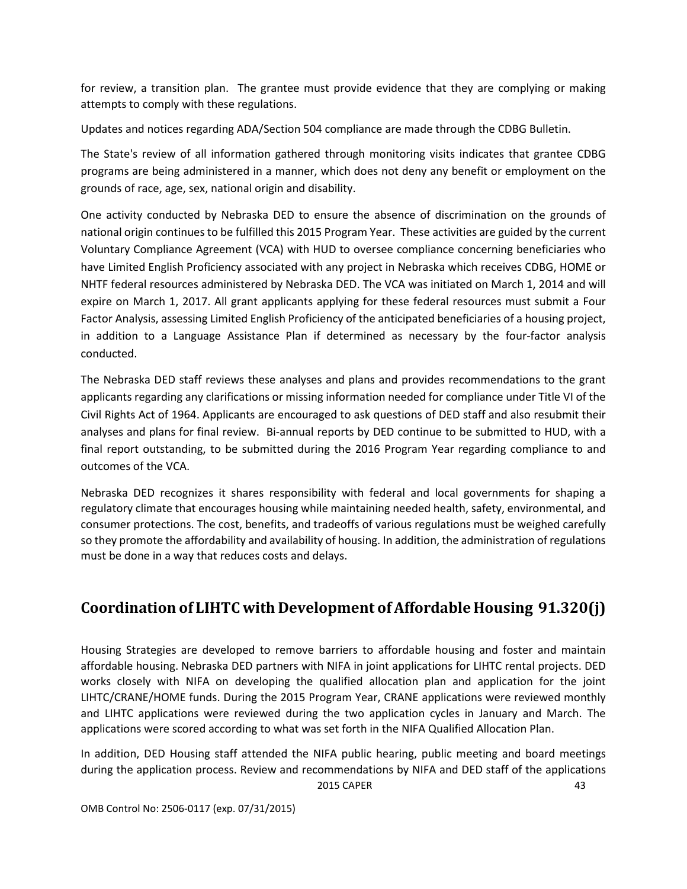for review, a transition plan. The grantee must provide evidence that they are complying or making attempts to comply with these regulations.

Updates and notices regarding ADA/Section 504 compliance are made through the CDBG Bulletin.

The State's review of all information gathered through monitoring visits indicates that grantee CDBG programs are being administered in a manner, which does not deny any benefit or employment on the grounds of race, age, sex, national origin and disability.

One activity conducted by Nebraska DED to ensure the absence of discrimination on the grounds of national origin continues to be fulfilled this 2015 Program Year. These activities are guided by the current Voluntary Compliance Agreement (VCA) with HUD to oversee compliance concerning beneficiaries who have Limited English Proficiency associated with any project in Nebraska which receives CDBG, HOME or NHTF federal resources administered by Nebraska DED. The VCA was initiated on March 1, 2014 and will expire on March 1, 2017. All grant applicants applying for these federal resources must submit a Four Factor Analysis, assessing Limited English Proficiency of the anticipated beneficiaries of a housing project, in addition to a Language Assistance Plan if determined as necessary by the four-factor analysis conducted.

The Nebraska DED staff reviews these analyses and plans and provides recommendations to the grant applicants regarding any clarifications or missing information needed for compliance under Title VI of the Civil Rights Act of 1964. Applicants are encouraged to ask questions of DED staff and also resubmit their analyses and plans for final review. Bi-annual reports by DED continue to be submitted to HUD, with a final report outstanding, to be submitted during the 2016 Program Year regarding compliance to and outcomes of the VCA.

Nebraska DED recognizes it shares responsibility with federal and local governments for shaping a regulatory climate that encourages housing while maintaining needed health, safety, environmental, and consumer protections. The cost, benefits, and tradeoffs of various regulations must be weighed carefully so they promote the affordability and availability of housing. In addition, the administration of regulations must be done in a way that reduces costs and delays.

## Coordination of LIHTC with Development of Affordable Housing 91.320(j)

Housing Strategies are developed to remove barriers to affordable housing and foster and maintain affordable housing. Nebraska DED partners with NIFA in joint applications for LIHTC rental projects. DED works closely with NIFA on developing the qualified allocation plan and application for the joint LIHTC/CRANE/HOME funds. During the 2015 Program Year, CRANE applications were reviewed monthly and LIHTC applications were reviewed during the two application cycles in January and March. The applications were scored according to what was set forth in the NIFA Qualified Allocation Plan.

In addition, DED Housing staff attended the NIFA public hearing, public meeting and board meetings during the application process. Review and recommendations by NIFA and DED staff of the applications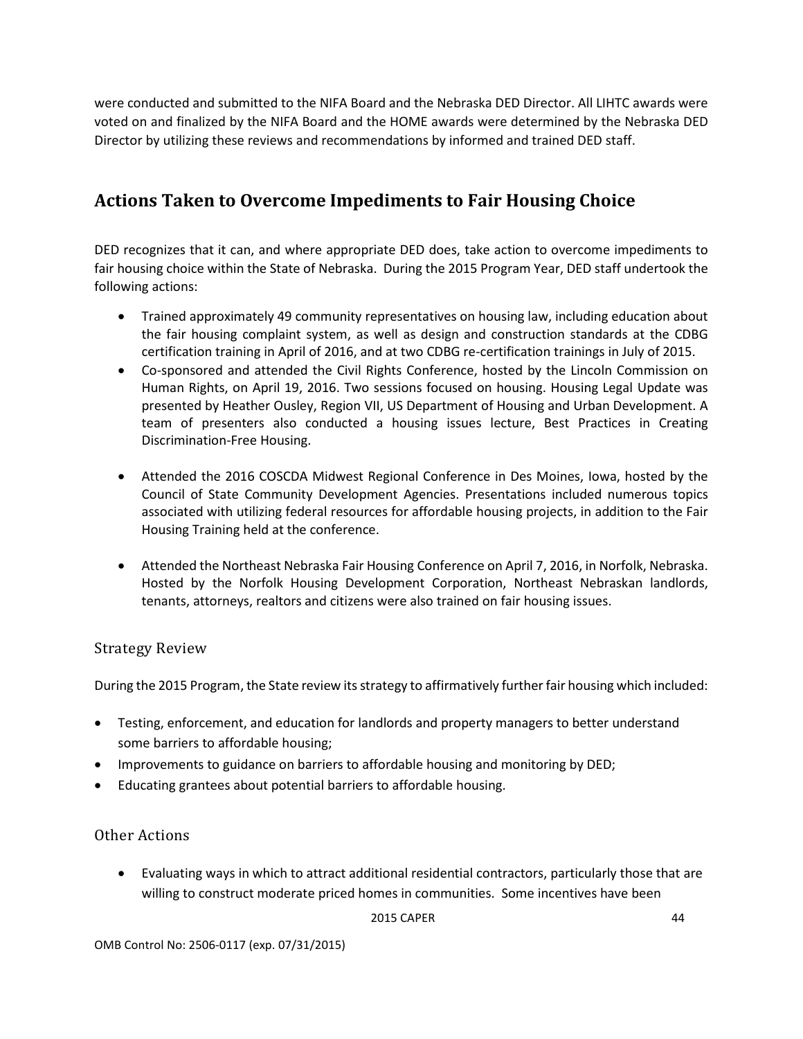were conducted and submitted to the NIFA Board and the Nebraska DED Director. All LIHTC awards were voted on and finalized by the NIFA Board and the HOME awards were determined by the Nebraska DED Director by utilizing these reviews and recommendations by informed and trained DED staff.

## Actions Taken to Overcome Impediments to Fair Housing Choice

DED recognizes that it can, and where appropriate DED does, take action to overcome impediments to fair housing choice within the State of Nebraska. During the 2015 Program Year, DED staff undertook the following actions:

- Trained approximately 49 community representatives on housing law, including education about the fair housing complaint system, as well as design and construction standards at the CDBG certification training in April of 2016, and at two CDBG re-certification trainings in July of 2015.
- Co-sponsored and attended the Civil Rights Conference, hosted by the Lincoln Commission on Human Rights, on April 19, 2016. Two sessions focused on housing. Housing Legal Update was presented by Heather Ousley, Region VII, US Department of Housing and Urban Development. A team of presenters also conducted a housing issues lecture, Best Practices in Creating Discrimination-Free Housing.
- Attended the 2016 COSCDA Midwest Regional Conference in Des Moines, Iowa, hosted by the Council of State Community Development Agencies. Presentations included numerous topics associated with utilizing federal resources for affordable housing projects, in addition to the Fair Housing Training held at the conference.
- Attended the Northeast Nebraska Fair Housing Conference on April 7, 2016, in Norfolk, Nebraska. Hosted by the Norfolk Housing Development Corporation, Northeast Nebraskan landlords, tenants, attorneys, realtors and citizens were also trained on fair housing issues.

### Strategy Review

During the 2015 Program, the State review its strategy to affirmatively further fair housing which included:

- Testing, enforcement, and education for landlords and property managers to better understand some barriers to affordable housing;
- Improvements to guidance on barriers to affordable housing and monitoring by DED;
- Educating grantees about potential barriers to affordable housing.

### Other Actions

- Evaluating ways in which to attract additional residential contractors, particularly those that are willing to construct moderate priced homes in communities. Some incentives have been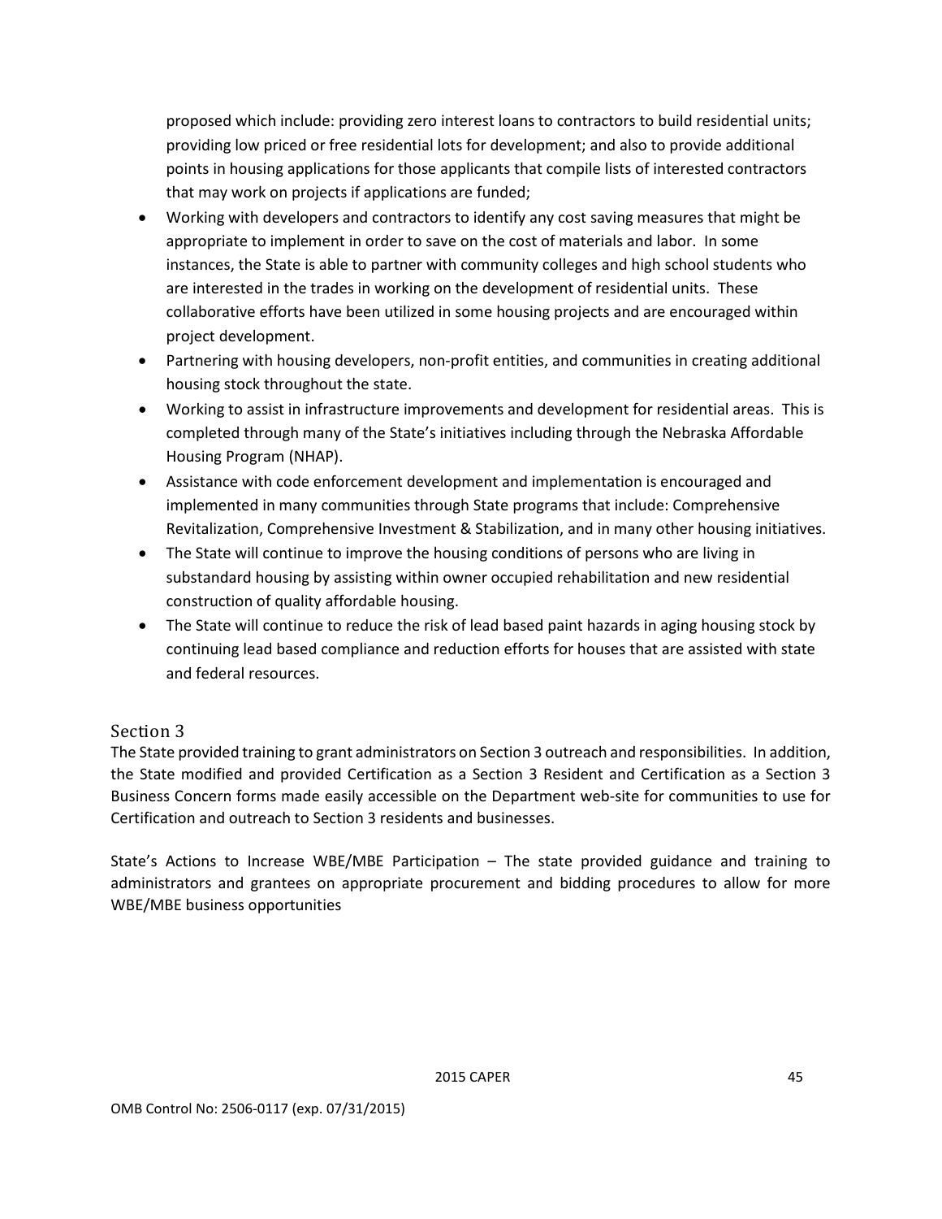proposed which include: providing zero interest loans to contractors to build residential units; providing low priced or free residential lots for development; and also to provide additional points in housing applications for those applicants that compile lists of interested contractors that may work on projects if applications are funded;

- Working with developers and contractors to identify any cost saving measures that might be appropriate to implement in order to save on the cost of materials and labor. In some instances, the State is able to partner with community colleges and high school students who are interested in the trades in working on the development of residential units. These collaborative efforts have been utilized in some housing projects and are encouraged within project development.
- Partnering with housing developers, non-profit entities, and communities in creating additional housing stock throughout the state.
- Working to assist in infrastructure improvements and development for residential areas. This is completed through many of the State's initiatives including through the Nebraska Affordable Housing Program (NHAP).
- Assistance with code enforcement development and implementation is encouraged and implemented in many communities through State programs that include: Comprehensive Revitalization, Comprehensive Investment & Stabilization, and in many other housing initiatives.
- The State will continue to improve the housing conditions of persons who are living in substandard housing by assisting within owner occupied rehabilitation and new residential construction of quality affordable housing.
- The State will continue to reduce the risk of lead based paint hazards in aging housing stock by continuing lead based compliance and reduction efforts for houses that are assisted with state and federal resources.

## Section 3

The State provided training to grant administrators on Section 3 outreach and responsibilities. In addition, the State modified and provided Certification as a Section 3 Resident and Certification as a Section 3 Business Concern forms made easily accessible on the Department web-site for communities to use for Certification and outreach to Section 3 residents and businesses.

State's Actions to Increase WBE/MBE Participation – The state provided guidance and training to administrators and grantees on appropriate procurement and bidding procedures to allow for more WBE/MBE business opportunities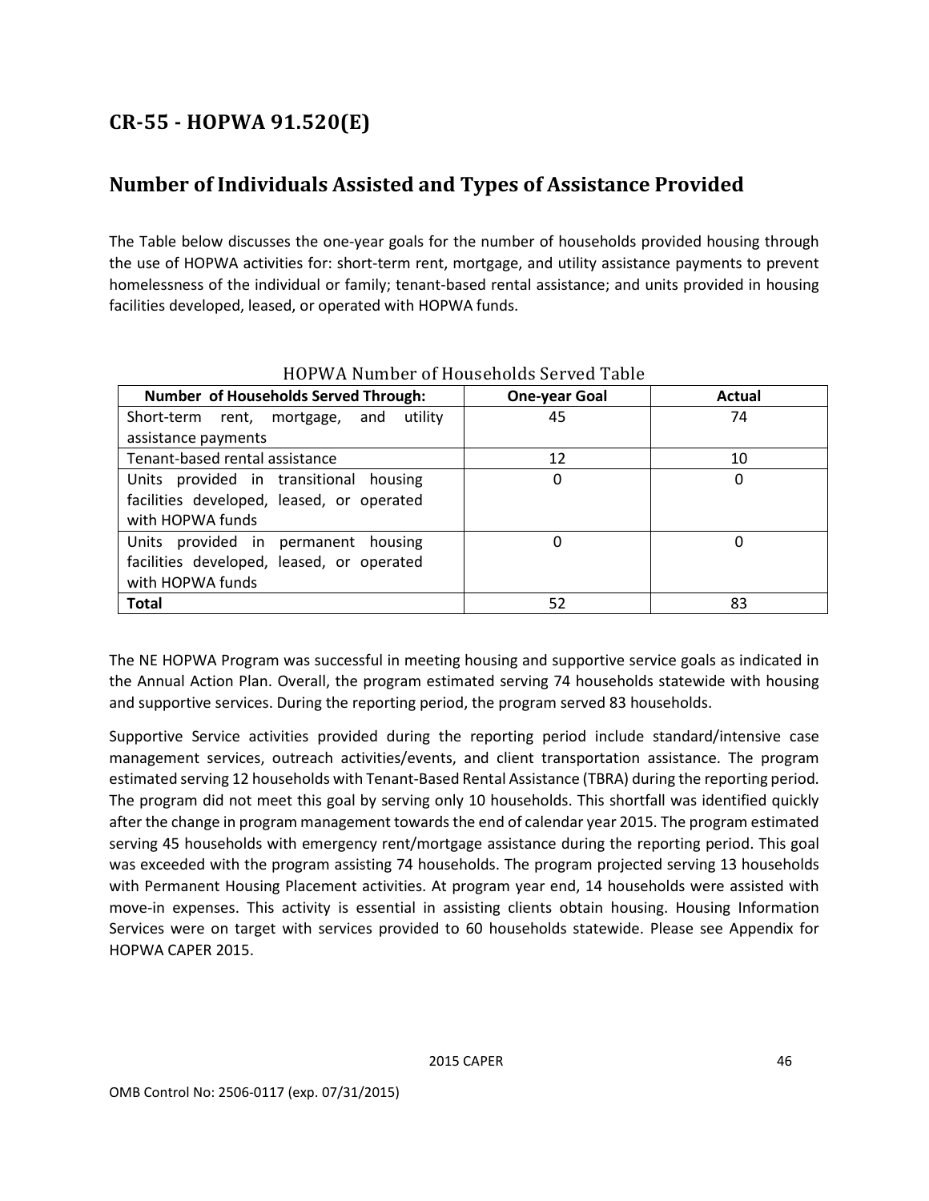## CR-55 - HOPWA 91.520(E)

## Number of Individuals Assisted and Types of Assistance Provided

The Table below discusses the one-year goals for the number of households provided housing through the use of HOPWA activities for: short-term rent, mortgage, and utility assistance payments to prevent homelessness of the individual or family; tenant-based rental assistance; and units provided in housing facilities developed, leased, or operated with HOPWA funds.

HOPWA Number of Households Served Table

| Number of Households Served Through: | One-year Goal | Actual |
| --- | --- | --- |
| Short-term rent, mortgage, and utility assistance payments | 45 | 74 |
| Tenant-based rental assistance | 12 | 10 |
| Units provided in transitional housing facilities developed, leased, or operated with HOPWA funds | 0 | 0 |
| Units provided in permanent housing facilities developed, leased, or operated with HOPWA funds | 0 | 0 |
| **Total** | 52 | 83 |

The NE HOPWA Program was successful in meeting housing and supportive service goals as indicated in the Annual Action Plan. Overall, the program estimated serving 74 households statewide with housing and supportive services. During the reporting period, the program served 83 households.

Supportive Service activities provided during the reporting period include standard/intensive case management services, outreach activities/events, and client transportation assistance. The program estimated serving 12 households with Tenant-Based Rental Assistance (TBRA) during the reporting period. The program did not meet this goal by serving only 10 households. This shortfall was identified quickly after the change in program management towards the end of calendar year 2015. The program estimated serving 45 households with emergency rent/mortgage assistance during the reporting period. This goal was exceeded with the program assisting 74 households. The program projected serving 13 households with Permanent Housing Placement activities. At program year end, 14 households were assisted with move-in expenses. This activity is essential in assisting clients obtain housing. Housing Information Services were on target with services provided to 60 households statewide. Please see Appendix for HOPWA CAPER 2015.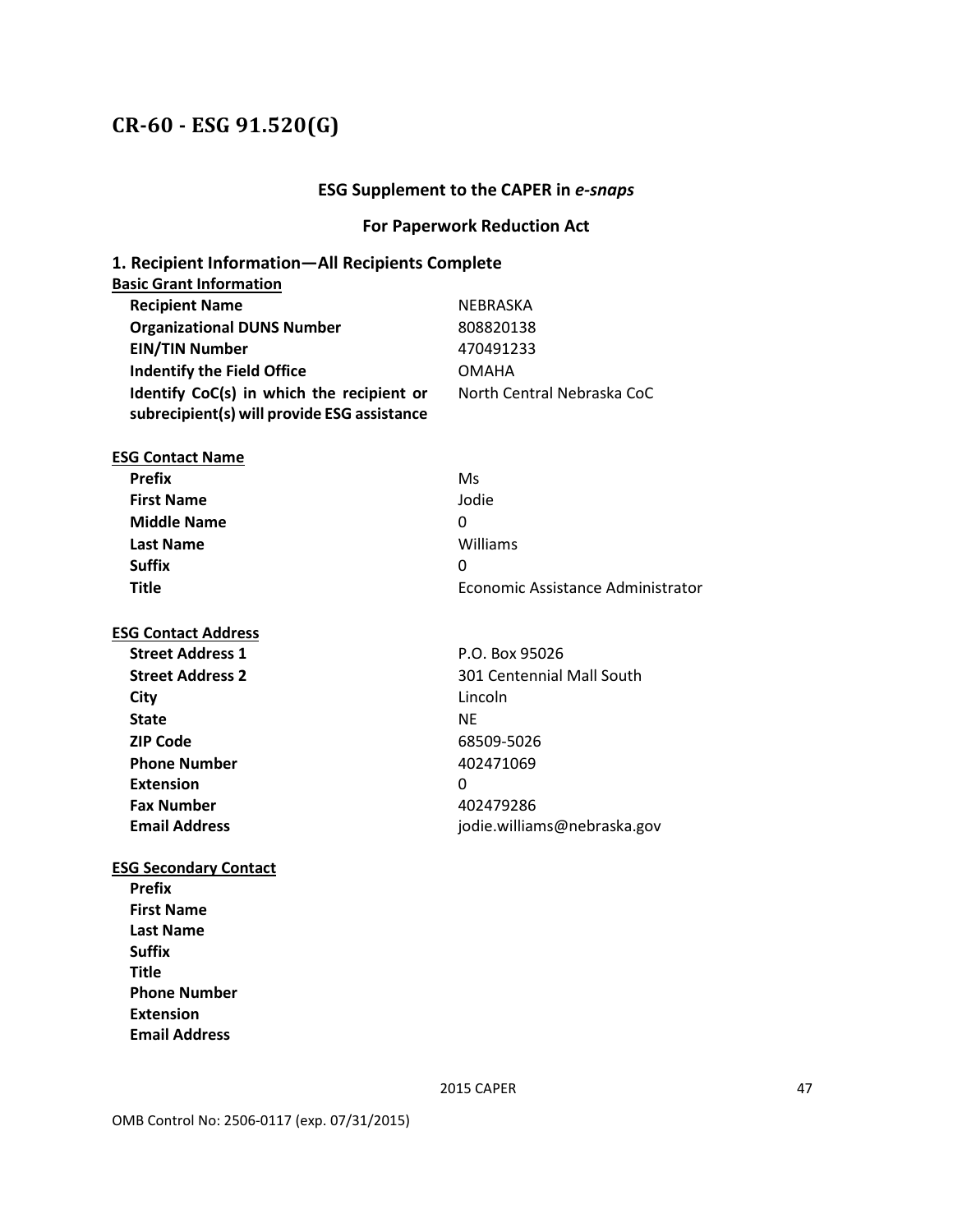# CR-60 - ESG 91.520(G)

## ESG Supplement to the CAPER in *e-snaps*

## For Paperwork Reduction Act

### 1. Recipient Information—All Recipients Complete

**Basic Grant Information**

| | |
|---|---|
| **Recipient Name** | NEBRASKA |
| **Organizational DUNS Number** | 808820138 |
| **EIN/TIN Number** | 470491233 |
| **Indentify the Field Office** | OMAHA |
| **Identify CoC(s) in which the recipient or subrecipient(s) will provide ESG assistance** | North Central Nebraska CoC |

**ESG Contact Name**

| | |
|---|---|
| **Prefix** | Ms |
| **First Name** | Jodie |
| **Middle Name** | 0 |
| **Last Name** | Williams |
| **Suffix** | 0 |
| **Title** | Economic Assistance Administrator |

**ESG Contact Address**

| | |
|---|---|
| **Street Address 1** | P.O. Box 95026 |
| **Street Address 2** | 301 Centennial Mall South |
| **City** | Lincoln |
| **State** | NE |
| **ZIP Code** | 68509-5026 |
| **Phone Number** | 402471069 |
| **Extension** | 0 |
| **Fax Number** | 402479286 |
| **Email Address** | jodie.williams@nebraska.gov |

**ESG Secondary Contact**

| | |
|---|---|
| **Prefix** | |
| **First Name** | |
| **Last Name** | |
| **Suffix** | |
| **Title** | |
| **Phone Number** | |
| **Extension** | |
| **Email Address** | |

OMB Control No: 2506-0117 (exp. 07/31/2015)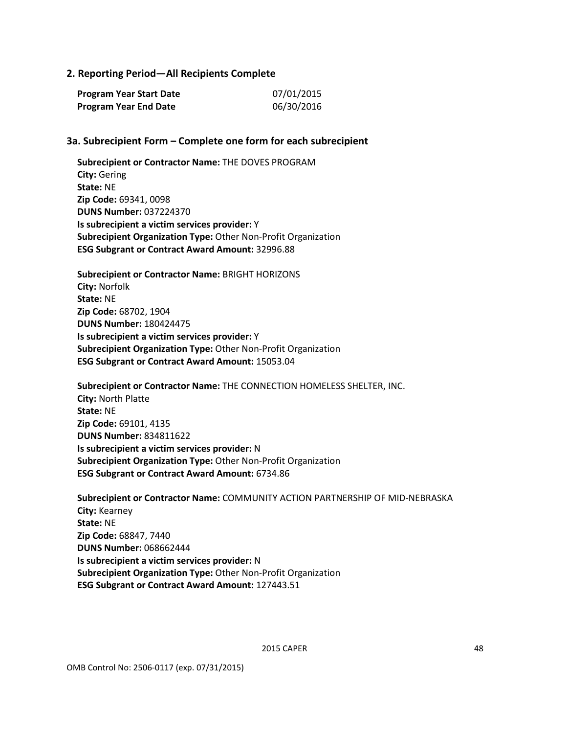## 2. Reporting Period—All Recipients Complete

| | |
|---|---|
| **Program Year Start Date** | 07/01/2015 |
| **Program Year End Date** | 06/30/2016 |

## 3a. Subrecipient Form – Complete one form for each subrecipient

**Subrecipient or Contractor Name:** THE DOVES PROGRAM
**City:** Gering
**State:** NE
**Zip Code:** 69341, 0098
**DUNS Number:** 037224370
**Is subrecipient a victim services provider:** Y
**Subrecipient Organization Type:** Other Non-Profit Organization
**ESG Subgrant or Contract Award Amount:** 32996.88

**Subrecipient or Contractor Name:** BRIGHT HORIZONS
**City:** Norfolk
**State:** NE
**Zip Code:** 68702, 1904
**DUNS Number:** 180424475
**Is subrecipient a victim services provider:** Y
**Subrecipient Organization Type:** Other Non-Profit Organization
**ESG Subgrant or Contract Award Amount:** 15053.04

**Subrecipient or Contractor Name:** THE CONNECTION HOMELESS SHELTER, INC.
**City:** North Platte
**State:** NE
**Zip Code:** 69101, 4135
**DUNS Number:** 834811622
**Is subrecipient a victim services provider:** N
**Subrecipient Organization Type:** Other Non-Profit Organization
**ESG Subgrant or Contract Award Amount:** 6734.86

**Subrecipient or Contractor Name:** COMMUNITY ACTION PARTNERSHIP OF MID-NEBRASKA
**City:** Kearney
**State:** NE
**Zip Code:** 68847, 7440
**DUNS Number:** 068662444
**Is subrecipient a victim services provider:** N
**Subrecipient Organization Type:** Other Non-Profit Organization
**ESG Subgrant or Contract Award Amount:** 127443.51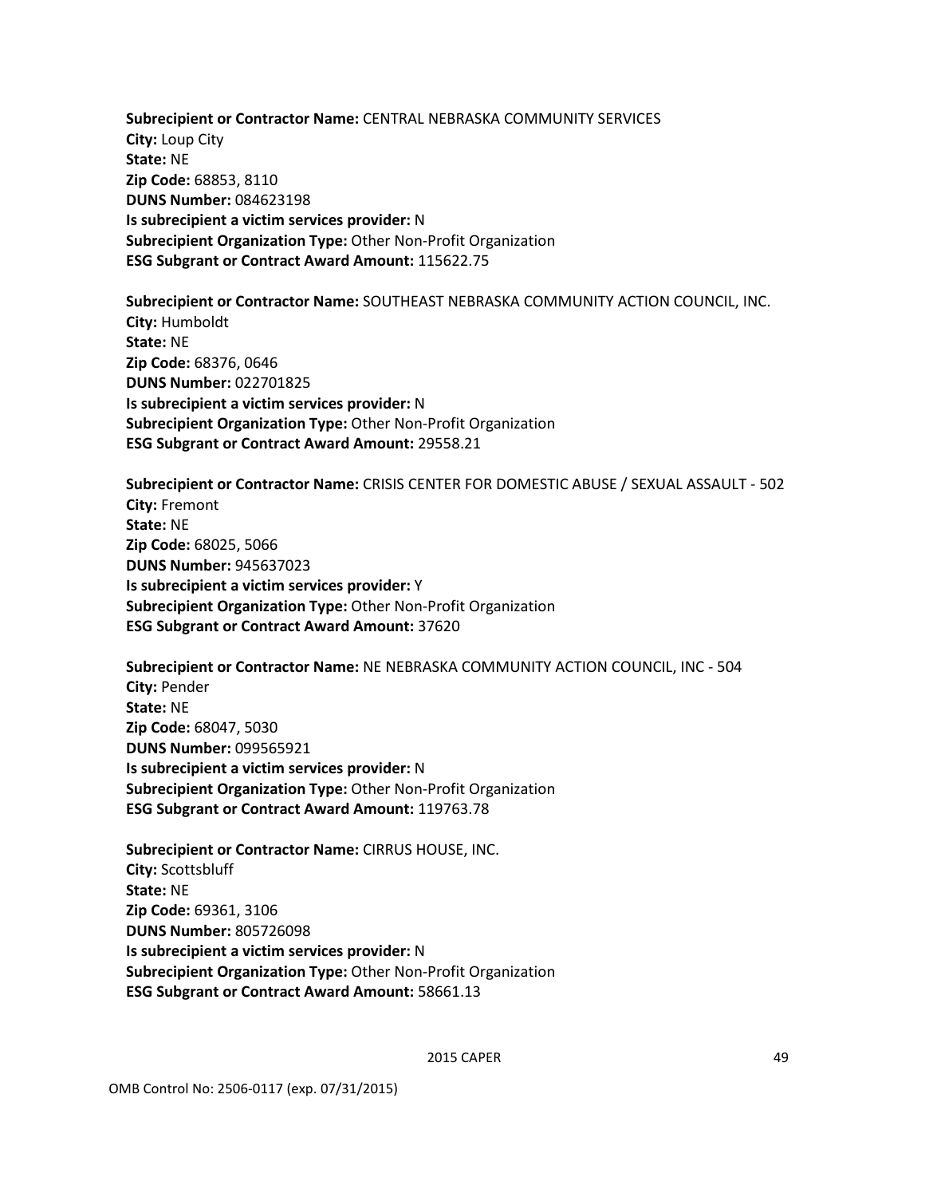**Subrecipient or Contractor Name:** CENTRAL NEBRASKA COMMUNITY SERVICES
**City:** Loup City
**State:** NE
**Zip Code:** 68853, 8110
**DUNS Number:** 084623198
**Is subrecipient a victim services provider:** N
**Subrecipient Organization Type:** Other Non-Profit Organization
**ESG Subgrant or Contract Award Amount:** 115622.75

**Subrecipient or Contractor Name:** SOUTHEAST NEBRASKA COMMUNITY ACTION COUNCIL, INC.
**City:** Humboldt
**State:** NE
**Zip Code:** 68376, 0646
**DUNS Number:** 022701825
**Is subrecipient a victim services provider:** N
**Subrecipient Organization Type:** Other Non-Profit Organization
**ESG Subgrant or Contract Award Amount:** 29558.21

**Subrecipient or Contractor Name:** CRISIS CENTER FOR DOMESTIC ABUSE / SEXUAL ASSAULT - 502
**City:** Fremont
**State:** NE
**Zip Code:** 68025, 5066
**DUNS Number:** 945637023
**Is subrecipient a victim services provider:** Y
**Subrecipient Organization Type:** Other Non-Profit Organization
**ESG Subgrant or Contract Award Amount:** 37620

**Subrecipient or Contractor Name:** NE NEBRASKA COMMUNITY ACTION COUNCIL, INC - 504
**City:** Pender
**State:** NE
**Zip Code:** 68047, 5030
**DUNS Number:** 099565921
**Is subrecipient a victim services provider:** N
**Subrecipient Organization Type:** Other Non-Profit Organization
**ESG Subgrant or Contract Award Amount:** 119763.78

**Subrecipient or Contractor Name:** CIRRUS HOUSE, INC.
**City:** Scottsbluff
**State:** NE
**Zip Code:** 69361, 3106
**DUNS Number:** 805726098
**Is subrecipient a victim services provider:** N
**Subrecipient Organization Type:** Other Non-Profit Organization
**ESG Subgrant or Contract Award Amount:** 58661.13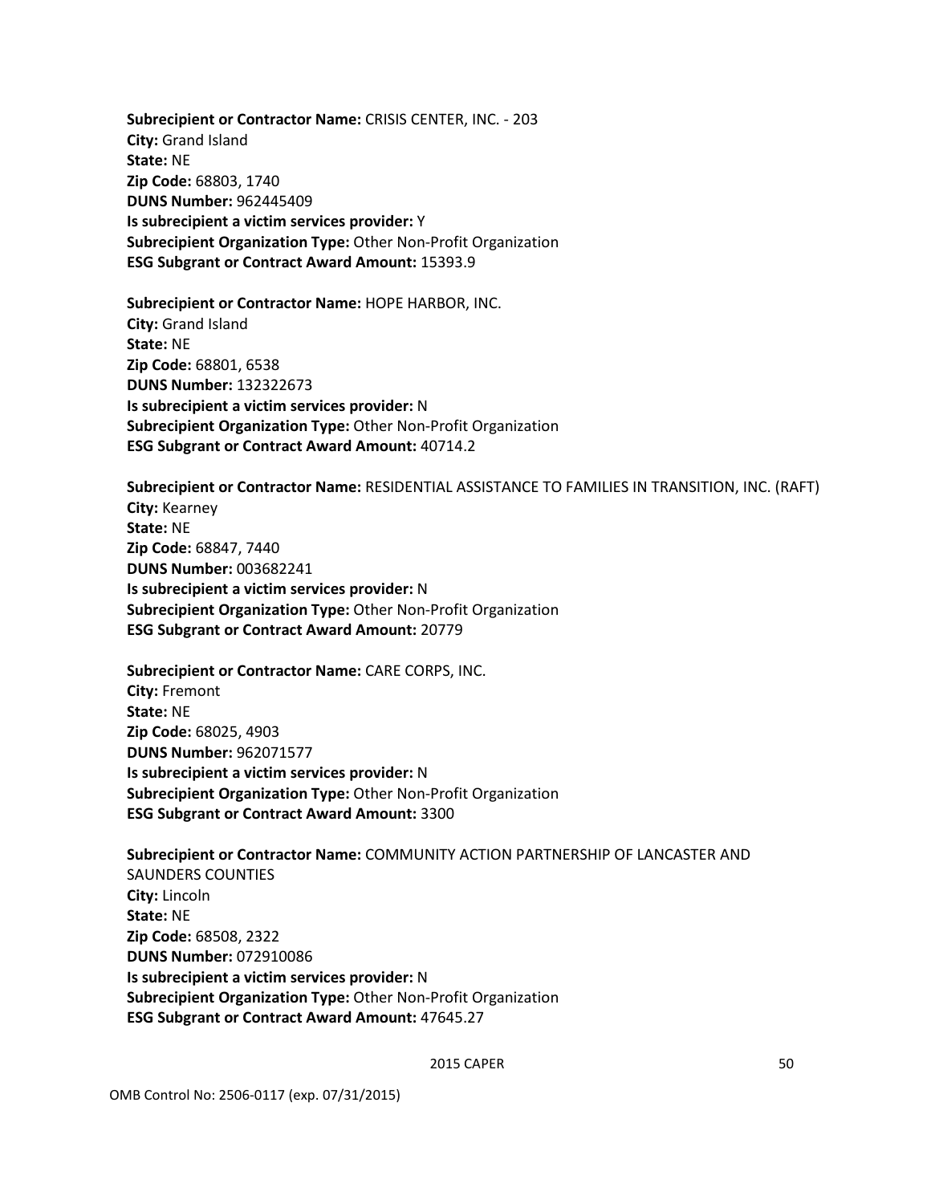**Subrecipient or Contractor Name:** CRISIS CENTER, INC. - 203
**City:** Grand Island
**State:** NE
**Zip Code:** 68803, 1740
**DUNS Number:** 962445409
**Is subrecipient a victim services provider:** Y
**Subrecipient Organization Type:** Other Non-Profit Organization
**ESG Subgrant or Contract Award Amount:** 15393.9

**Subrecipient or Contractor Name:** HOPE HARBOR, INC.
**City:** Grand Island
**State:** NE
**Zip Code:** 68801, 6538
**DUNS Number:** 132322673
**Is subrecipient a victim services provider:** N
**Subrecipient Organization Type:** Other Non-Profit Organization
**ESG Subgrant or Contract Award Amount:** 40714.2

**Subrecipient or Contractor Name:** RESIDENTIAL ASSISTANCE TO FAMILIES IN TRANSITION, INC. (RAFT)
**City:** Kearney
**State:** NE
**Zip Code:** 68847, 7440
**DUNS Number:** 003682241
**Is subrecipient a victim services provider:** N
**Subrecipient Organization Type:** Other Non-Profit Organization
**ESG Subgrant or Contract Award Amount:** 20779

**Subrecipient or Contractor Name:** CARE CORPS, INC.
**City:** Fremont
**State:** NE
**Zip Code:** 68025, 4903
**DUNS Number:** 962071577
**Is subrecipient a victim services provider:** N
**Subrecipient Organization Type:** Other Non-Profit Organization
**ESG Subgrant or Contract Award Amount:** 3300

**Subrecipient or Contractor Name:** COMMUNITY ACTION PARTNERSHIP OF LANCASTER AND SAUNDERS COUNTIES
**City:** Lincoln
**State:** NE
**Zip Code:** 68508, 2322
**DUNS Number:** 072910086
**Is subrecipient a victim services provider:** N
**Subrecipient Organization Type:** Other Non-Profit Organization
**ESG Subgrant or Contract Award Amount:** 47645.27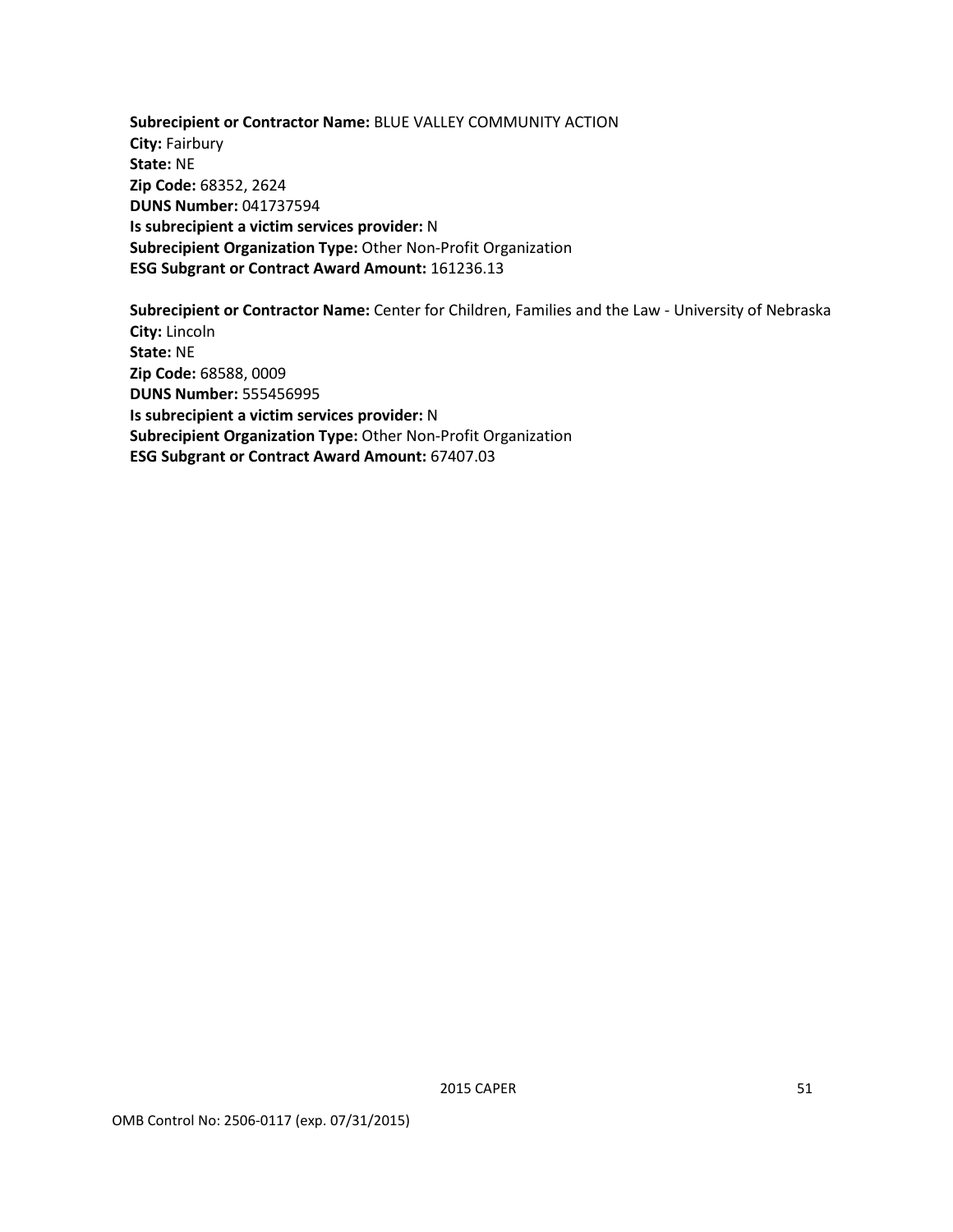**Subrecipient or Contractor Name:** BLUE VALLEY COMMUNITY ACTION
**City:** Fairbury
**State:** NE
**Zip Code:** 68352, 2624
**DUNS Number:** 041737594
**Is subrecipient a victim services provider:** N
**Subrecipient Organization Type:** Other Non-Profit Organization
**ESG Subgrant or Contract Award Amount:** 161236.13

**Subrecipient or Contractor Name:** Center for Children, Families and the Law - University of Nebraska
**City:** Lincoln
**State:** NE
**Zip Code:** 68588, 0009
**DUNS Number:** 555456995
**Is subrecipient a victim services provider:** N
**Subrecipient Organization Type:** Other Non-Profit Organization
**ESG Subgrant or Contract Award Amount:** 67407.03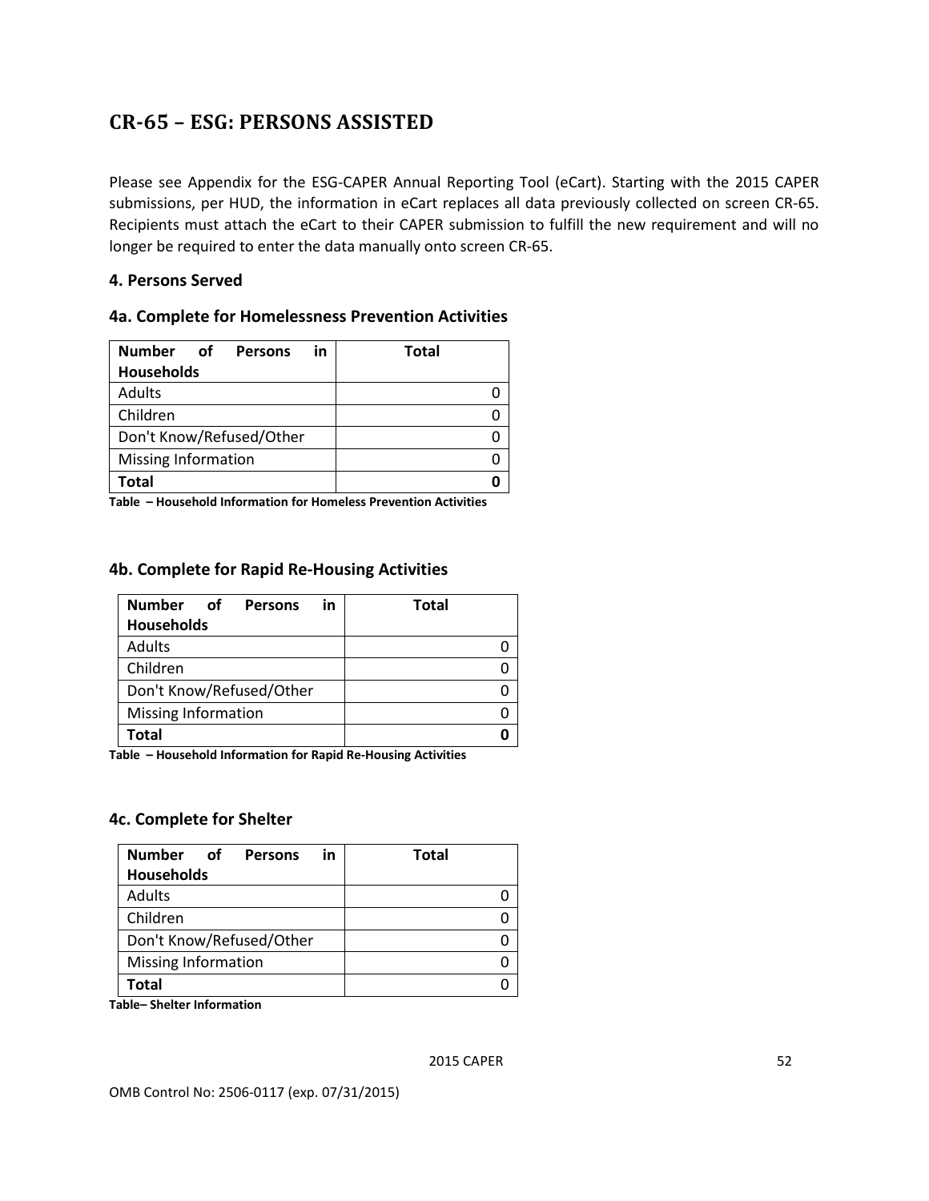# CR-65 – ESG: PERSONS ASSISTED

Please see Appendix for the ESG-CAPER Annual Reporting Tool (eCart). Starting with the 2015 CAPER submissions, per HUD, the information in eCart replaces all data previously collected on screen CR-65. Recipients must attach the eCart to their CAPER submission to fulfill the new requirement and will no longer be required to enter the data manually onto screen CR-65.

### 4. Persons Served

### 4a. Complete for Homelessness Prevention Activities

| Number of Persons in Households | Total |
|---|---|
| Adults | 0 |
| Children | 0 |
| Don't Know/Refused/Other | 0 |
| Missing Information | 0 |
| **Total** | **0** |

**Table – Household Information for Homeless Prevention Activities**

### 4b. Complete for Rapid Re-Housing Activities

| Number of Persons in Households | Total |
|---|---|
| Adults | 0 |
| Children | 0 |
| Don't Know/Refused/Other | 0 |
| Missing Information | 0 |
| **Total** | **0** |

**Table – Household Information for Rapid Re-Housing Activities**

### 4c. Complete for Shelter

| Number of Persons in Households | Total |
|---|---|
| Adults | 0 |
| Children | 0 |
| Don't Know/Refused/Other | 0 |
| Missing Information | 0 |
| **Total** | 0 |

**Table– Shelter Information**

OMB Control No: 2506-0117 (exp. 07/31/2015)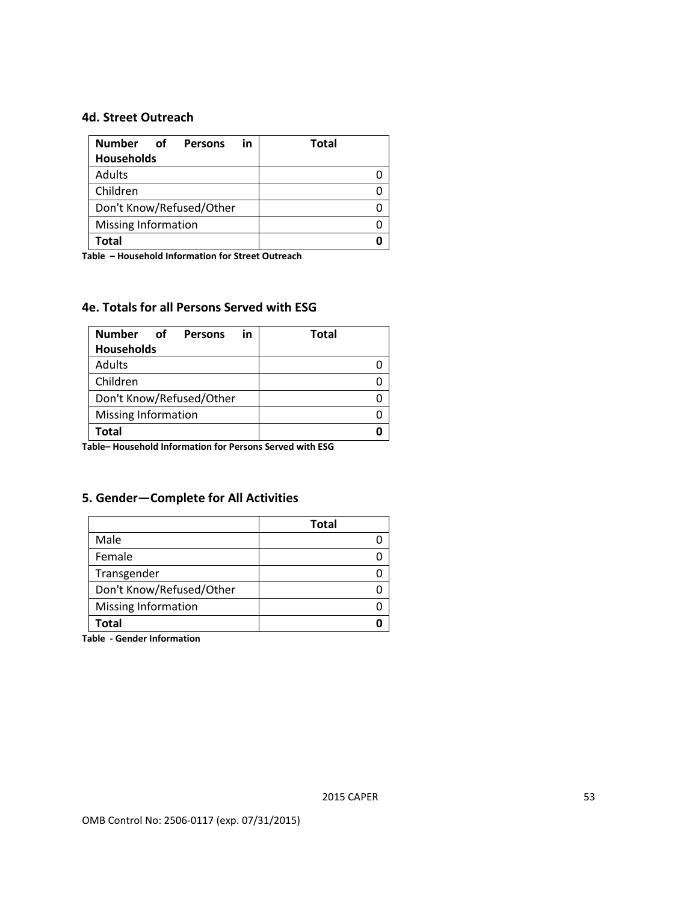### 4d. Street Outreach

| Number of Persons in Households | Total |
|---|---|
| Adults | 0 |
| Children | 0 |
| Don't Know/Refused/Other | 0 |
| Missing Information | 0 |
| **Total** | **0** |

**Table – Household Information for Street Outreach**

### 4e. Totals for all Persons Served with ESG

| Number of Persons in Households | Total |
|---|---|
| Adults | 0 |
| Children | 0 |
| Don't Know/Refused/Other | 0 |
| Missing Information | 0 |
| **Total** | **0** |

**Table– Household Information for Persons Served with ESG**

### 5. Gender—Complete for All Activities

| | Total |
|---|---|
| Male | 0 |
| Female | 0 |
| Transgender | 0 |
| Don't Know/Refused/Other | 0 |
| Missing Information | 0 |
| **Total** | **0** |

**Table - Gender Information**

OMB Control No: 2506-0117 (exp. 07/31/2015)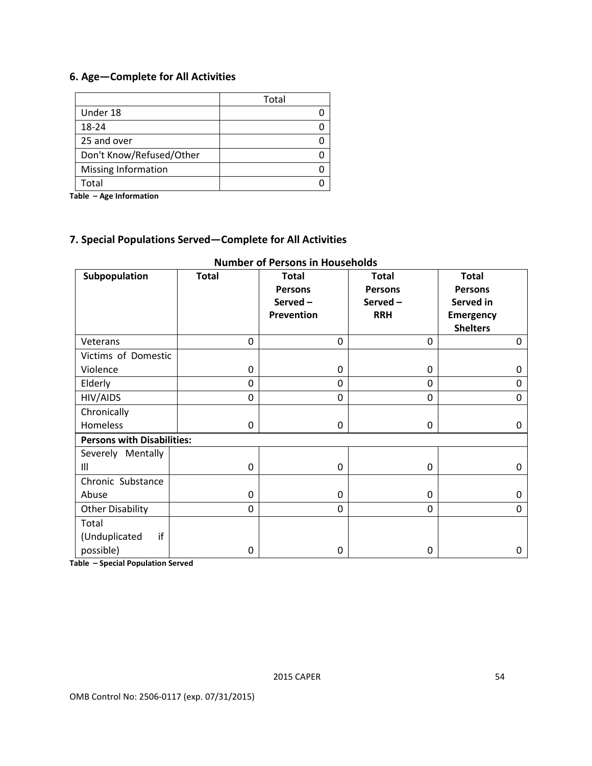### 6. Age—Complete for All Activities

| | Total |
|---|---|
| Under 18 | 0 |
| 18-24 | 0 |
| 25 and over | 0 |
| Don't Know/Refused/Other | 0 |
| Missing Information | 0 |
| Total | 0 |

**Table – Age Information**

### 7. Special Populations Served—Complete for All Activities

**Number of Persons in Households**

| Subpopulation | Total | Total Persons Served – Prevention | Total Persons Served – RRH | Total Persons Served in Emergency Shelters |
|---|---|---|---|---|
| Veterans | 0 | 0 | 0 | 0 |
| Victims of Domestic Violence | 0 | 0 | 0 | 0 |
| Elderly | 0 | 0 | 0 | 0 |
| HIV/AIDS | 0 | 0 | 0 | 0 |
| Chronically Homeless | 0 | 0 | 0 | 0 |
| **Persons with Disabilities:** | | | | |
| Severely Mentally Ill | 0 | 0 | 0 | 0 |
| Chronic Substance Abuse | 0 | 0 | 0 | 0 |
| Other Disability | 0 | 0 | 0 | 0 |
| Total (Unduplicated if possible) | 0 | 0 | 0 | 0 |

**Table – Special Population Served**

2015 CAPER

OMB Control No: 2506-0117 (exp. 07/31/2015)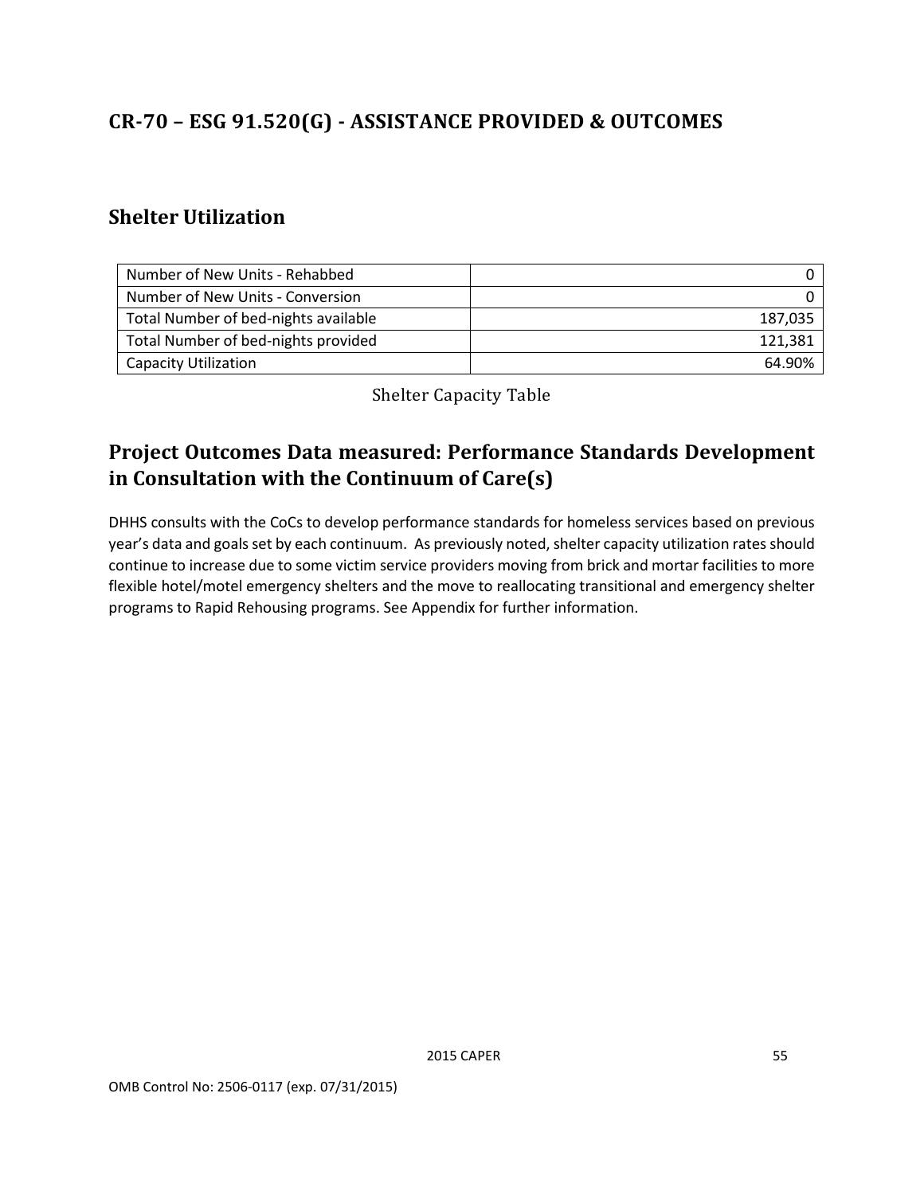## CR-70 – ESG 91.520(G) - ASSISTANCE PROVIDED & OUTCOMES

### Shelter Utilization

| | |
|---|---|
| Number of New Units - Rehabbed | 0 |
| Number of New Units - Conversion | 0 |
| Total Number of bed-nights available | 187,035 |
| Total Number of bed-nights provided | 121,381 |
| Capacity Utilization | 64.90% |

Shelter Capacity Table

### Project Outcomes Data measured: Performance Standards Development in Consultation with the Continuum of Care(s)

DHHS consults with the CoCs to develop performance standards for homeless services based on previous year's data and goals set by each continuum. As previously noted, shelter capacity utilization rates should continue to increase due to some victim service providers moving from brick and mortar facilities to more flexible hotel/motel emergency shelters and the move to reallocating transitional and emergency shelter programs to Rapid Rehousing programs. See Appendix for further information.

OMB Control No: 2506-0117 (exp. 07/31/2015)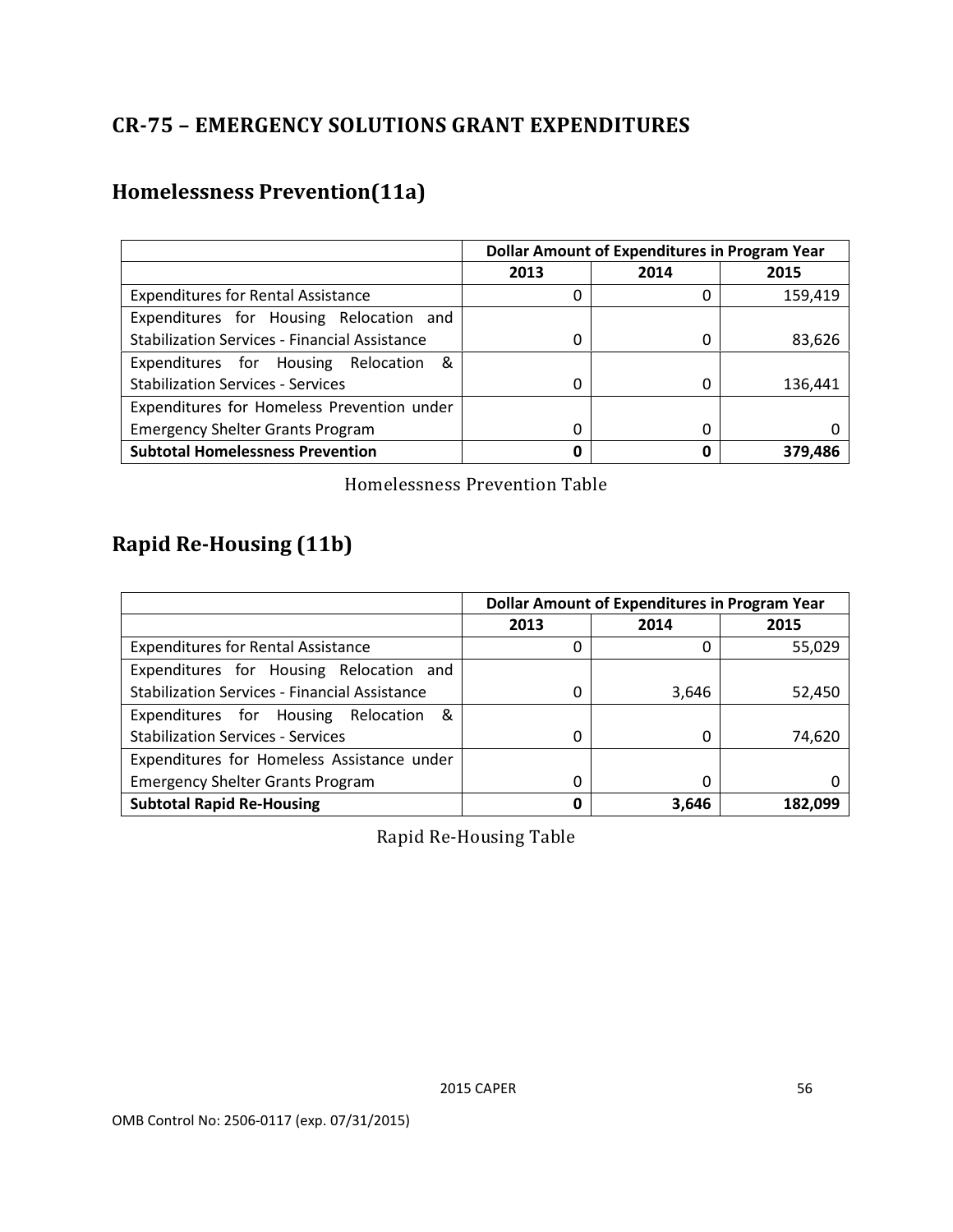## CR-75 – EMERGENCY SOLUTIONS GRANT EXPENDITURES

### Homelessness Prevention(11a)

| | Dollar Amount of Expenditures in Program Year | | |
|---|---|---|---|
| | 2013 | 2014 | 2015 |
| Expenditures for Rental Assistance | 0 | 0 | 159,419 |
| Expenditures for Housing Relocation and Stabilization Services - Financial Assistance | 0 | 0 | 83,626 |
| Expenditures for Housing Relocation & Stabilization Services - Services | 0 | 0 | 136,441 |
| Expenditures for Homeless Prevention under Emergency Shelter Grants Program | 0 | 0 | 0 |
| **Subtotal Homelessness Prevention** | **0** | **0** | **379,486** |

Homelessness Prevention Table

### Rapid Re-Housing (11b)

| | Dollar Amount of Expenditures in Program Year | | |
|---|---|---|---|
| | 2013 | 2014 | 2015 |
| Expenditures for Rental Assistance | 0 | 0 | 55,029 |
| Expenditures for Housing Relocation and Stabilization Services - Financial Assistance | 0 | 3,646 | 52,450 |
| Expenditures for Housing Relocation & Stabilization Services - Services | 0 | 0 | 74,620 |
| Expenditures for Homeless Assistance under Emergency Shelter Grants Program | 0 | 0 | 0 |
| **Subtotal Rapid Re-Housing** | **0** | **3,646** | **182,099** |

Rapid Re-Housing Table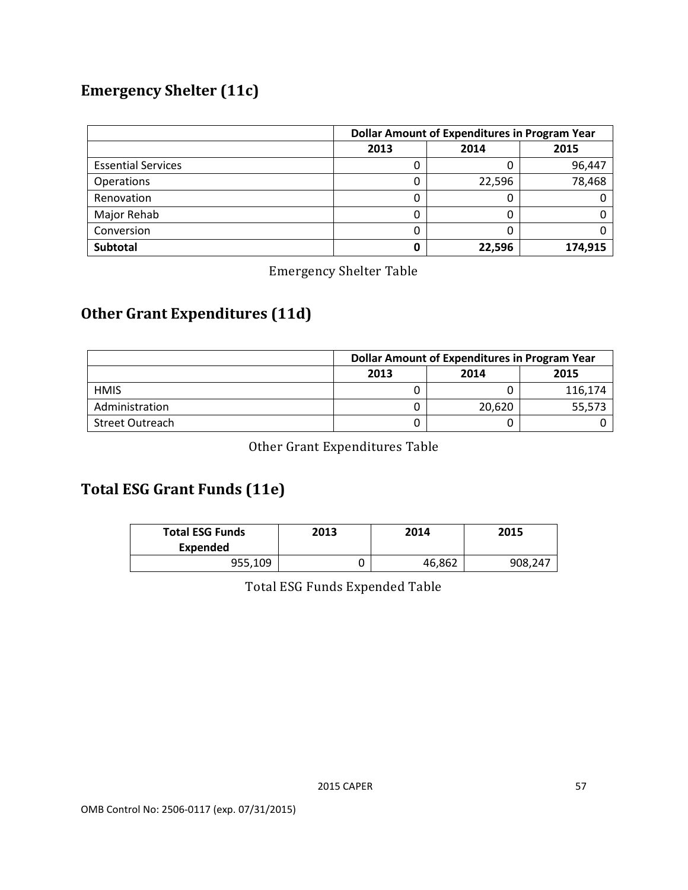## Emergency Shelter (11c)

| | Dollar Amount of Expenditures in Program Year | | |
|---|---|---|---|
| | 2013 | 2014 | 2015 |
| Essential Services | 0 | 0 | 96,447 |
| Operations | 0 | 22,596 | 78,468 |
| Renovation | 0 | 0 | 0 |
| Major Rehab | 0 | 0 | 0 |
| Conversion | 0 | 0 | 0 |
| **Subtotal** | **0** | **22,596** | **174,915** |

Emergency Shelter Table

## Other Grant Expenditures (11d)

| | Dollar Amount of Expenditures in Program Year | | |
|---|---|---|---|
| | 2013 | 2014 | 2015 |
| HMIS | 0 | 0 | 116,174 |
| Administration | 0 | 20,620 | 55,573 |
| Street Outreach | 0 | 0 | 0 |

Other Grant Expenditures Table

## Total ESG Grant Funds (11e)

| Total ESG Funds Expended | 2013 | 2014 | 2015 |
|---|---|---|---|
| 955,109 | 0 | 46,862 | 908,247 |

Total ESG Funds Expended Table

OMB Control No: 2506-0117 (exp. 07/31/2015)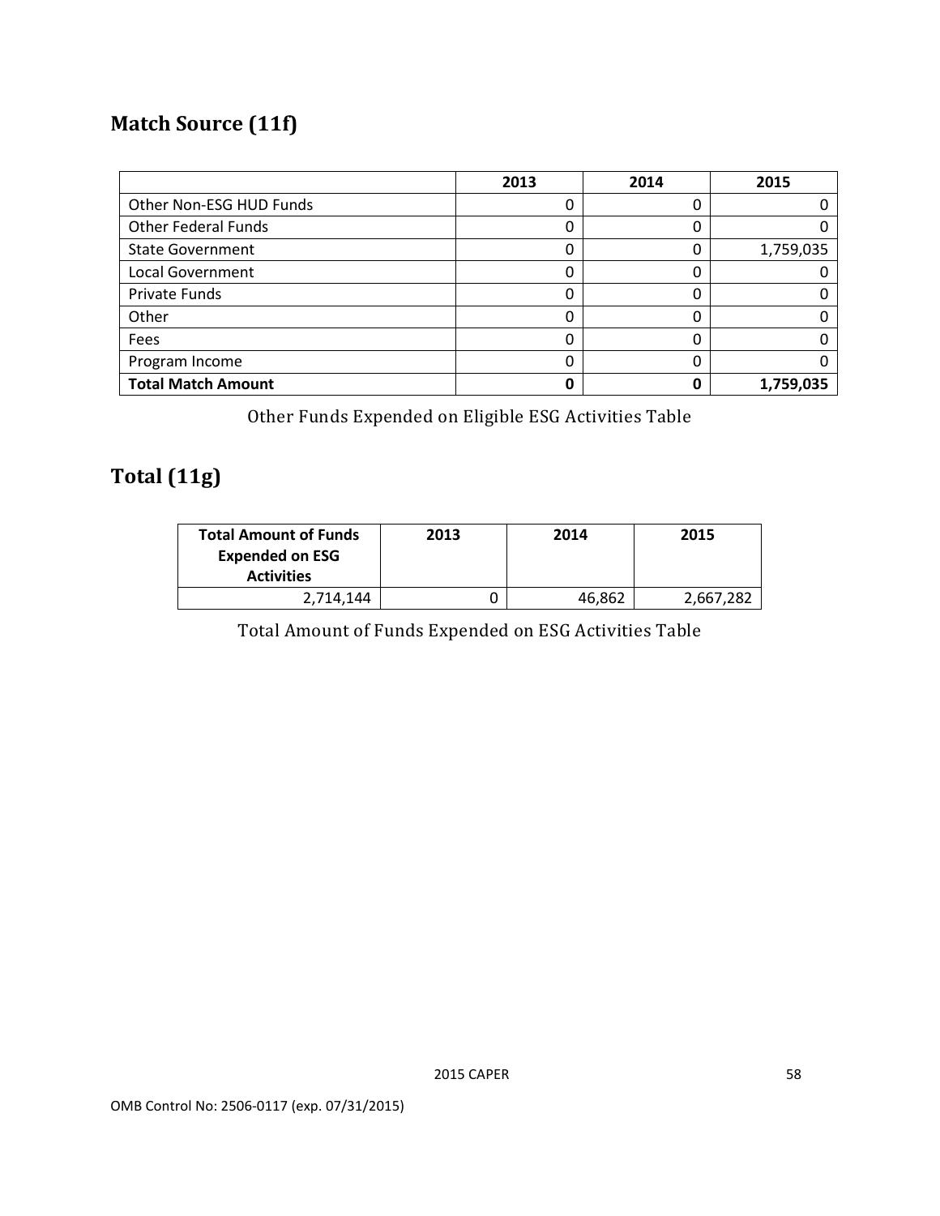## Match Source (11f)

| | 2013 | 2014 | 2015 |
|---|---|---|---|
| Other Non-ESG HUD Funds | 0 | 0 | 0 |
| Other Federal Funds | 0 | 0 | 0 |
| State Government | 0 | 0 | 1,759,035 |
| Local Government | 0 | 0 | 0 |
| Private Funds | 0 | 0 | 0 |
| Other | 0 | 0 | 0 |
| Fees | 0 | 0 | 0 |
| Program Income | 0 | 0 | 0 |
| **Total Match Amount** | **0** | **0** | **1,759,035** |

Other Funds Expended on Eligible ESG Activities Table

## Total (11g)

| Total Amount of Funds Expended on ESG Activities | 2013 | 2014 | 2015 |
|---|---|---|---|
| 2,714,144 | 0 | 46,862 | 2,667,282 |

Total Amount of Funds Expended on ESG Activities Table